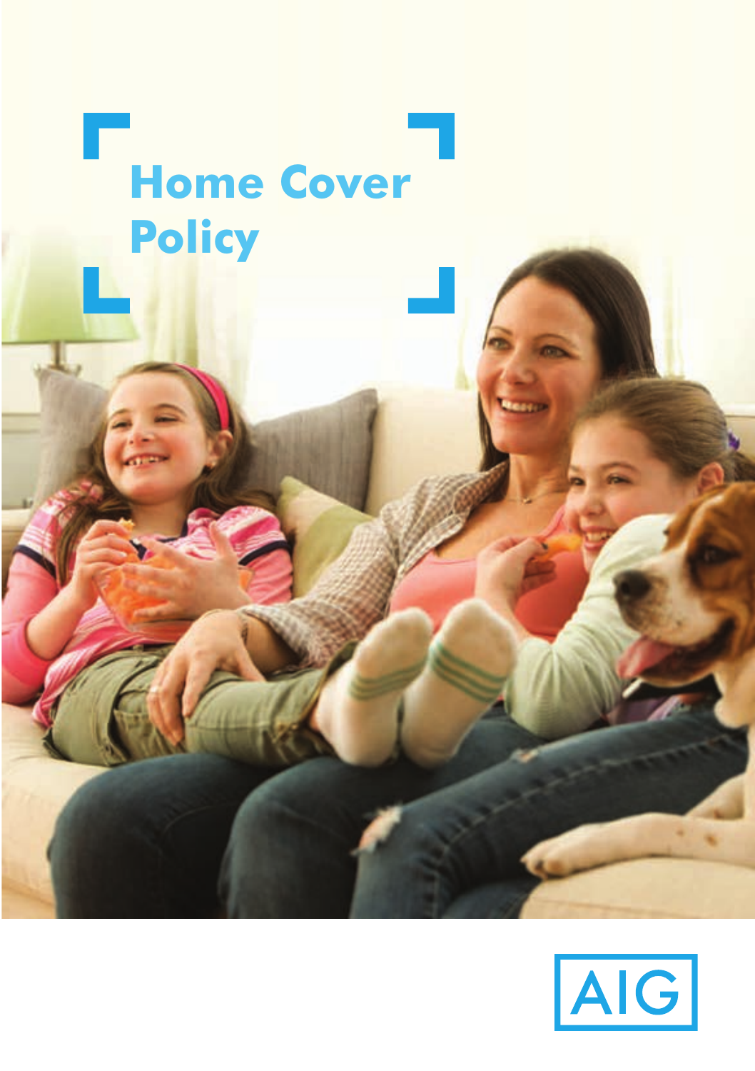# Home Cover Policy

AIG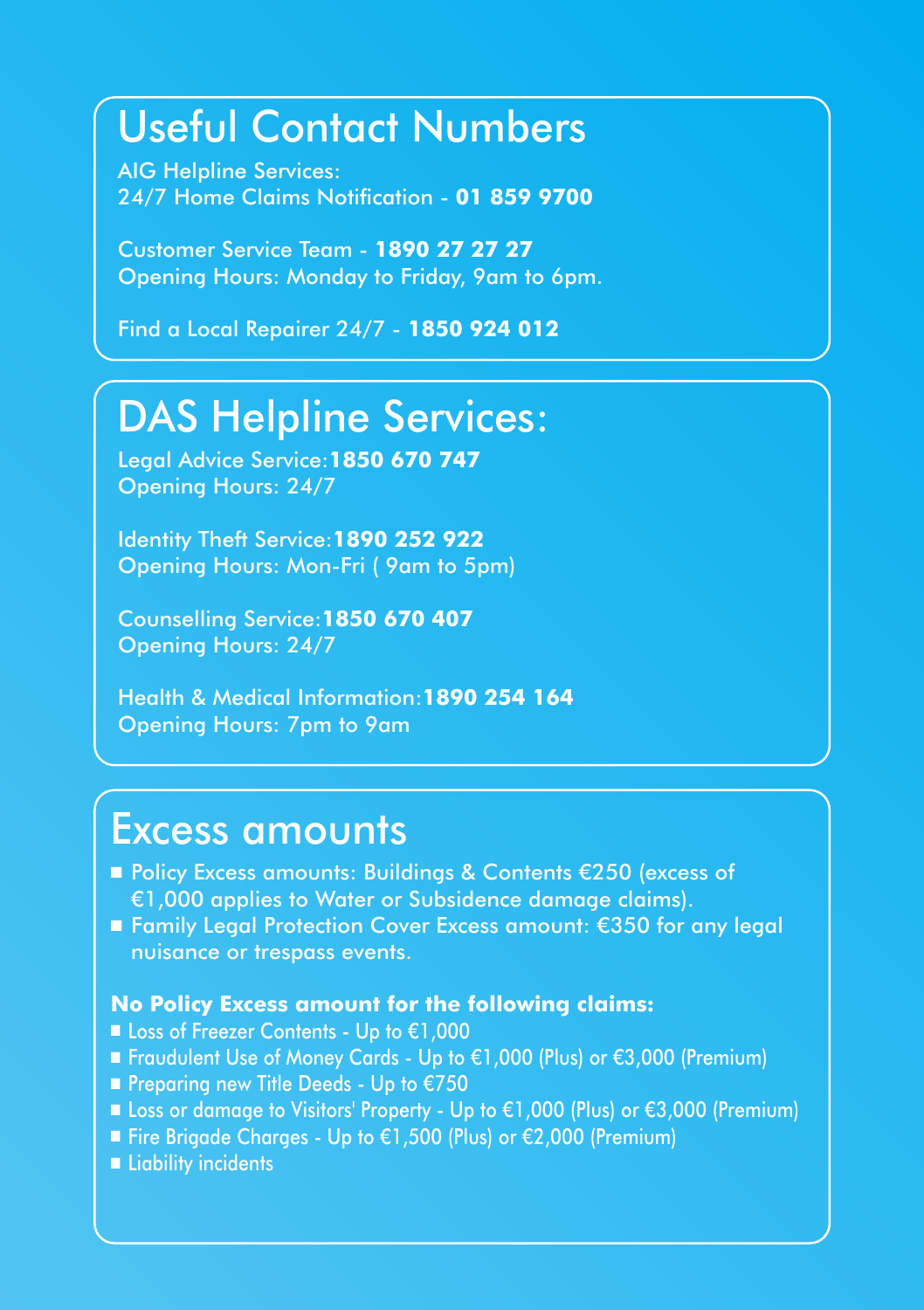## Useful Contact Numbers

AIG Helpline Services:
24/7 Home Claims Notification - **01 859 9700**

Customer Service Team - **1890 27 27 27**
Opening Hours: Monday to Friday, 9am to 6pm.

Find a Local Repairer 24/7 - **1850 924 012**

## DAS Helpline Services:

Legal Advice Service:**1850 670 747**
Opening Hours: 24/7

Identity Theft Service:**1890 252 922**
Opening Hours: Mon-Fri ( 9am to 5pm)

Counselling Service:**1850 670 407**
Opening Hours: 24/7

Health & Medical Information:**1890 254 164**
Opening Hours: 7pm to 9am

## Excess amounts

- Policy Excess amounts: Buildings & Contents €250 (excess of €1,000 applies to Water or Subsidence damage claims).
- Family Legal Protection Cover Excess amount: €350 for any legal nuisance or trespass events.

**No Policy Excess amount for the following claims:**

- Loss of Freezer Contents - Up to €1,000
- Fraudulent Use of Money Cards - Up to €1,000 (Plus) or €3,000 (Premium)
- Preparing new Title Deeds - Up to €750
- Loss or damage to Visitors' Property - Up to €1,000 (Plus) or €3,000 (Premium)
- Fire Brigade Charges - Up to €1,500 (Plus) or €2,000 (Premium)
- Liability incidents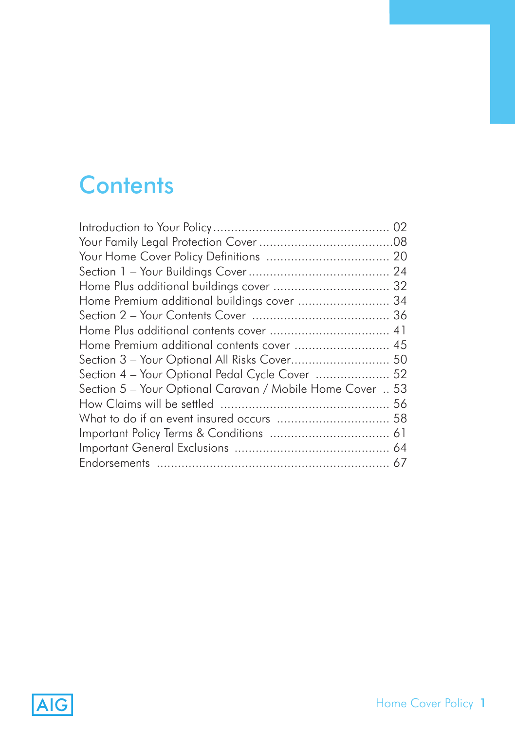# Contents

| | |
|---|---|
| Introduction to Your Policy | 02 |
| Your Family Legal Protection Cover | 08 |
| Your Home Cover Policy Definitions | 20 |
| Section 1 – Your Buildings Cover | 24 |
| Home Plus additional buildings cover | 32 |
| Home Premium additional buildings cover | 34 |
| Section 2 – Your Contents Cover | 36 |
| Home Plus additional contents cover | 41 |
| Home Premium additional contents cover | 45 |
| Section 3 – Your Optional All Risks Cover | 50 |
| Section 4 – Your Optional Pedal Cycle Cover | 52 |
| Section 5 – Your Optional Caravan / Mobile Home Cover | 53 |
| How Claims will be settled | 56 |
| What to do if an event insured occurs | 58 |
| Important Policy Terms & Conditions | 61 |
| Important General Exclusions | 64 |
| Endorsements | 67 |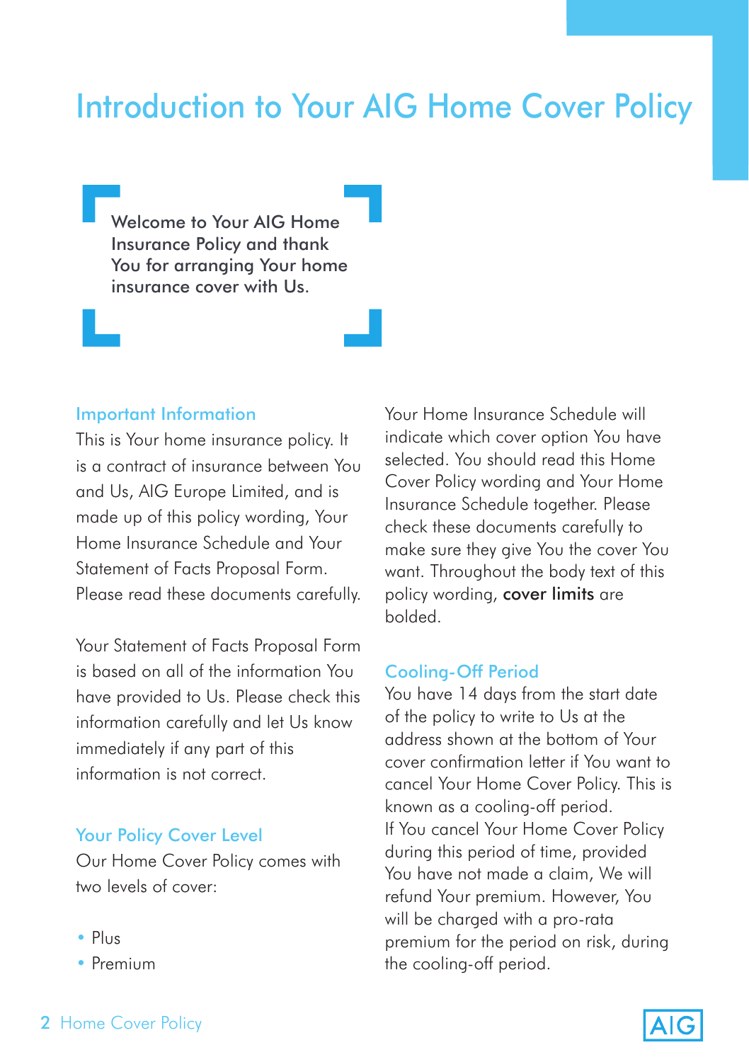# Introduction to Your AIG Home Cover Policy

Welcome to Your AIG Home Insurance Policy and thank You for arranging Your home insurance cover with Us.

## Important Information

This is Your home insurance policy. It is a contract of insurance between You and Us, AIG Europe Limited, and is made up of this policy wording, Your Home Insurance Schedule and Your Statement of Facts Proposal Form. Please read these documents carefully.

Your Statement of Facts Proposal Form is based on all of the information You have provided to Us. Please check this information carefully and let Us know immediately if any part of this information is not correct.

## Your Policy Cover Level

Our Home Cover Policy comes with two levels of cover:

- Plus
- Premium

Your Home Insurance Schedule will indicate which cover option You have selected. You should read this Home Cover Policy wording and Your Home Insurance Schedule together. Please check these documents carefully to make sure they give You the cover You want. Throughout the body text of this policy wording, **cover limits** are bolded.

## Cooling-Off Period

You have 14 days from the start date of the policy to write to Us at the address shown at the bottom of Your cover confirmation letter if You want to cancel Your Home Cover Policy. This is known as a cooling-off period.
If You cancel Your Home Cover Policy during this period of time, provided You have not made a claim, We will refund Your premium. However, You will be charged with a pro-rata premium for the period on risk, during the cooling-off period.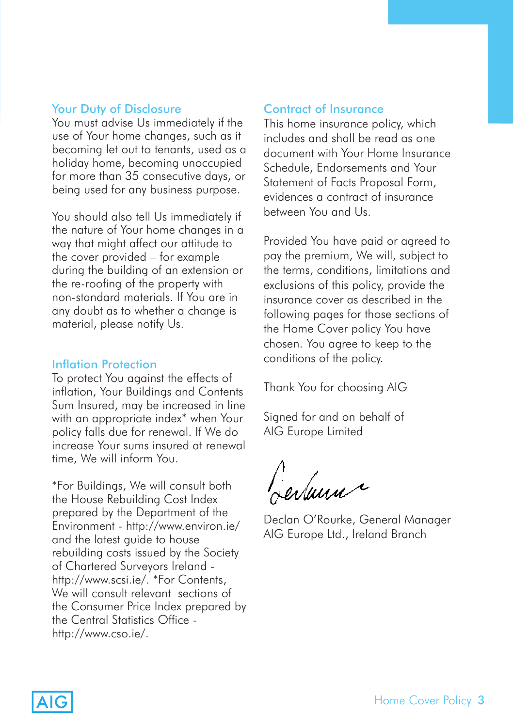## Your Duty of Disclosure

You must advise Us immediately if the use of Your home changes, such as it becoming let out to tenants, used as a holiday home, becoming unoccupied for more than 35 consecutive days, or being used for any business purpose.

You should also tell Us immediately if the nature of Your home changes in a way that might affect our attitude to the cover provided – for example during the building of an extension or the re-roofing of the property with non-standard materials. If You are in any doubt as to whether a change is material, please notify Us.

## Inflation Protection

To protect You against the effects of inflation, Your Buildings and Contents Sum Insured, may be increased in line with an appropriate index* when Your policy falls due for renewal. If We do increase Your sums insured at renewal time, We will inform You.

*For Buildings, We will consult both the House Rebuilding Cost Index prepared by the Department of the Environment - http://www.environ.ie/ and the latest guide to house rebuilding costs issued by the Society of Chartered Surveyors Ireland - http://www.scsi.ie/. *For Contents, We will consult relevant sections of the Consumer Price Index prepared by the Central Statistics Office - http://www.cso.ie/.

## Contract of Insurance

This home insurance policy, which includes and shall be read as one document with Your Home Insurance Schedule, Endorsements and Your Statement of Facts Proposal Form, evidences a contract of insurance between You and Us.

Provided You have paid or agreed to pay the premium, We will, subject to the terms, conditions, limitations and exclusions of this policy, provide the insurance cover as described in the following pages for those sections of the Home Cover policy You have chosen. You agree to keep to the conditions of the policy.

Thank You for choosing AIG

Signed for and on behalf of
AIG Europe Limited

Declan O'Rourke, General Manager
AIG Europe Ltd., Ireland Branch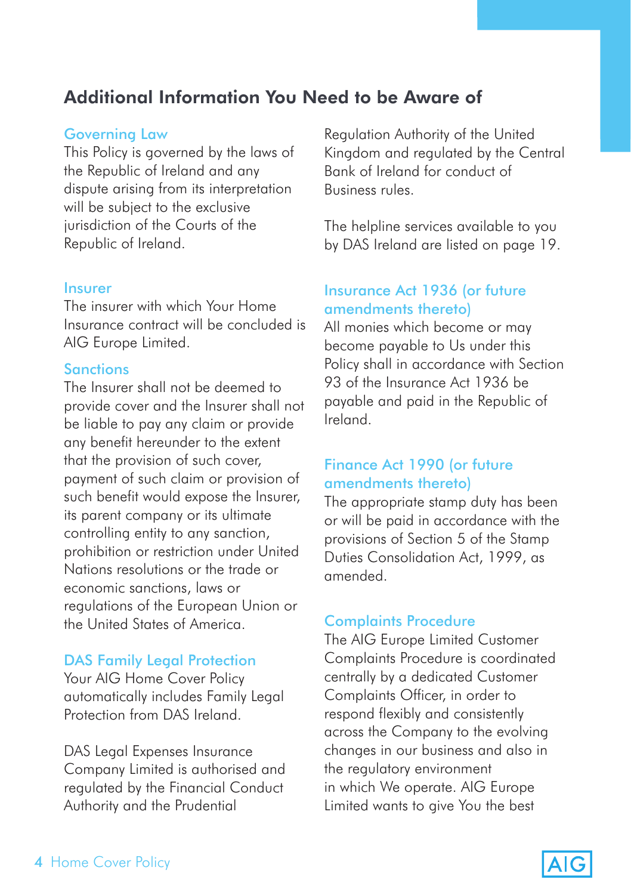## Additional Information You Need to be Aware of

### Governing Law

This Policy is governed by the laws of the Republic of Ireland and any dispute arising from its interpretation will be subject to the exclusive jurisdiction of the Courts of the Republic of Ireland.

### Insurer

The insurer with which Your Home Insurance contract will be concluded is AIG Europe Limited.

### Sanctions

The Insurer shall not be deemed to provide cover and the Insurer shall not be liable to pay any claim or provide any benefit hereunder to the extent that the provision of such cover, payment of such claim or provision of such benefit would expose the Insurer, its parent company or its ultimate controlling entity to any sanction, prohibition or restriction under United Nations resolutions or the trade or economic sanctions, laws or regulations of the European Union or the United States of America.

### DAS Family Legal Protection

Your AIG Home Cover Policy automatically includes Family Legal Protection from DAS Ireland.

DAS Legal Expenses Insurance Company Limited is authorised and regulated by the Financial Conduct Authority and the Prudential Regulation Authority of the United Kingdom and regulated by the Central Bank of Ireland for conduct of Business rules.

The helpline services available to you by DAS Ireland are listed on page 19.

### Insurance Act 1936 (or future amendments thereto)

All monies which become or may become payable to Us under this Policy shall in accordance with Section 93 of the Insurance Act 1936 be payable and paid in the Republic of Ireland.

### Finance Act 1990 (or future amendments thereto)

The appropriate stamp duty has been or will be paid in accordance with the provisions of Section 5 of the Stamp Duties Consolidation Act, 1999, as amended.

### Complaints Procedure

The AIG Europe Limited Customer Complaints Procedure is coordinated centrally by a dedicated Customer Complaints Officer, in order to respond flexibly and consistently across the Company to the evolving changes in our business and also in the regulatory environment in which We operate. AIG Europe Limited wants to give You the best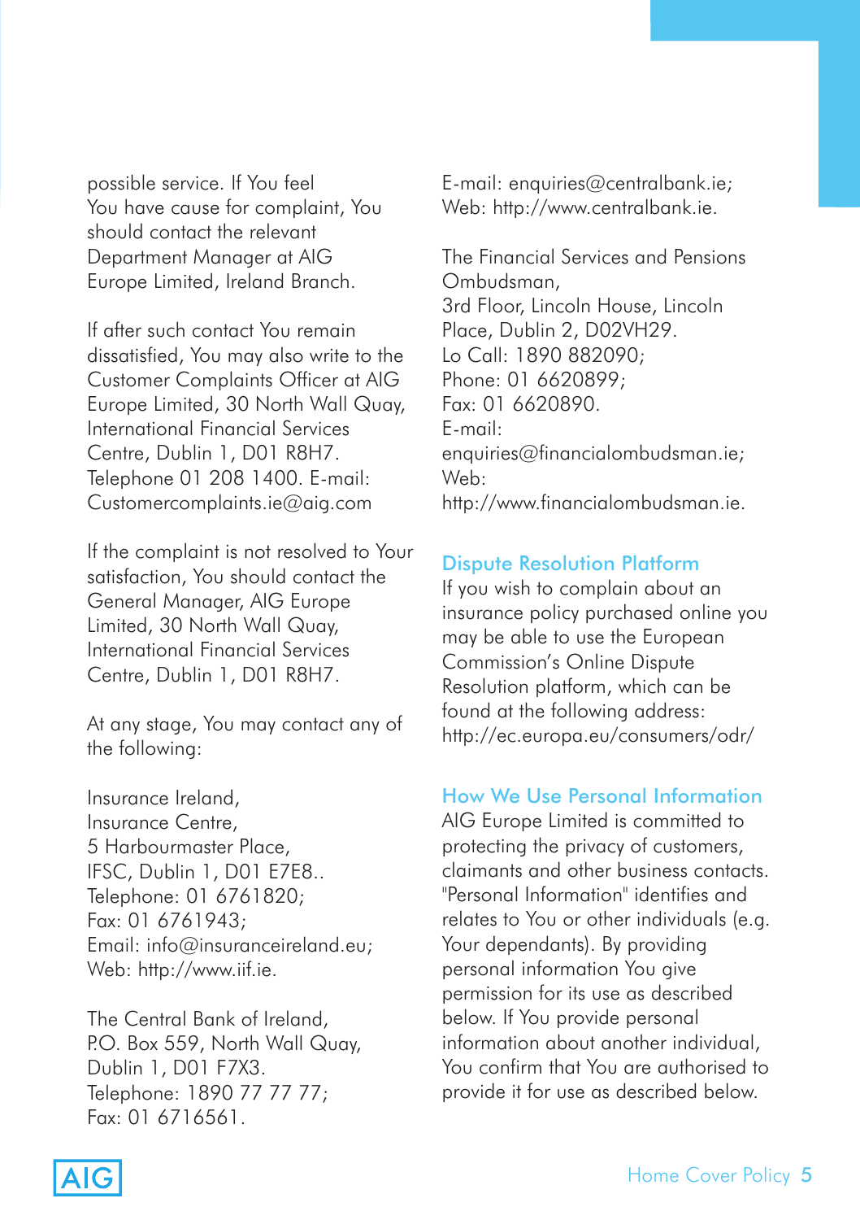possible service. If You feel You have cause for complaint, You should contact the relevant Department Manager at AIG Europe Limited, Ireland Branch.

If after such contact You remain dissatisfied, You may also write to the Customer Complaints Officer at AIG Europe Limited, 30 North Wall Quay, International Financial Services Centre, Dublin 1, D01 R8H7. Telephone 01 208 1400. E-mail: Customercomplaints.ie@aig.com

If the complaint is not resolved to Your satisfaction, You should contact the General Manager, AIG Europe Limited, 30 North Wall Quay, International Financial Services Centre, Dublin 1, D01 R8H7.

At any stage, You may contact any of the following:

Insurance Ireland,
Insurance Centre,
5 Harbourmaster Place,
IFSC, Dublin 1, D01 E7E8..
Telephone: 01 6761820;
Fax: 01 6761943;
Email: info@insuranceireland.eu;
Web: http://www.iif.ie.

The Central Bank of Ireland,
P.O. Box 559, North Wall Quay,
Dublin 1, D01 F7X3.
Telephone: 1890 77 77 77;
Fax: 01 6716561.
E-mail: enquiries@centralbank.ie;
Web: http://www.centralbank.ie.

The Financial Services and Pensions Ombudsman,
3rd Floor, Lincoln House, Lincoln Place, Dublin 2, D02VH29.
Lo Call: 1890 882090;
Phone: 01 6620899;
Fax: 01 6620890.
E-mail:
enquiries@financialombudsman.ie;
Web:
http://www.financialombudsman.ie.

## Dispute Resolution Platform

If you wish to complain about an insurance policy purchased online you may be able to use the European Commission's Online Dispute Resolution platform, which can be found at the following address: http://ec.europa.eu/consumers/odr/

## How We Use Personal Information

AIG Europe Limited is committed to protecting the privacy of customers, claimants and other business contacts. "Personal Information" identifies and relates to You or other individuals (e.g. Your dependants). By providing personal information You give permission for its use as described below. If You provide personal information about another individual, You confirm that You are authorised to provide it for use as described below.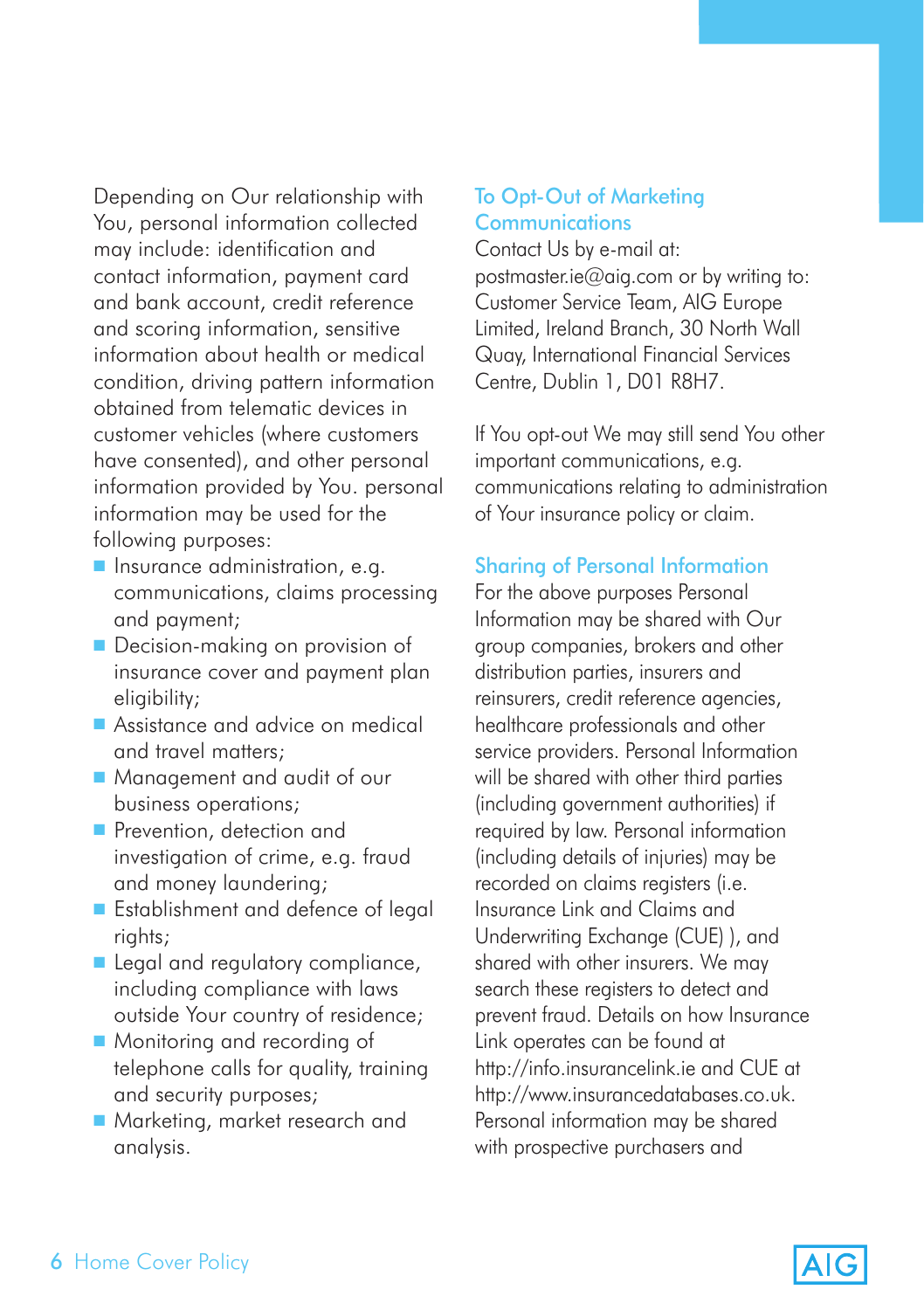Depending on Our relationship with You, personal information collected may include: identification and contact information, payment card and bank account, credit reference and scoring information, sensitive information about health or medical condition, driving pattern information obtained from telematic devices in customer vehicles (where customers have consented), and other personal information provided by You. personal information may be used for the following purposes:

- Insurance administration, e.g. communications, claims processing and payment;
- Decision-making on provision of insurance cover and payment plan eligibility;
- Assistance and advice on medical and travel matters;
- Management and audit of our business operations;
- Prevention, detection and investigation of crime, e.g. fraud and money laundering;
- Establishment and defence of legal rights;
- Legal and regulatory compliance, including compliance with laws outside Your country of residence;
- Monitoring and recording of telephone calls for quality, training and security purposes;
- Marketing, market research and analysis.

## To Opt-Out of Marketing Communications

Contact Us by e-mail at: postmaster.ie@aig.com or by writing to: Customer Service Team, AIG Europe Limited, Ireland Branch, 30 North Wall Quay, International Financial Services Centre, Dublin 1, D01 R8H7.

If You opt-out We may still send You other important communications, e.g. communications relating to administration of Your insurance policy or claim.

## Sharing of Personal Information

For the above purposes Personal Information may be shared with Our group companies, brokers and other distribution parties, insurers and reinsurers, credit reference agencies, healthcare professionals and other service providers. Personal Information will be shared with other third parties (including government authorities) if required by law. Personal information (including details of injuries) may be recorded on claims registers (i.e. Insurance Link and Claims and Underwriting Exchange (CUE) ), and shared with other insurers. We may search these registers to detect and prevent fraud. Details on how Insurance Link operates can be found at http://info.insurancelink.ie and CUE at http://www.insurancedatabases.co.uk. Personal information may be shared with prospective purchasers and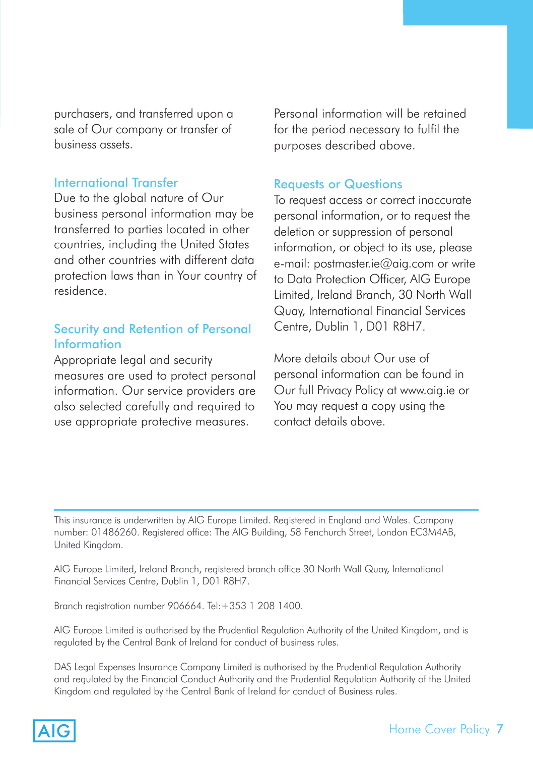purchasers, and transferred upon a sale of Our company or transfer of business assets.

## International Transfer

Due to the global nature of Our business personal information may be transferred to parties located in other countries, including the United States and other countries with different data protection laws than in Your country of residence.

## Security and Retention of Personal Information

Appropriate legal and security measures are used to protect personal information. Our service providers are also selected carefully and required to use appropriate protective measures.

Personal information will be retained for the period necessary to fulfil the purposes described above.

## Requests or Questions

To request access or correct inaccurate personal information, or to request the deletion or suppression of personal information, or object to its use, please e-mail: postmaster.ie@aig.com or write to Data Protection Officer, AIG Europe Limited, Ireland Branch, 30 North Wall Quay, International Financial Services Centre, Dublin 1, D01 R8H7.

More details about Our use of personal information can be found in Our full Privacy Policy at www.aig.ie or You may request a copy using the contact details above.

---

This insurance is underwritten by AIG Europe Limited. Registered in England and Wales. Company number: 01486260. Registered office: The AIG Building, 58 Fenchurch Street, London EC3M4AB, United Kingdom.

AIG Europe Limited, Ireland Branch, registered branch office 30 North Wall Quay, International Financial Services Centre, Dublin 1, D01 R8H7.

Branch registration number 906664. Tel:+353 1 208 1400.

AIG Europe Limited is authorised by the Prudential Regulation Authority of the United Kingdom, and is regulated by the Central Bank of Ireland for conduct of business rules.

DAS Legal Expenses Insurance Company Limited is authorised by the Prudential Regulation Authority and regulated by the Financial Conduct Authority and the Prudential Regulation Authority of the United Kingdom and regulated by the Central Bank of Ireland for conduct of Business rules.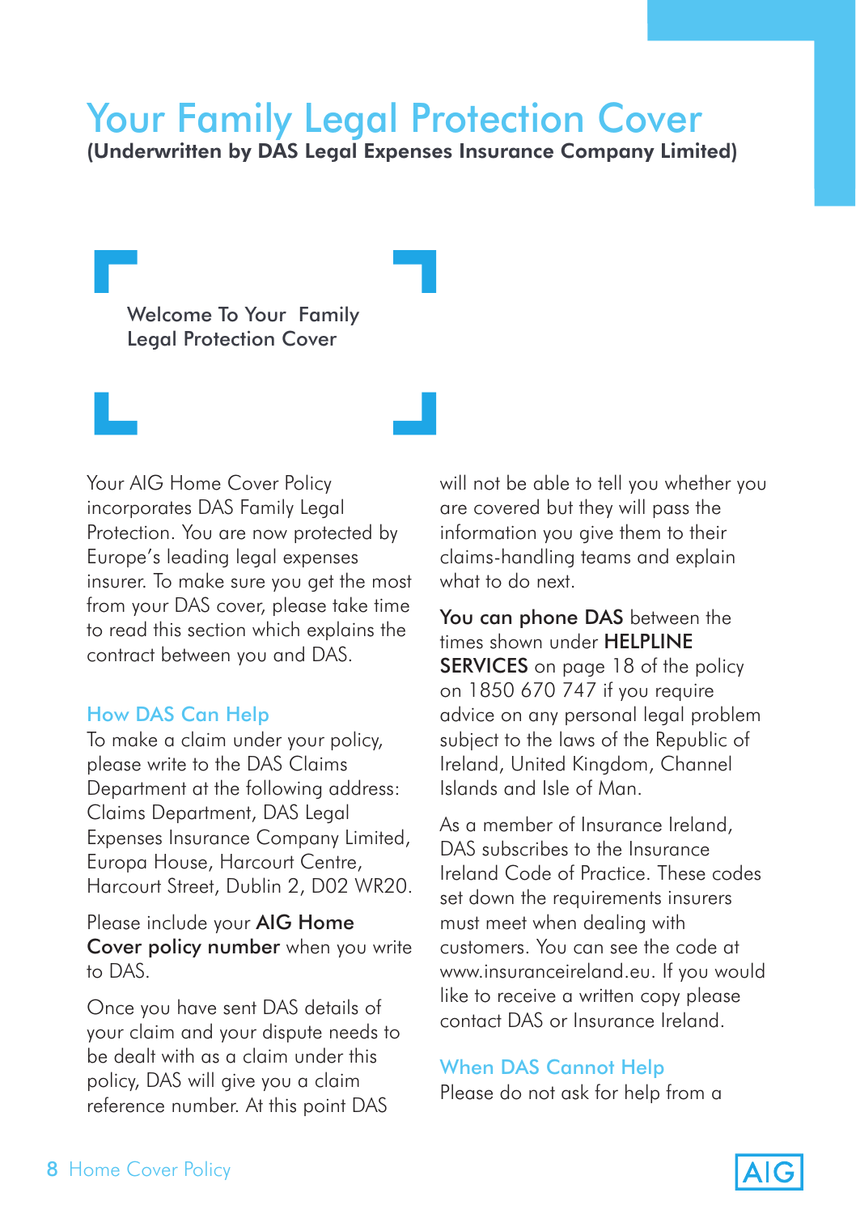# Your Family Legal Protection Cover

**(Underwritten by DAS Legal Expenses Insurance Company Limited)**

## Welcome To Your Family Legal Protection Cover

Your AIG Home Cover Policy incorporates DAS Family Legal Protection. You are now protected by Europe's leading legal expenses insurer. To make sure you get the most from your DAS cover, please take time to read this section which explains the contract between you and DAS.

### How DAS Can Help

To make a claim under your policy, please write to the DAS Claims Department at the following address: Claims Department, DAS Legal Expenses Insurance Company Limited, Europa House, Harcourt Centre, Harcourt Street, Dublin 2, D02 WR20.

Please include your **AIG Home Cover policy number** when you write to DAS.

Once you have sent DAS details of your claim and your dispute needs to be dealt with as a claim under this policy, DAS will give you a claim reference number. At this point DAS will not be able to tell you whether you are covered but they will pass the information you give them to their claims-handling teams and explain what to do next.

**You can phone DAS** between the times shown under **HELPLINE SERVICES** on page 18 of the policy on 1850 670 747 if you require advice on any personal legal problem subject to the laws of the Republic of Ireland, United Kingdom, Channel Islands and Isle of Man.

As a member of Insurance Ireland, DAS subscribes to the Insurance Ireland Code of Practice. These codes set down the requirements insurers must meet when dealing with customers. You can see the code at www.insuranceireland.eu. If you would like to receive a written copy please contact DAS or Insurance Ireland.

### When DAS Cannot Help

Please do not ask for help from a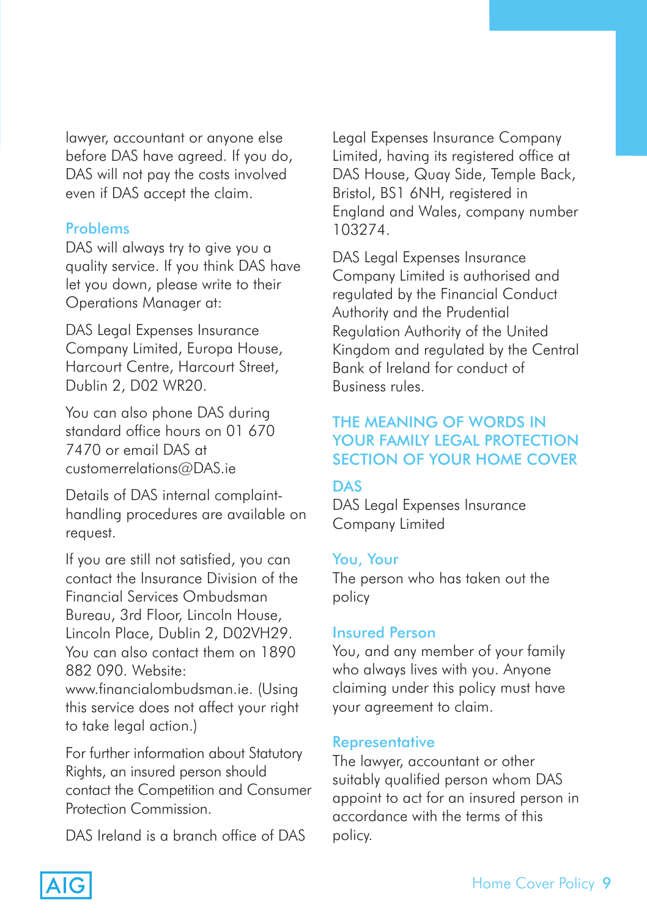lawyer, accountant or anyone else before DAS have agreed. If you do, DAS will not pay the costs involved even if DAS accept the claim.

### Problems

DAS will always try to give you a quality service. If you think DAS have let you down, please write to their Operations Manager at:

DAS Legal Expenses Insurance Company Limited, Europa House, Harcourt Centre, Harcourt Street, Dublin 2, D02 WR20.

You can also phone DAS during standard office hours on 01 670 7470 or email DAS at customerrelations@DAS.ie

Details of DAS internal complaint-handling procedures are available on request.

If you are still not satisfied, you can contact the Insurance Division of the Financial Services Ombudsman Bureau, 3rd Floor, Lincoln House, Lincoln Place, Dublin 2, D02VH29. You can also contact them on 1890 882 090. Website: www.financialombudsman.ie. (Using this service does not affect your right to take legal action.)

For further information about Statutory Rights, an insured person should contact the Competition and Consumer Protection Commission.

DAS Ireland is a branch office of DAS Legal Expenses Insurance Company Limited, having its registered office at DAS House, Quay Side, Temple Back, Bristol, BS1 6NH, registered in England and Wales, company number 103274.

DAS Legal Expenses Insurance Company Limited is authorised and regulated by the Financial Conduct Authority and the Prudential Regulation Authority of the United Kingdom and regulated by the Central Bank of Ireland for conduct of Business rules.

## THE MEANING OF WORDS IN YOUR FAMILY LEGAL PROTECTION SECTION OF YOUR HOME COVER

### DAS

DAS Legal Expenses Insurance Company Limited

### You, Your

The person who has taken out the policy

### Insured Person

You, and any member of your family who always lives with you. Anyone claiming under this policy must have your agreement to claim.

### Representative

The lawyer, accountant or other suitably qualified person whom DAS appoint to act for an insured person in accordance with the terms of this policy.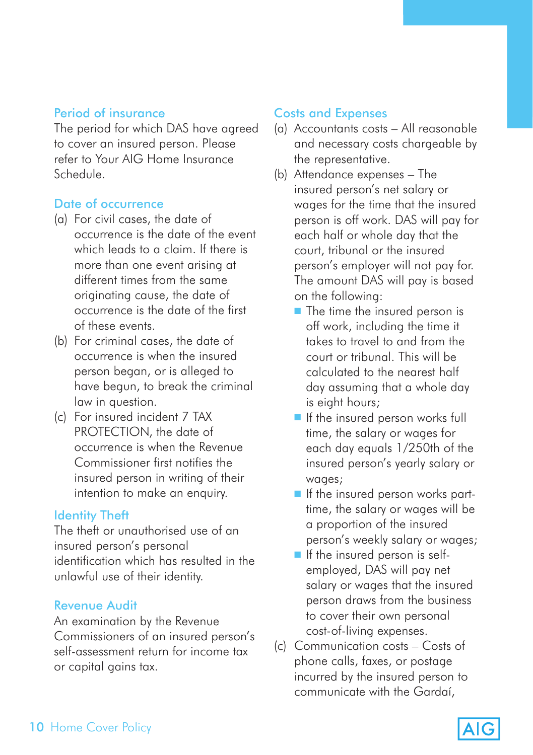### Period of insurance

The period for which DAS have agreed to cover an insured person. Please refer to Your AIG Home Insurance Schedule.

### Date of occurrence

(a) For civil cases, the date of occurrence is the date of the event which leads to a claim. If there is more than one event arising at different times from the same originating cause, the date of occurrence is the date of the first of these events.

(b) For criminal cases, the date of occurrence is when the insured person began, or is alleged to have begun, to break the criminal law in question.

(c) For insured incident 7 TAX PROTECTION, the date of occurrence is when the Revenue Commissioner first notifies the insured person in writing of their intention to make an enquiry.

### Identity Theft

The theft or unauthorised use of an insured person's personal identification which has resulted in the unlawful use of their identity.

### Revenue Audit

An examination by the Revenue Commissioners of an insured person's self-assessment return for income tax or capital gains tax.

### Costs and Expenses

(a) Accountants costs – All reasonable and necessary costs chargeable by the representative.

(b) Attendance expenses – The insured person's net salary or wages for the time that the insured person is off work. DAS will pay for each half or whole day that the court, tribunal or the insured person's employer will not pay for. The amount DAS will pay is based on the following:

- The time the insured person is off work, including the time it takes to travel to and from the court or tribunal. This will be calculated to the nearest half day assuming that a whole day is eight hours;
- If the insured person works full time, the salary or wages for each day equals 1/250th of the insured person's yearly salary or wages;
- If the insured person works part-time, the salary or wages will be a proportion of the insured person's weekly salary or wages;
- If the insured person is self-employed, DAS will pay net salary or wages that the insured person draws from the business to cover their own personal cost-of-living expenses.

(c) Communication costs – Costs of phone calls, faxes, or postage incurred by the insured person to communicate with the Gardaí,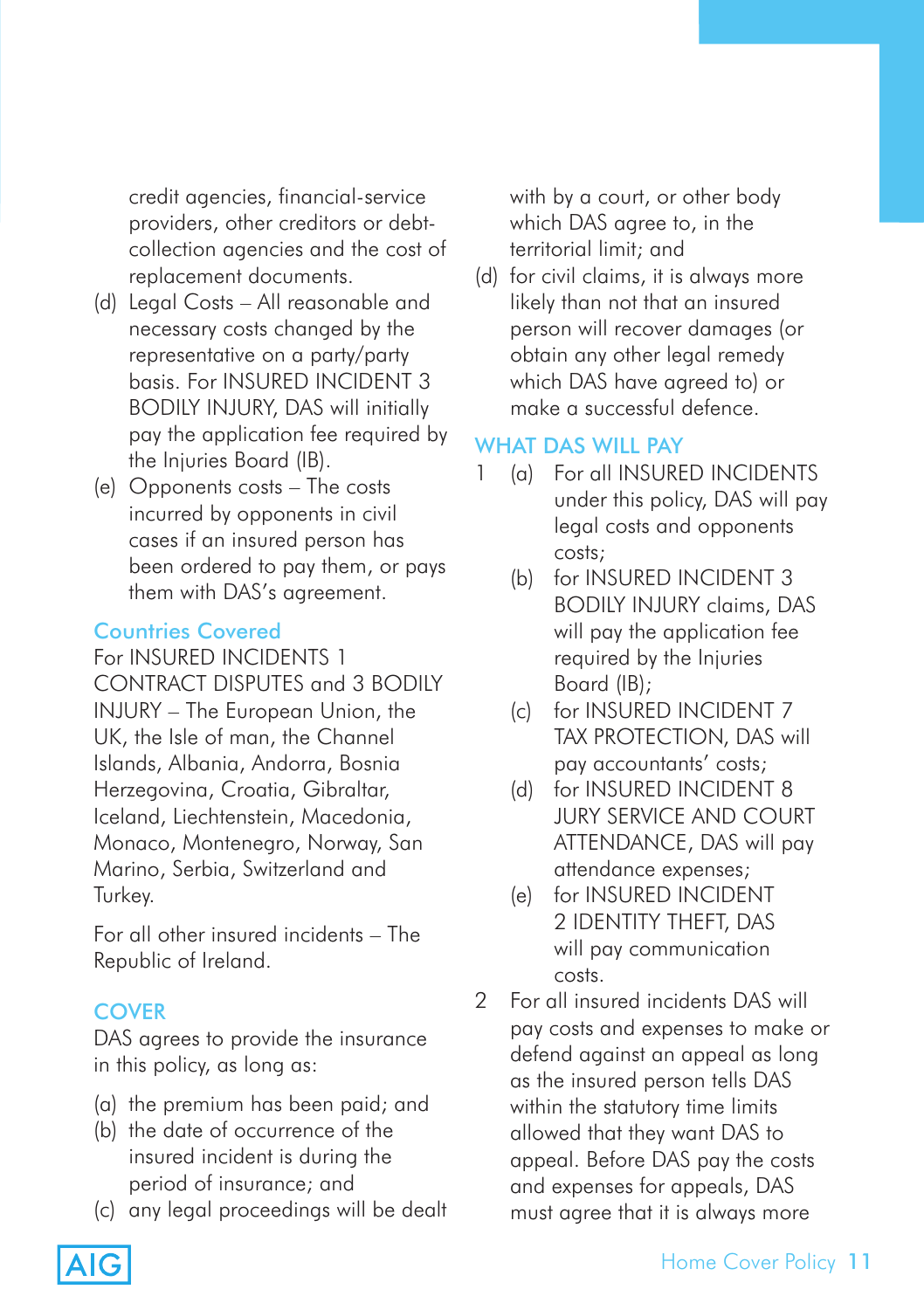credit agencies, financial-service providers, other creditors or debt-collection agencies and the cost of replacement documents.

(d) Legal Costs – All reasonable and necessary costs changed by the representative on a party/party basis. For INSURED INCIDENT 3 BODILY INJURY, DAS will initially pay the application fee required by the Injuries Board (IB).

(e) Opponents costs – The costs incurred by opponents in civil cases if an insured person has been ordered to pay them, or pays them with DAS's agreement.

## Countries Covered

For INSURED INCIDENTS 1 CONTRACT DISPUTES and 3 BODILY INJURY – The European Union, the UK, the Isle of man, the Channel Islands, Albania, Andorra, Bosnia Herzegovina, Croatia, Gibraltar, Iceland, Liechtenstein, Macedonia, Monaco, Montenegro, Norway, San Marino, Serbia, Switzerland and Turkey.

For all other insured incidents – The Republic of Ireland.

## COVER

DAS agrees to provide the insurance in this policy, as long as:

(a) the premium has been paid; and
(b) the date of occurrence of the insured incident is during the period of insurance; and
(c) any legal proceedings will be dealt with by a court, or other body which DAS agree to, in the territorial limit; and
(d) for civil claims, it is always more likely than not that an insured person will recover damages (or obtain any other legal remedy which DAS have agreed to) or make a successful defence.

## WHAT DAS WILL PAY

1 (a) For all INSURED INCIDENTS under this policy, DAS will pay legal costs and opponents costs;
  (b) for INSURED INCIDENT 3 BODILY INJURY claims, DAS will pay the application fee required by the Injuries Board (IB);
  (c) for INSURED INCIDENT 7 TAX PROTECTION, DAS will pay accountants' costs;
  (d) for INSURED INCIDENT 8 JURY SERVICE AND COURT ATTENDANCE, DAS will pay attendance expenses;
  (e) for INSURED INCIDENT 2 IDENTITY THEFT, DAS will pay communication costs.

2 For all insured incidents DAS will pay costs and expenses to make or defend against an appeal as long as the insured person tells DAS within the statutory time limits allowed that they want DAS to appeal. Before DAS pay the costs and expenses for appeals, DAS must agree that it is always more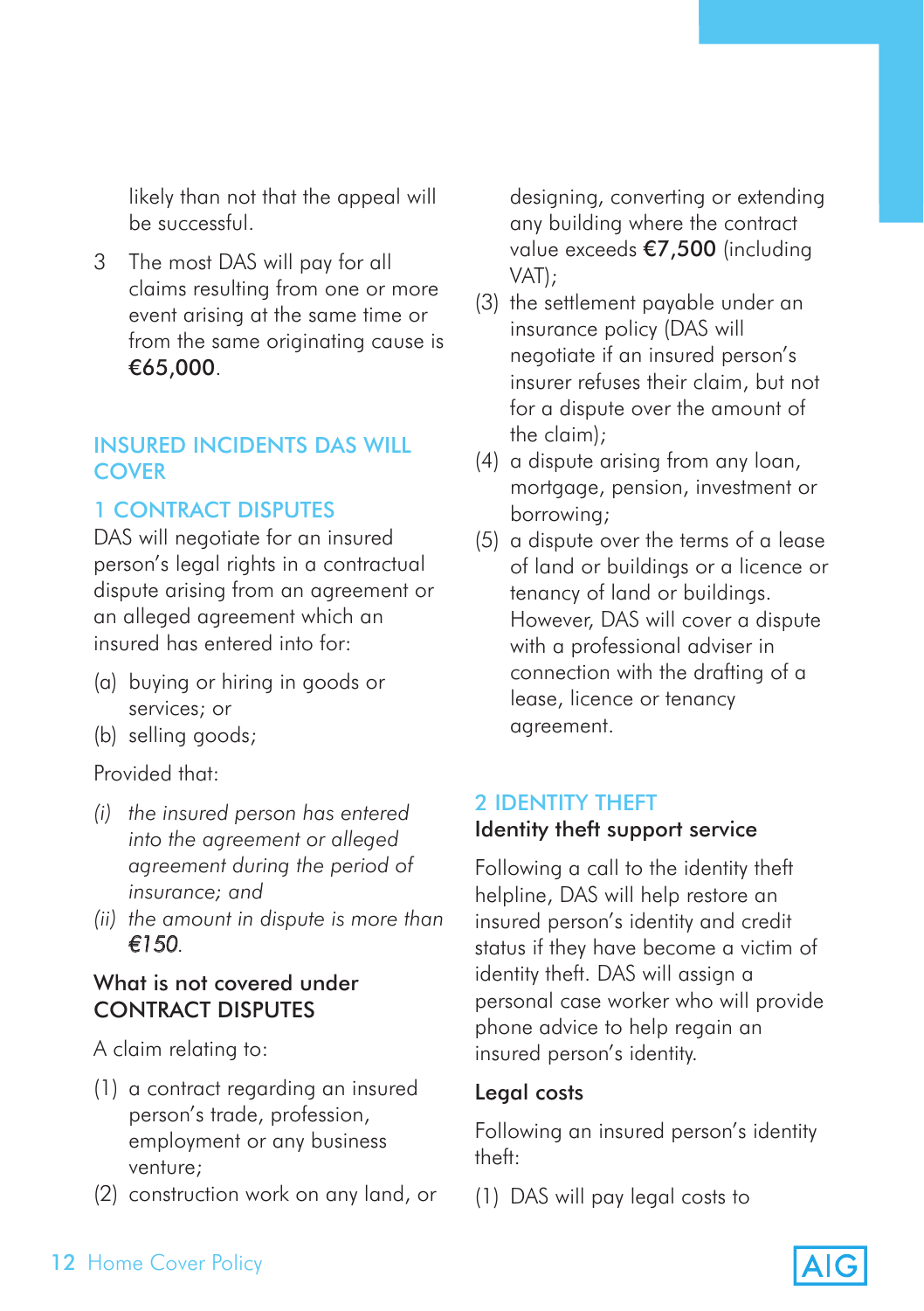likely than not that the appeal will be successful.

3 The most DAS will pay for all claims resulting from one or more event arising at the same time or from the same originating cause is **€65,000**.

## INSURED INCIDENTS DAS WILL COVER

### 1 CONTRACT DISPUTES

DAS will negotiate for an insured person's legal rights in a contractual dispute arising from an agreement or an alleged agreement which an insured has entered into for:

(a) buying or hiring in goods or services; or
(b) selling goods;

Provided that:

*(i) the insured person has entered into the agreement or alleged agreement during the period of insurance; and*
*(ii) the amount in dispute is more than €150.*

#### What is not covered under CONTRACT DISPUTES

A claim relating to:

(1) a contract regarding an insured person's trade, profession, employment or any business venture;
(2) construction work on any land, or designing, converting or extending any building where the contract value exceeds **€7,500** (including VAT);
(3) the settlement payable under an insurance policy (DAS will negotiate if an insured person's insurer refuses their claim, but not for a dispute over the amount of the claim);
(4) a dispute arising from any loan, mortgage, pension, investment or borrowing;
(5) a dispute over the terms of a lease of land or buildings or a licence or tenancy of land or buildings. However, DAS will cover a dispute with a professional adviser in connection with the drafting of a lease, licence or tenancy agreement.

### 2 IDENTITY THEFT

#### Identity theft support service

Following a call to the identity theft helpline, DAS will help restore an insured person's identity and credit status if they have become a victim of identity theft. DAS will assign a personal case worker who will provide phone advice to help regain an insured person's identity.

#### Legal costs

Following an insured person's identity theft:

(1) DAS will pay legal costs to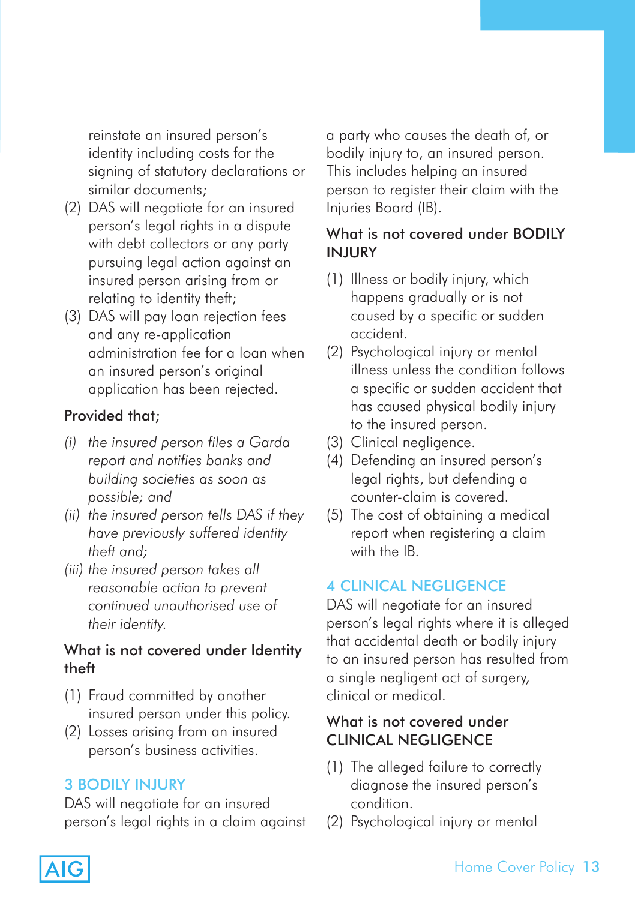reinstate an insured person's identity including costs for the signing of statutory declarations or similar documents;

(2) DAS will negotiate for an insured person's legal rights in a dispute with debt collectors or any party pursuing legal action against an insured person arising from or relating to identity theft;

(3) DAS will pay loan rejection fees and any re-application administration fee for a loan when an insured person's original application has been rejected.

### Provided that;

*(i) the insured person files a Garda report and notifies banks and building societies as soon as possible; and*

*(ii) the insured person tells DAS if they have previously suffered identity theft and;*

*(iii) the insured person takes all reasonable action to prevent continued unauthorised use of their identity.*

### What is not covered under Identity theft

(1) Fraud committed by another insured person under this policy.

(2) Losses arising from an insured person's business activities.

## 3 BODILY INJURY

DAS will negotiate for an insured person's legal rights in a claim against a party who causes the death of, or bodily injury to, an insured person. This includes helping an insured person to register their claim with the Injuries Board (IB).

### What is not covered under BODILY INJURY

(1) Illness or bodily injury, which happens gradually or is not caused by a specific or sudden accident.

(2) Psychological injury or mental illness unless the condition follows a specific or sudden accident that has caused physical bodily injury to the insured person.

(3) Clinical negligence.

(4) Defending an insured person's legal rights, but defending a counter-claim is covered.

(5) The cost of obtaining a medical report when registering a claim with the IB.

## 4 CLINICAL NEGLIGENCE

DAS will negotiate for an insured person's legal rights where it is alleged that accidental death or bodily injury to an insured person has resulted from a single negligent act of surgery, clinical or medical.

### What is not covered under CLINICAL NEGLIGENCE

(1) The alleged failure to correctly diagnose the insured person's condition.

(2) Psychological injury or mental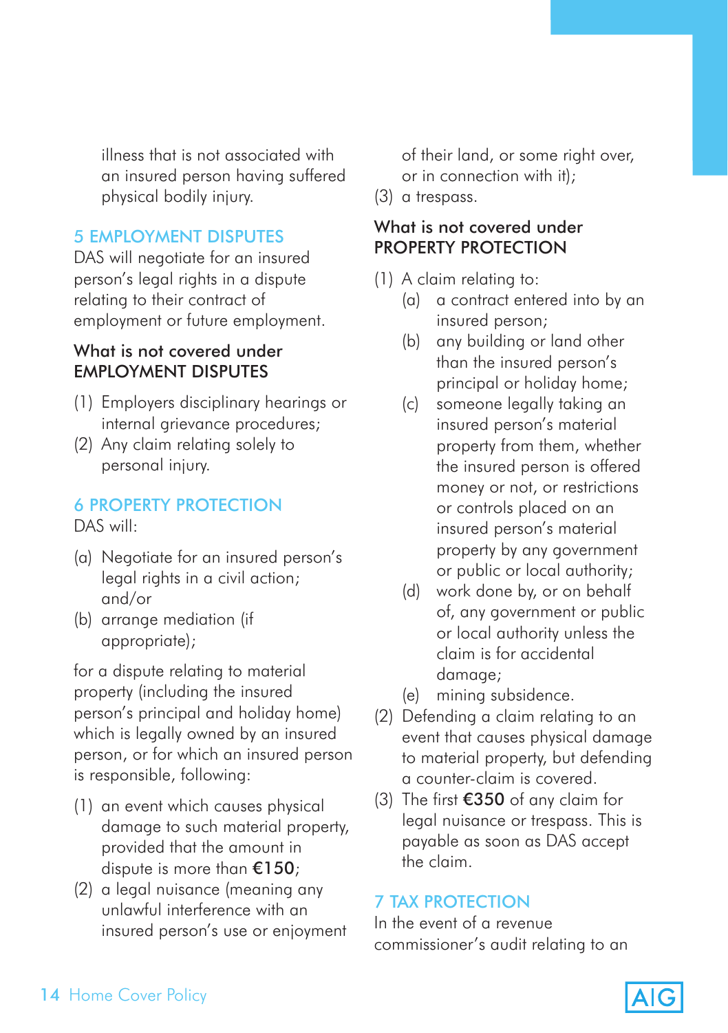illness that is not associated with an insured person having suffered physical bodily injury.

## 5 EMPLOYMENT DISPUTES

DAS will negotiate for an insured person's legal rights in a dispute relating to their contract of employment or future employment.

### What is not covered under EMPLOYMENT DISPUTES

(1) Employers disciplinary hearings or internal grievance procedures;
(2) Any claim relating solely to personal injury.

## 6 PROPERTY PROTECTION

DAS will:

(a) Negotiate for an insured person's legal rights in a civil action; and/or
(b) arrange mediation (if appropriate);

for a dispute relating to material property (including the insured person's principal and holiday home) which is legally owned by an insured person, or for which an insured person is responsible, following:

(1) an event which causes physical damage to such material property, provided that the amount in dispute is more than **€150**;
(2) a legal nuisance (meaning any unlawful interference with an insured person's use or enjoyment of their land, or some right over, or in connection with it);
(3) a trespass.

### What is not covered under PROPERTY PROTECTION

(1) A claim relating to:
   (a) a contract entered into by an insured person;
   (b) any building or land other than the insured person's principal or holiday home;
   (c) someone legally taking an insured person's material property from them, whether the insured person is offered money or not, or restrictions or controls placed on an insured person's material property by any government or public or local authority;
   (d) work done by, or on behalf of, any government or public or local authority unless the claim is for accidental damage;
   (e) mining subsidence.
(2) Defending a claim relating to an event that causes physical damage to material property, but defending a counter-claim is covered.
(3) The first **€350** of any claim for legal nuisance or trespass. This is payable as soon as DAS accept the claim.

## 7 TAX PROTECTION

In the event of a revenue commissioner's audit relating to an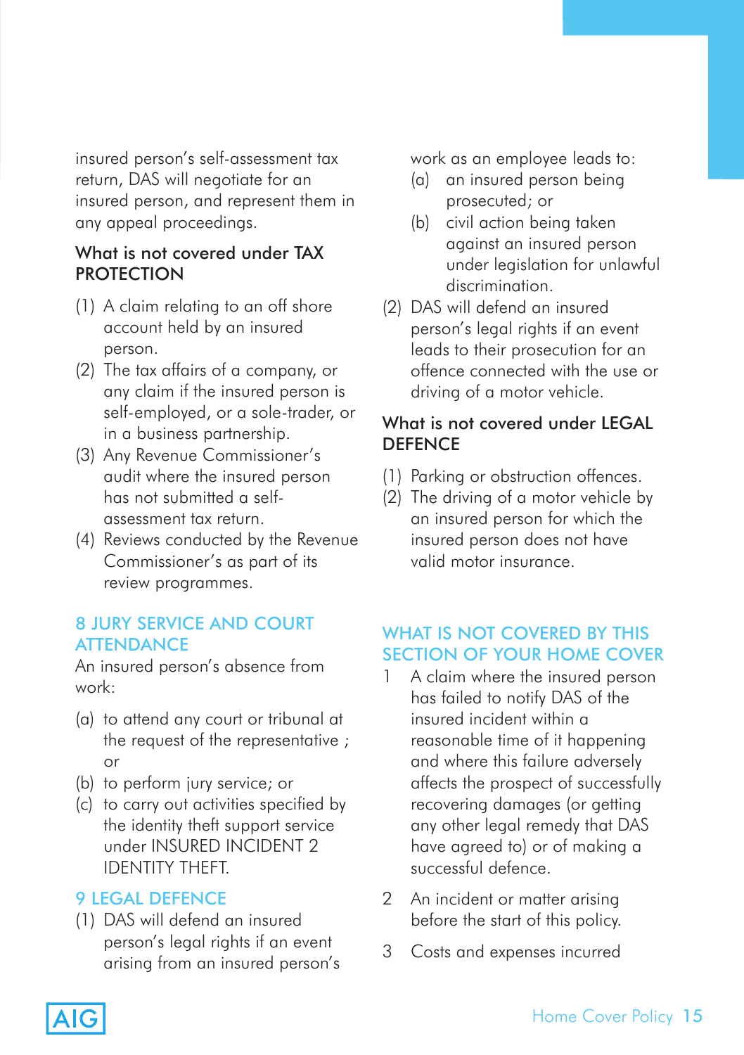insured person's self-assessment tax return, DAS will negotiate for an insured person, and represent them in any appeal proceedings.

### What is not covered under TAX PROTECTION

(1) A claim relating to an off shore account held by an insured person.
(2) The tax affairs of a company, or any claim if the insured person is self-employed, or a sole-trader, or in a business partnership.
(3) Any Revenue Commissioner's audit where the insured person has not submitted a self-assessment tax return.
(4) Reviews conducted by the Revenue Commissioner's as part of its review programmes.

## 8 JURY SERVICE AND COURT ATTENDANCE

An insured person's absence from work:

(a) to attend any court or tribunal at the request of the representative ; or
(b) to perform jury service; or
(c) to carry out activities specified by the identity theft support service under INSURED INCIDENT 2 IDENTITY THEFT.

## 9 LEGAL DEFENCE

(1) DAS will defend an insured person's legal rights if an event arising from an insured person's work as an employee leads to:
  (a) an insured person being prosecuted; or
  (b) civil action being taken against an insured person under legislation for unlawful discrimination.
(2) DAS will defend an insured person's legal rights if an event leads to their prosecution for an offence connected with the use or driving of a motor vehicle.

### What is not covered under LEGAL DEFENCE

(1) Parking or obstruction offences.
(2) The driving of a motor vehicle by an insured person for which the insured person does not have valid motor insurance.

## WHAT IS NOT COVERED BY THIS SECTION OF YOUR HOME COVER

1 A claim where the insured person has failed to notify DAS of the insured incident within a reasonable time of it happening and where this failure adversely affects the prospect of successfully recovering damages (or getting any other legal remedy that DAS have agreed to) or of making a successful defence.

2 An incident or matter arising before the start of this policy.

3 Costs and expenses incurred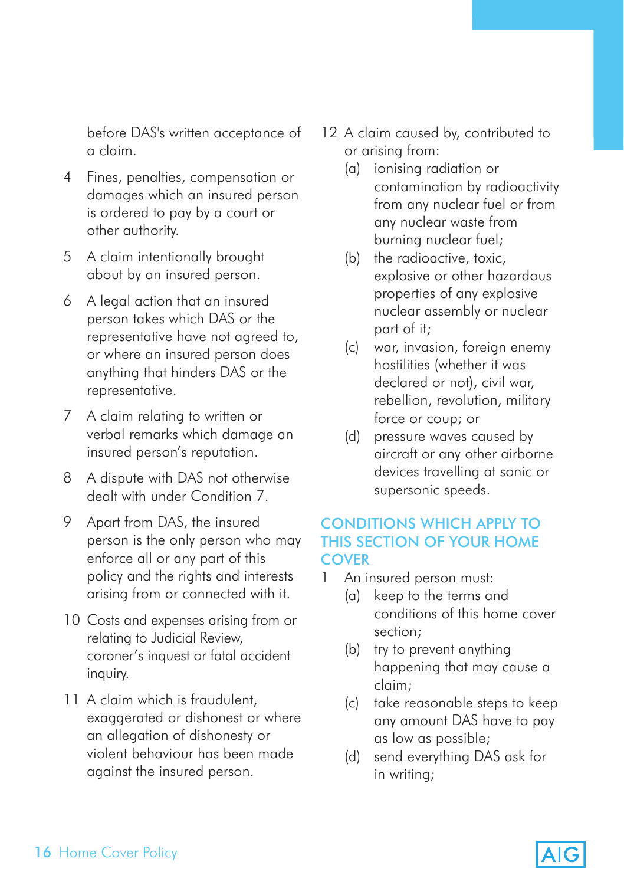before DAS's written acceptance of a claim.

4 Fines, penalties, compensation or damages which an insured person is ordered to pay by a court or other authority.

5 A claim intentionally brought about by an insured person.

6 A legal action that an insured person takes which DAS or the representative have not agreed to, or where an insured person does anything that hinders DAS or the representative.

7 A claim relating to written or verbal remarks which damage an insured person's reputation.

8 A dispute with DAS not otherwise dealt with under Condition 7.

9 Apart from DAS, the insured person is the only person who may enforce all or any part of this policy and the rights and interests arising from or connected with it.

10 Costs and expenses arising from or relating to Judicial Review, coroner's inquest or fatal accident inquiry.

11 A claim which is fraudulent, exaggerated or dishonest or where an allegation of dishonesty or violent behaviour has been made against the insured person.

12 A claim caused by, contributed to or arising from:
   (a) ionising radiation or contamination by radioactivity from any nuclear fuel or from any nuclear waste from burning nuclear fuel;
   (b) the radioactive, toxic, explosive or other hazardous properties of any explosive nuclear assembly or nuclear part of it;
   (c) war, invasion, foreign enemy hostilities (whether it was declared or not), civil war, rebellion, revolution, military force or coup; or
   (d) pressure waves caused by aircraft or any other airborne devices travelling at sonic or supersonic speeds.

## CONDITIONS WHICH APPLY TO THIS SECTION OF YOUR HOME COVER

1 An insured person must:
   (a) keep to the terms and conditions of this home cover section;
   (b) try to prevent anything happening that may cause a claim;
   (c) take reasonable steps to keep any amount DAS have to pay as low as possible;
   (d) send everything DAS ask for in writing;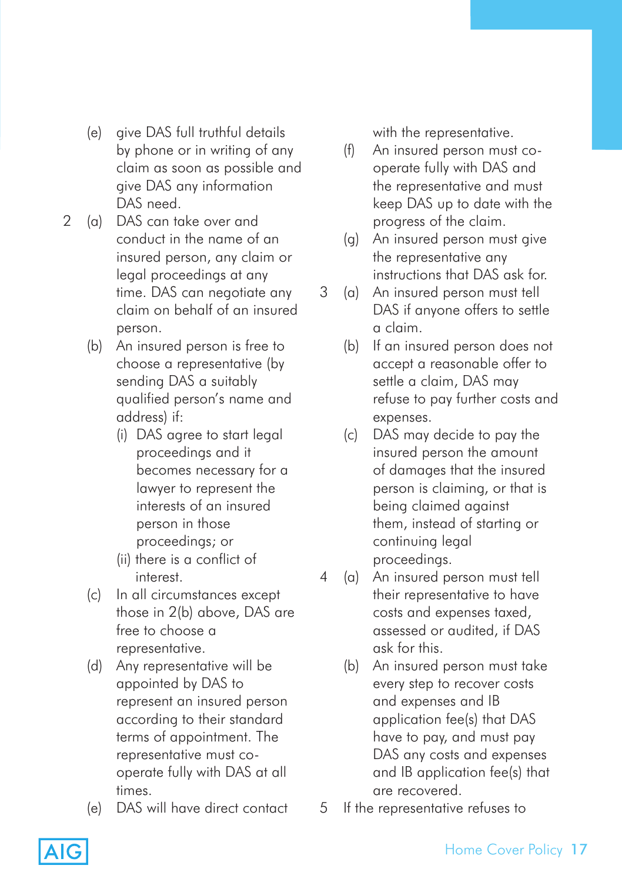(e) give DAS full truthful details by phone or in writing of any claim as soon as possible and give DAS any information DAS need.

2 (a) DAS can take over and conduct in the name of an insured person, any claim or legal proceedings at any time. DAS can negotiate any claim on behalf of an insured person.

(b) An insured person is free to choose a representative (by sending DAS a suitably qualified person's name and address) if:

(i) DAS agree to start legal proceedings and it becomes necessary for a lawyer to represent the interests of an insured person in those proceedings; or

(ii) there is a conflict of interest.

(c) In all circumstances except those in 2(b) above, DAS are free to choose a representative.

(d) Any representative will be appointed by DAS to represent an insured person according to their standard terms of appointment. The representative must co-operate fully with DAS at all times.

(e) DAS will have direct contact with the representative.

(f) An insured person must co-operate fully with DAS and the representative and must keep DAS up to date with the progress of the claim.

(g) An insured person must give the representative any instructions that DAS ask for.

3 (a) An insured person must tell DAS if anyone offers to settle a claim.

(b) If an insured person does not accept a reasonable offer to settle a claim, DAS may refuse to pay further costs and expenses.

(c) DAS may decide to pay the insured person the amount of damages that the insured person is claiming, or that is being claimed against them, instead of starting or continuing legal proceedings.

4 (a) An insured person must tell their representative to have costs and expenses taxed, assessed or audited, if DAS ask for this.

(b) An insured person must take every step to recover costs and expenses and IB application fee(s) that DAS have to pay, and must pay DAS any costs and expenses and IB application fee(s) that are recovered.

5 If the representative refuses to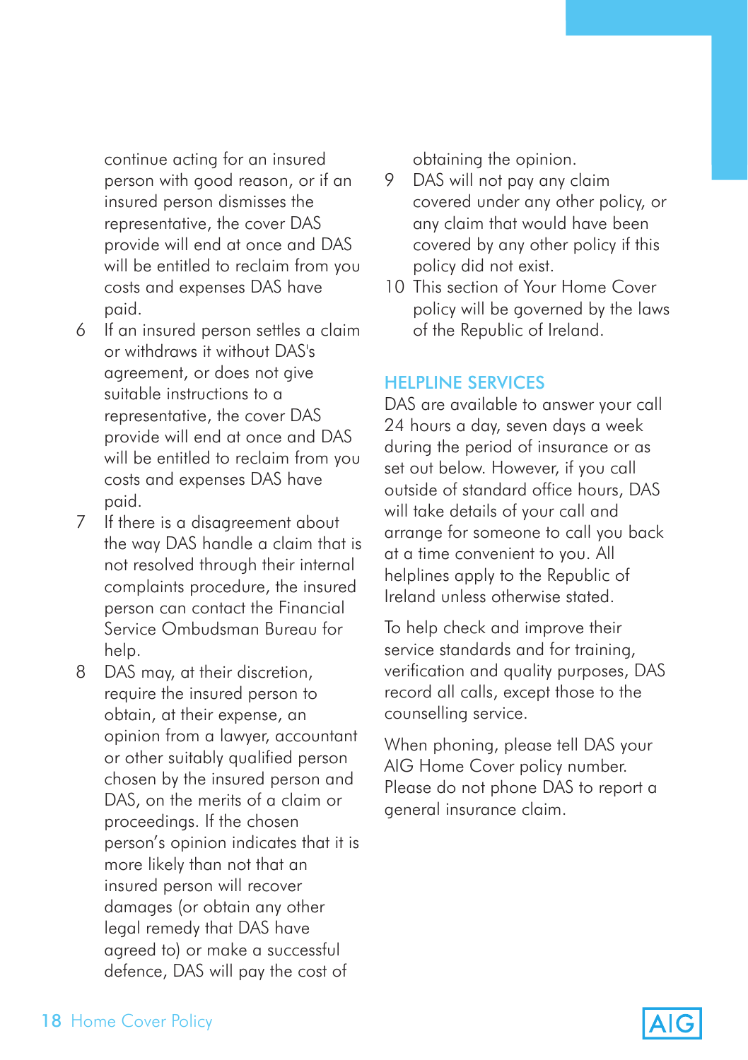continue acting for an insured person with good reason, or if an insured person dismisses the representative, the cover DAS provide will end at once and DAS will be entitled to reclaim from you costs and expenses DAS have paid.

6. If an insured person settles a claim or withdraws it without DAS's agreement, or does not give suitable instructions to a representative, the cover DAS provide will end at once and DAS will be entitled to reclaim from you costs and expenses DAS have paid.
7. If there is a disagreement about the way DAS handle a claim that is not resolved through their internal complaints procedure, the insured person can contact the Financial Service Ombudsman Bureau for help.
8. DAS may, at their discretion, require the insured person to obtain, at their expense, an opinion from a lawyer, accountant or other suitably qualified person chosen by the insured person and DAS, on the merits of a claim or proceedings. If the chosen person's opinion indicates that it is more likely than not that an insured person will recover damages (or obtain any other legal remedy that DAS have agreed to) or make a successful defence, DAS will pay the cost of obtaining the opinion.
9. DAS will not pay any claim covered under any other policy, or any claim that would have been covered by any other policy if this policy did not exist.
10. This section of Your Home Cover policy will be governed by the laws of the Republic of Ireland.

## HELPLINE SERVICES

DAS are available to answer your call 24 hours a day, seven days a week during the period of insurance or as set out below. However, if you call outside of standard office hours, DAS will take details of your call and arrange for someone to call you back at a time convenient to you. All helplines apply to the Republic of Ireland unless otherwise stated.

To help check and improve their service standards and for training, verification and quality purposes, DAS record all calls, except those to the counselling service.

When phoning, please tell DAS your AIG Home Cover policy number. Please do not phone DAS to report a general insurance claim.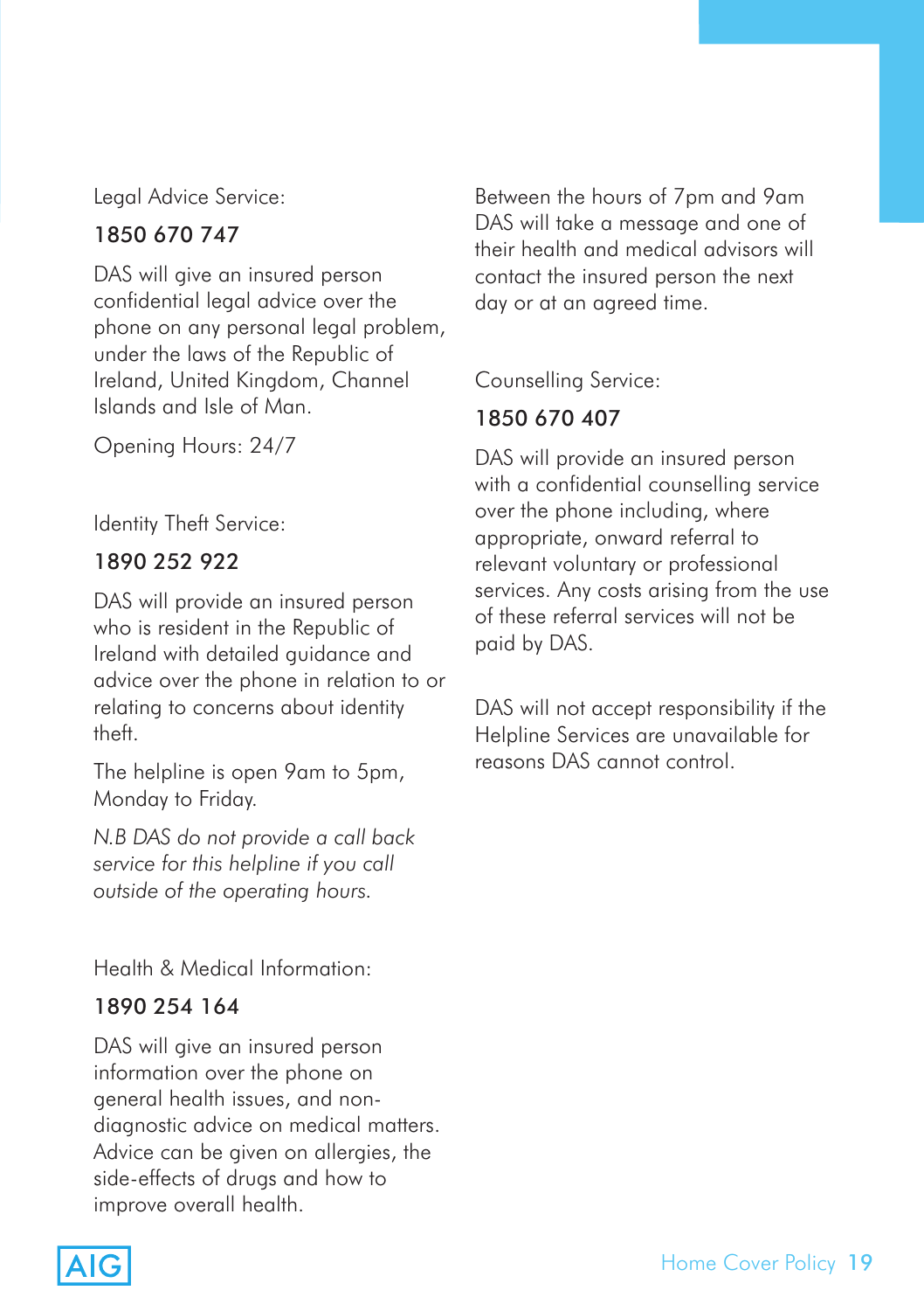Legal Advice Service:

**1850 670 747**

DAS will give an insured person confidential legal advice over the phone on any personal legal problem, under the laws of the Republic of Ireland, United Kingdom, Channel Islands and Isle of Man.

Opening Hours: 24/7

Identity Theft Service:

**1890 252 922**

DAS will provide an insured person who is resident in the Republic of Ireland with detailed guidance and advice over the phone in relation to or relating to concerns about identity theft.

The helpline is open 9am to 5pm, Monday to Friday.

*N.B DAS do not provide a call back service for this helpline if you call outside of the operating hours.*

Health & Medical Information:

**1890 254 164**

DAS will give an insured person information over the phone on general health issues, and non-diagnostic advice on medical matters. Advice can be given on allergies, the side-effects of drugs and how to improve overall health.

Between the hours of 7pm and 9am DAS will take a message and one of their health and medical advisors will contact the insured person the next day or at an agreed time.

Counselling Service:

**1850 670 407**

DAS will provide an insured person with a confidential counselling service over the phone including, where appropriate, onward referral to relevant voluntary or professional services. Any costs arising from the use of these referral services will not be paid by DAS.

DAS will not accept responsibility if the Helpline Services are unavailable for reasons DAS cannot control.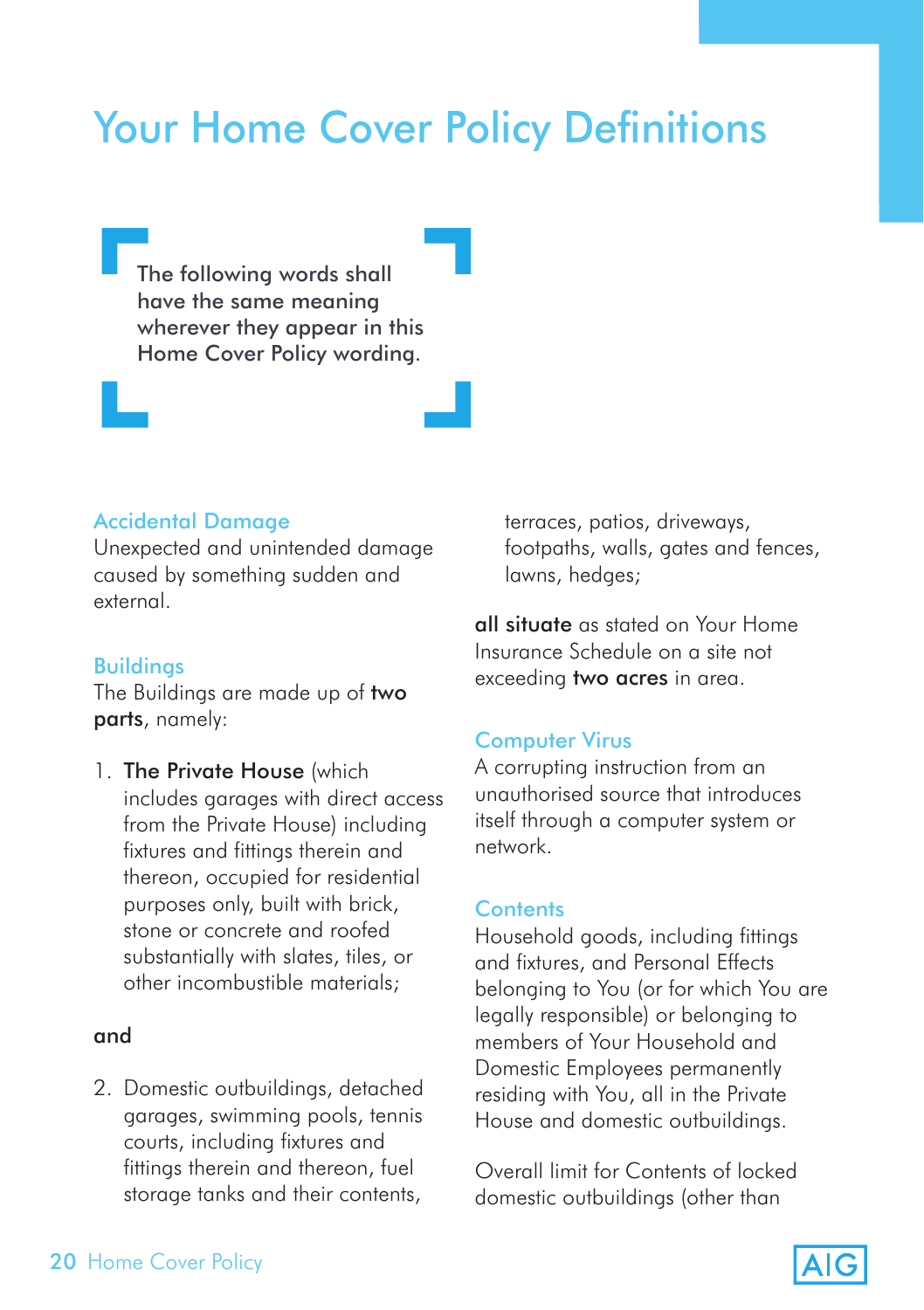# Your Home Cover Policy Definitions

The following words shall have the same meaning wherever they appear in this Home Cover Policy wording.

### Accidental Damage

Unexpected and unintended damage caused by something sudden and external.

### Buildings

The Buildings are made up of **two parts**, namely:

1. **The Private House** (which includes garages with direct access from the Private House) including fixtures and fittings therein and thereon, occupied for residential purposes only, built with brick, stone or concrete and roofed substantially with slates, tiles, or other incombustible materials;

**and**

2. Domestic outbuildings, detached garages, swimming pools, tennis courts, including fixtures and fittings therein and thereon, fuel storage tanks and their contents, terraces, patios, driveways, footpaths, walls, gates and fences, lawns, hedges;

**all situate** as stated on Your Home Insurance Schedule on a site not exceeding **two acres** in area.

### Computer Virus

A corrupting instruction from an unauthorised source that introduces itself through a computer system or network.

### Contents

Household goods, including fittings and fixtures, and Personal Effects belonging to You (or for which You are legally responsible) or belonging to members of Your Household and Domestic Employees permanently residing with You, all in the Private House and domestic outbuildings.

Overall limit for Contents of locked domestic outbuildings (other than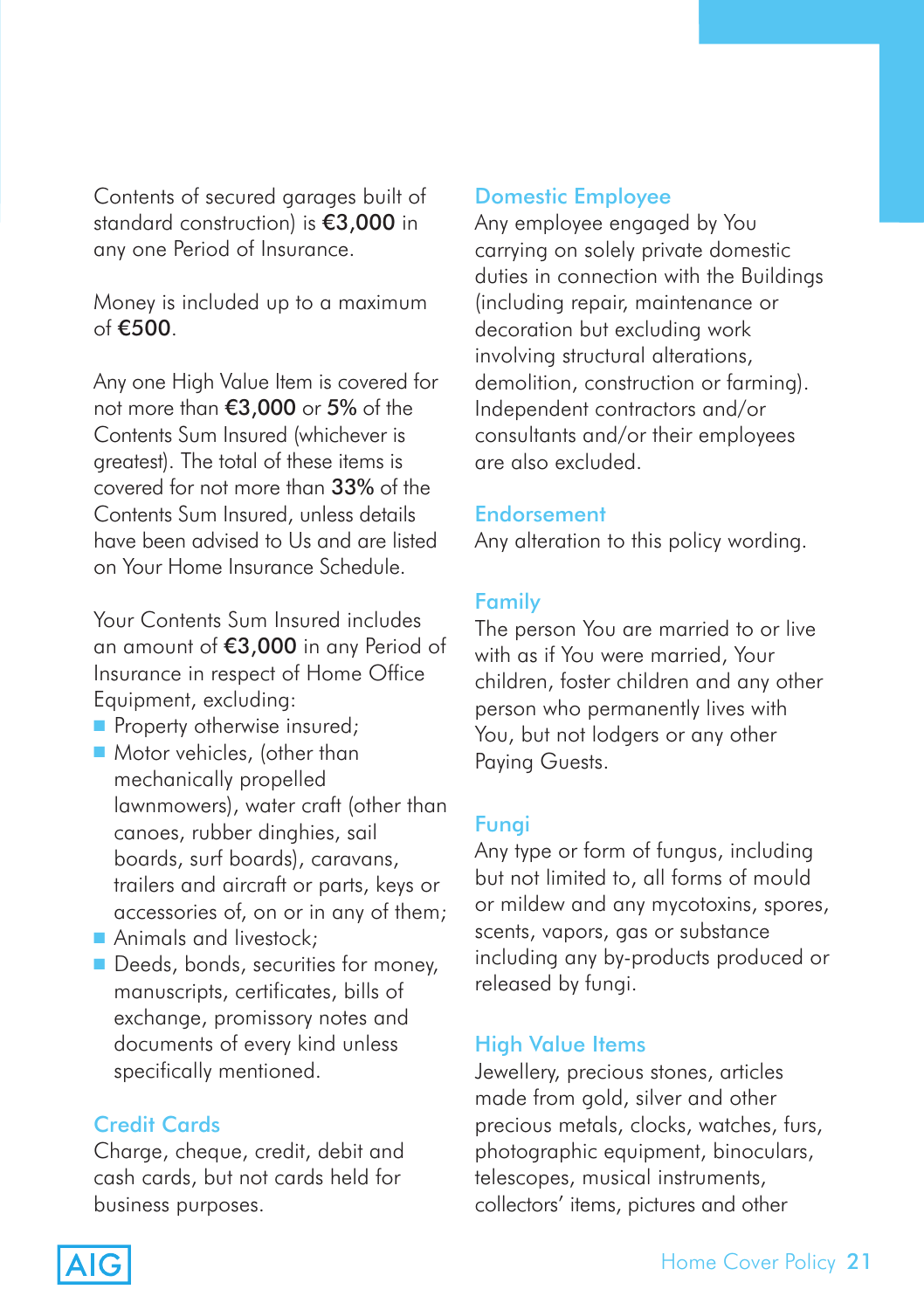Contents of secured garages built of standard construction) is **€3,000** in any one Period of Insurance.

Money is included up to a maximum of **€500**.

Any one High Value Item is covered for not more than **€3,000** or **5%** of the Contents Sum Insured (whichever is greatest). The total of these items is covered for not more than **33%** of the Contents Sum Insured, unless details have been advised to Us and are listed on Your Home Insurance Schedule.

Your Contents Sum Insured includes an amount of **€3,000** in any Period of Insurance in respect of Home Office Equipment, excluding:

- Property otherwise insured;
- Motor vehicles, (other than mechanically propelled lawnmowers), water craft (other than canoes, rubber dinghies, sail boards, surf boards), caravans, trailers and aircraft or parts, keys or accessories of, on or in any of them;
- Animals and livestock;
- Deeds, bonds, securities for money, manuscripts, certificates, bills of exchange, promissory notes and documents of every kind unless specifically mentioned.

## Credit Cards

Charge, cheque, credit, debit and cash cards, but not cards held for business purposes.

## Domestic Employee

Any employee engaged by You carrying on solely private domestic duties in connection with the Buildings (including repair, maintenance or decoration but excluding work involving structural alterations, demolition, construction or farming). Independent contractors and/or consultants and/or their employees are also excluded.

## Endorsement

Any alteration to this policy wording.

## Family

The person You are married to or live with as if You were married, Your children, foster children and any other person who permanently lives with You, but not lodgers or any other Paying Guests.

## Fungi

Any type or form of fungus, including but not limited to, all forms of mould or mildew and any mycotoxins, spores, scents, vapors, gas or substance including any by-products produced or released by fungi.

## High Value Items

Jewellery, precious stones, articles made from gold, silver and other precious metals, clocks, watches, furs, photographic equipment, binoculars, telescopes, musical instruments, collectors' items, pictures and other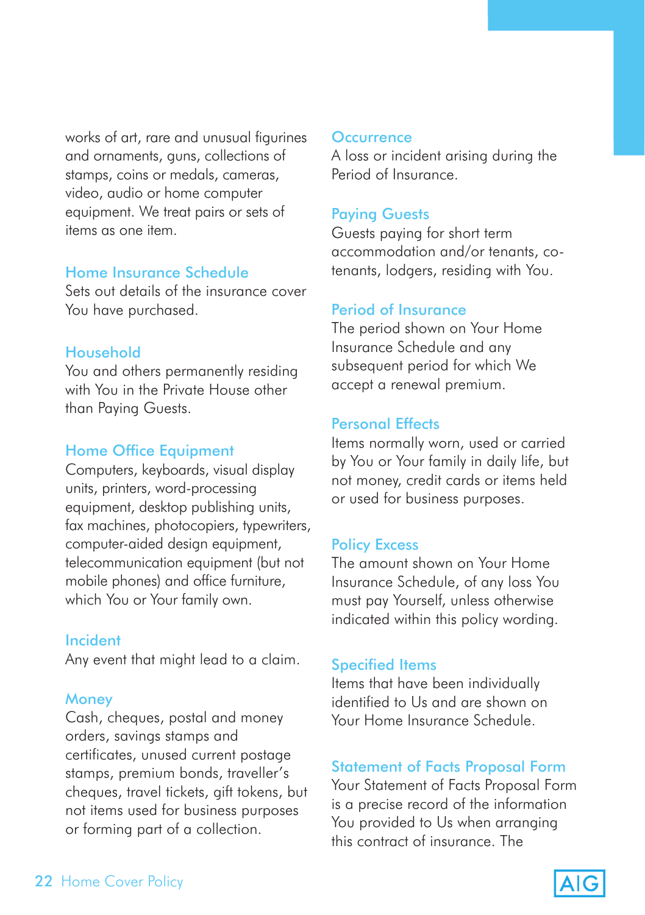works of art, rare and unusual figurines and ornaments, guns, collections of stamps, coins or medals, cameras, video, audio or home computer equipment. We treat pairs or sets of items as one item.

### Home Insurance Schedule

Sets out details of the insurance cover You have purchased.

### Household

You and others permanently residing with You in the Private House other than Paying Guests.

### Home Office Equipment

Computers, keyboards, visual display units, printers, word-processing equipment, desktop publishing units, fax machines, photocopiers, typewriters, computer-aided design equipment, telecommunication equipment (but not mobile phones) and office furniture, which You or Your family own.

### Incident

Any event that might lead to a claim.

### Money

Cash, cheques, postal and money orders, savings stamps and certificates, unused current postage stamps, premium bonds, traveller's cheques, travel tickets, gift tokens, but not items used for business purposes or forming part of a collection.

### Occurrence

A loss or incident arising during the Period of Insurance.

### Paying Guests

Guests paying for short term accommodation and/or tenants, co-tenants, lodgers, residing with You.

### Period of Insurance

The period shown on Your Home Insurance Schedule and any subsequent period for which We accept a renewal premium.

### Personal Effects

Items normally worn, used or carried by You or Your family in daily life, but not money, credit cards or items held or used for business purposes.

### Policy Excess

The amount shown on Your Home Insurance Schedule, of any loss You must pay Yourself, unless otherwise indicated within this policy wording.

### Specified Items

Items that have been individually identified to Us and are shown on Your Home Insurance Schedule.

### Statement of Facts Proposal Form

Your Statement of Facts Proposal Form is a precise record of the information You provided to Us when arranging this contract of insurance. The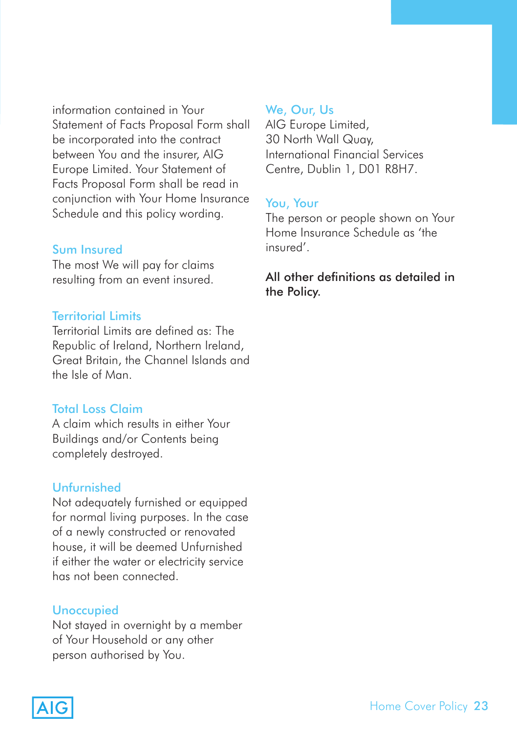information contained in Your Statement of Facts Proposal Form shall be incorporated into the contract between You and the insurer, AIG Europe Limited. Your Statement of Facts Proposal Form shall be read in conjunction with Your Home Insurance Schedule and this policy wording.

### Sum Insured

The most We will pay for claims resulting from an event insured.

### Territorial Limits

Territorial Limits are defined as: The Republic of Ireland, Northern Ireland, Great Britain, the Channel Islands and the Isle of Man.

### Total Loss Claim

A claim which results in either Your Buildings and/or Contents being completely destroyed.

### Unfurnished

Not adequately furnished or equipped for normal living purposes. In the case of a newly constructed or renovated house, it will be deemed Unfurnished if either the water or electricity service has not been connected.

### Unoccupied

Not stayed in overnight by a member of Your Household or any other person authorised by You.

### We, Our, Us

AIG Europe Limited,
30 North Wall Quay,
International Financial Services Centre, Dublin 1, D01 R8H7.

### You, Your

The person or people shown on Your Home Insurance Schedule as 'the insured'.

**All other definitions as detailed in the Policy.**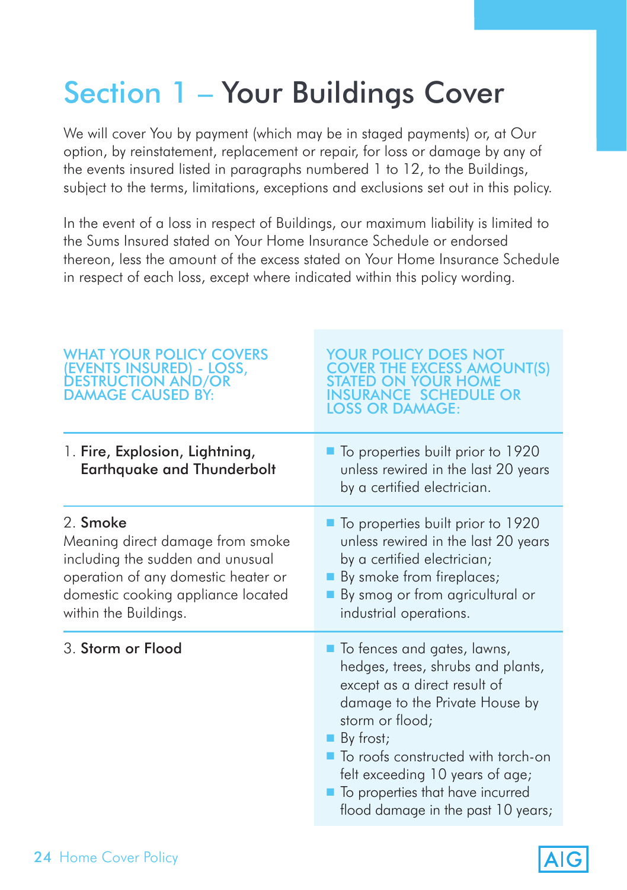# Section 1 – Your Buildings Cover

We will cover You by payment (which may be in staged payments) or, at Our option, by reinstatement, replacement or repair, for loss or damage by any of the events insured listed in paragraphs numbered 1 to 12, to the Buildings, subject to the terms, limitations, exceptions and exclusions set out in this policy.

In the event of a loss in respect of Buildings, our maximum liability is limited to the Sums Insured stated on Your Home Insurance Schedule or endorsed thereon, less the amount of the excess stated on Your Home Insurance Schedule in respect of each loss, except where indicated within this policy wording.

| WHAT YOUR POLICY COVERS (EVENTS INSURED) - LOSS, DESTRUCTION AND/OR DAMAGE CAUSED BY: | YOUR POLICY DOES NOT COVER THE EXCESS AMOUNT(S) STATED ON YOUR HOME INSURANCE SCHEDULE OR LOSS OR DAMAGE: |
|---|---|
| 1. **Fire, Explosion, Lightning, Earthquake and Thunderbolt** | ■ To properties built prior to 1920 unless rewired in the last 20 years by a certified electrician. |
| 2. **Smoke**<br>Meaning direct damage from smoke including the sudden and unusual operation of any domestic heater or domestic cooking appliance located within the Buildings. | ■ To properties built prior to 1920 unless rewired in the last 20 years by a certified electrician;<br>■ By smoke from fireplaces;<br>■ By smog or from agricultural or industrial operations. |
| 3. **Storm or Flood** | ■ To fences and gates, lawns, hedges, trees, shrubs and plants, except as a direct result of damage to the Private House by storm or flood;<br>■ By frost;<br>■ To roofs constructed with torch-on felt exceeding 10 years of age;<br>■ To properties that have incurred flood damage in the past 10 years; |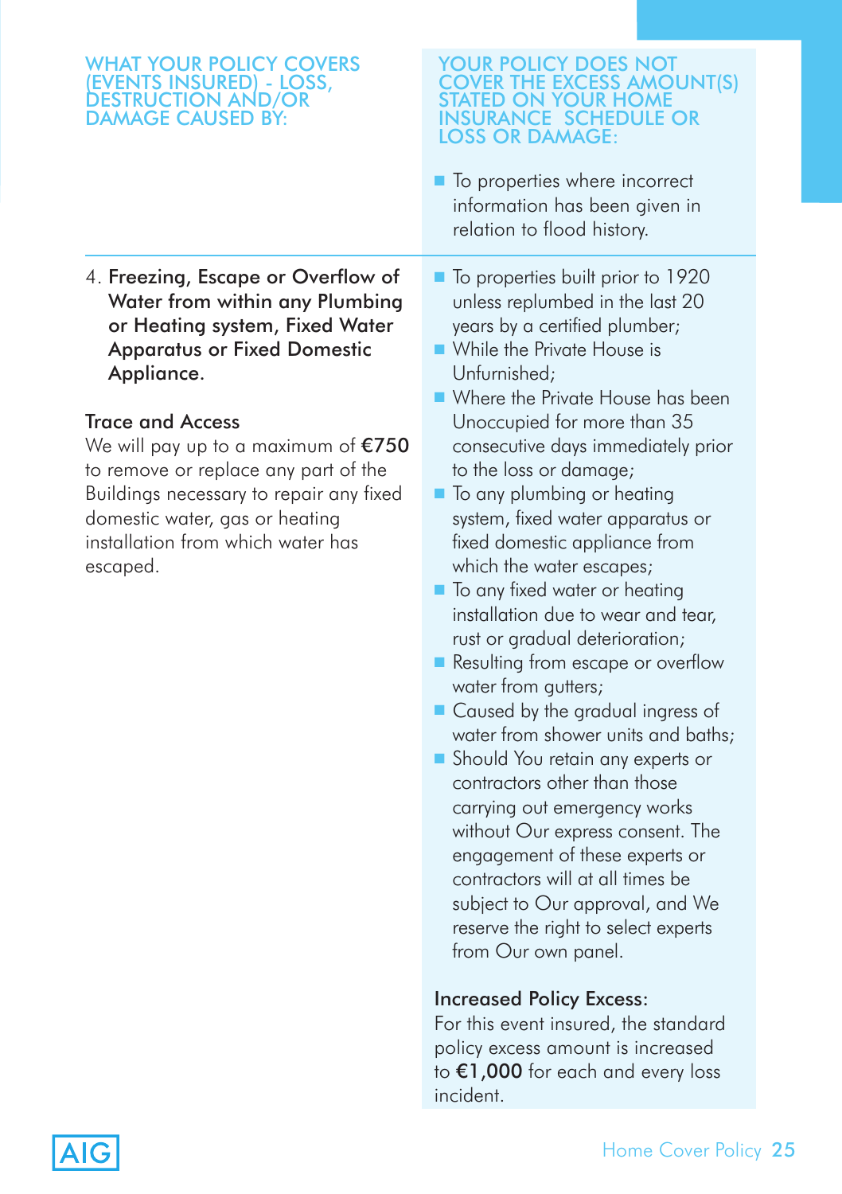| WHAT YOUR POLICY COVERS (EVENTS INSURED) - LOSS, DESTRUCTION AND/OR DAMAGE CAUSED BY: | YOUR POLICY DOES NOT COVER THE EXCESS AMOUNT(S) STATED ON YOUR HOME INSURANCE SCHEDULE OR LOSS OR DAMAGE: |
|---|---|
| | ■ To properties where incorrect information has been given in relation to flood history. |
| 4. **Freezing, Escape or Overflow of Water from within any Plumbing or Heating system, Fixed Water Apparatus or Fixed Domestic Appliance.**<br><br>**Trace and Access**<br>We will pay up to a maximum of **€750** to remove or replace any part of the Buildings necessary to repair any fixed domestic water, gas or heating installation from which water has escaped. | ■ To properties built prior to 1920 unless replumbed in the last 20 years by a certified plumber;<br>■ While the Private House is Unfurnished;<br>■ Where the Private House has been Unoccupied for more than 35 consecutive days immediately prior to the loss or damage;<br>■ To any plumbing or heating system, fixed water apparatus or fixed domestic appliance from which the water escapes;<br>■ To any fixed water or heating installation due to wear and tear, rust or gradual deterioration;<br>■ Resulting from escape or overflow water from gutters;<br>■ Caused by the gradual ingress of water from shower units and baths;<br>■ Should You retain any experts or contractors other than those carrying out emergency works without Our express consent. The engagement of these experts or contractors will at all times be subject to Our approval, and We reserve the right to select experts from Our own panel.<br><br>**Increased Policy Excess:**<br>For this event insured, the standard policy excess amount is increased to **€1,000** for each and every loss incident. |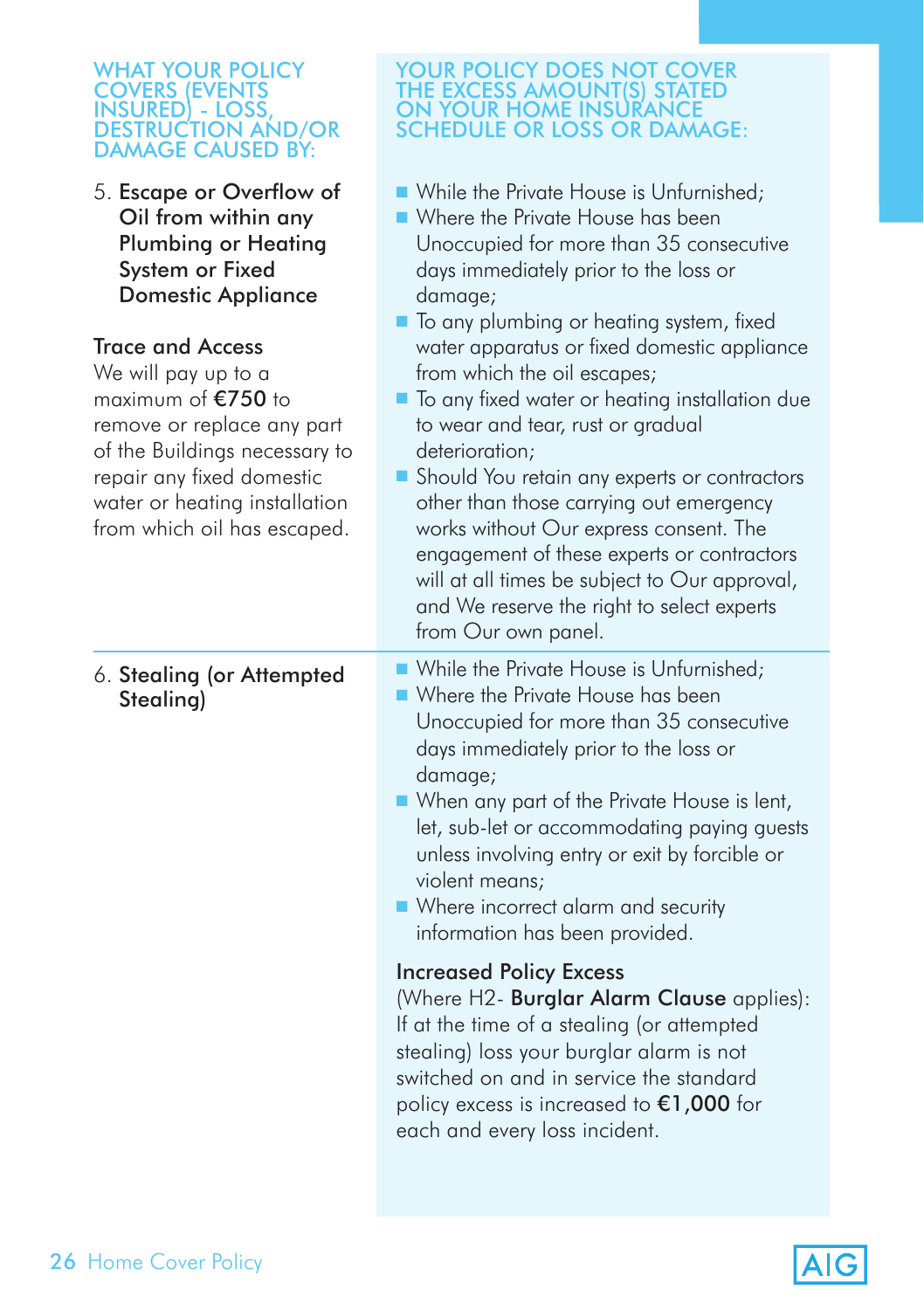| WHAT YOUR POLICY COVERS (EVENTS INSURED) - LOSS, DESTRUCTION AND/OR DAMAGE CAUSED BY: | YOUR POLICY DOES NOT COVER THE EXCESS AMOUNT(S) STATED ON YOUR HOME INSURANCE SCHEDULE OR LOSS OR DAMAGE: |
| --- | --- |
| 5. **Escape or Overflow of Oil from within any Plumbing or Heating System or Fixed Domestic Appliance**<br><br>**Trace and Access**<br>We will pay up to a maximum of **€750** to remove or replace any part of the Buildings necessary to repair any fixed domestic water or heating installation from which oil has escaped. | ■ While the Private House is Unfurnished;<br>■ Where the Private House has been Unoccupied for more than 35 consecutive days immediately prior to the loss or damage;<br>■ To any plumbing or heating system, fixed water apparatus or fixed domestic appliance from which the oil escapes;<br>■ To any fixed water or heating installation due to wear and tear, rust or gradual deterioration;<br>■ Should You retain any experts or contractors other than those carrying out emergency works without Our express consent. The engagement of these experts or contractors will at all times be subject to Our approval, and We reserve the right to select experts from Our own panel. |
| 6. **Stealing (or Attempted Stealing)** | ■ While the Private House is Unfurnished;<br>■ Where the Private House has been Unoccupied for more than 35 consecutive days immediately prior to the loss or damage;<br>■ When any part of the Private House is lent, let, sub-let or accommodating paying guests unless involving entry or exit by forcible or violent means;<br>■ Where incorrect alarm and security information has been provided.<br><br>**Increased Policy Excess**<br>(Where H2- **Burglar Alarm Clause** applies): If at the time of a stealing (or attempted stealing) loss your burglar alarm is not switched on and in service the standard policy excess is increased to **€1,000** for each and every loss incident. |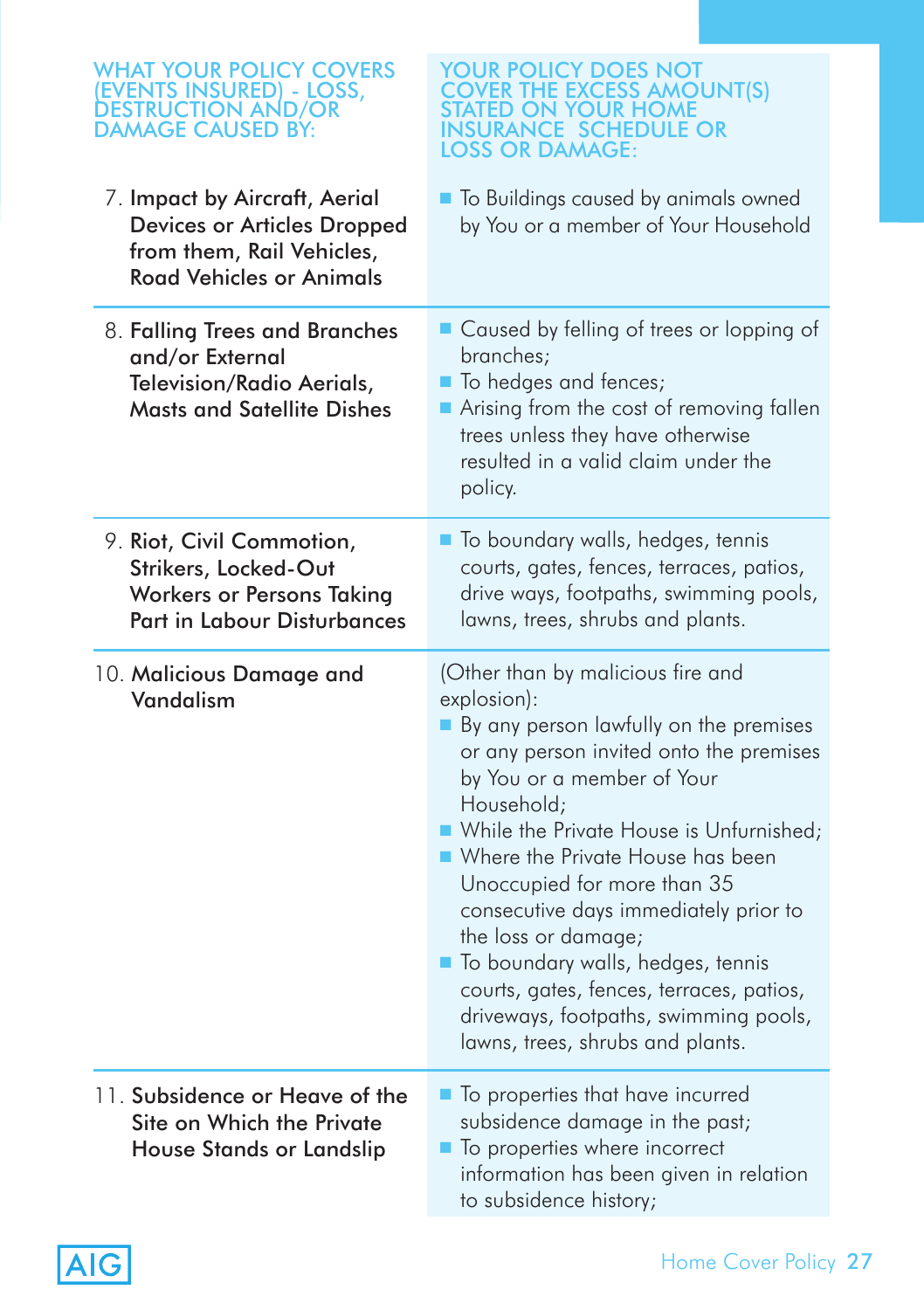| WHAT YOUR POLICY COVERS (EVENTS INSURED) - LOSS, DESTRUCTION AND/OR DAMAGE CAUSED BY: | YOUR POLICY DOES NOT COVER THE EXCESS AMOUNT(S) STATED ON YOUR HOME INSURANCE SCHEDULE OR LOSS OR DAMAGE: |
|---|---|
| 7. **Impact by Aircraft, Aerial Devices or Articles Dropped from them, Rail Vehicles, Road Vehicles or Animals** | ■ To Buildings caused by animals owned by You or a member of Your Household |
| 8. **Falling Trees and Branches and/or External Television/Radio Aerials, Masts and Satellite Dishes** | ■ Caused by felling of trees or lopping of branches;<br>■ To hedges and fences;<br>■ Arising from the cost of removing fallen trees unless they have otherwise resulted in a valid claim under the policy. |
| 9. **Riot, Civil Commotion, Strikers, Locked-Out Workers or Persons Taking Part in Labour Disturbances** | ■ To boundary walls, hedges, tennis courts, gates, fences, terraces, patios, drive ways, footpaths, swimming pools, lawns, trees, shrubs and plants. |
| 10. **Malicious Damage and Vandalism** | (Other than by malicious fire and explosion):<br>■ By any person lawfully on the premises or any person invited onto the premises by You or a member of Your Household;<br>■ While the Private House is Unfurnished;<br>■ Where the Private House has been Unoccupied for more than 35 consecutive days immediately prior to the loss or damage;<br>■ To boundary walls, hedges, tennis courts, gates, fences, terraces, patios, driveways, footpaths, swimming pools, lawns, trees, shrubs and plants. |
| 11. **Subsidence or Heave of the Site on Which the Private House Stands or Landslip** | ■ To properties that have incurred subsidence damage in the past;<br>■ To properties where incorrect information has been given in relation to subsidence history; |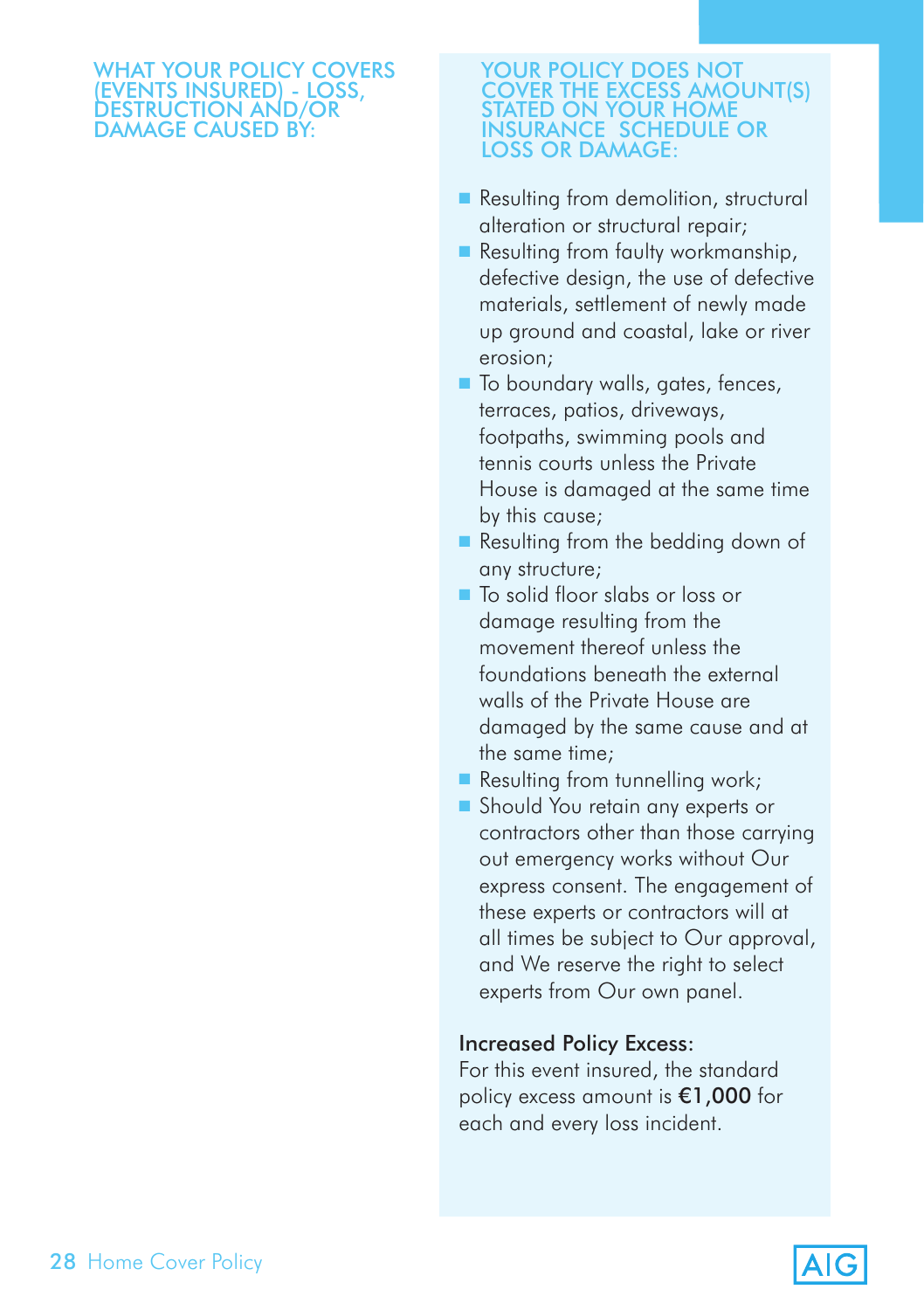### WHAT YOUR POLICY COVERS (EVENTS INSURED) - LOSS, DESTRUCTION AND/OR DAMAGE CAUSED BY:

### YOUR POLICY DOES NOT COVER THE EXCESS AMOUNT(S) STATED ON YOUR HOME INSURANCE SCHEDULE OR LOSS OR DAMAGE:

- Resulting from demolition, structural alteration or structural repair;
- Resulting from faulty workmanship, defective design, the use of defective materials, settlement of newly made up ground and coastal, lake or river erosion;
- To boundary walls, gates, fences, terraces, patios, driveways, footpaths, swimming pools and tennis courts unless the Private House is damaged at the same time by this cause;
- Resulting from the bedding down of any structure;
- To solid floor slabs or loss or damage resulting from the movement thereof unless the foundations beneath the external walls of the Private House are damaged by the same cause and at the same time;
- Resulting from tunnelling work;
- Should You retain any experts or contractors other than those carrying out emergency works without Our express consent. The engagement of these experts or contractors will at all times be subject to Our approval, and We reserve the right to select experts from Our own panel.

**Increased Policy Excess:**
For this event insured, the standard policy excess amount is **€1,000** for each and every loss incident.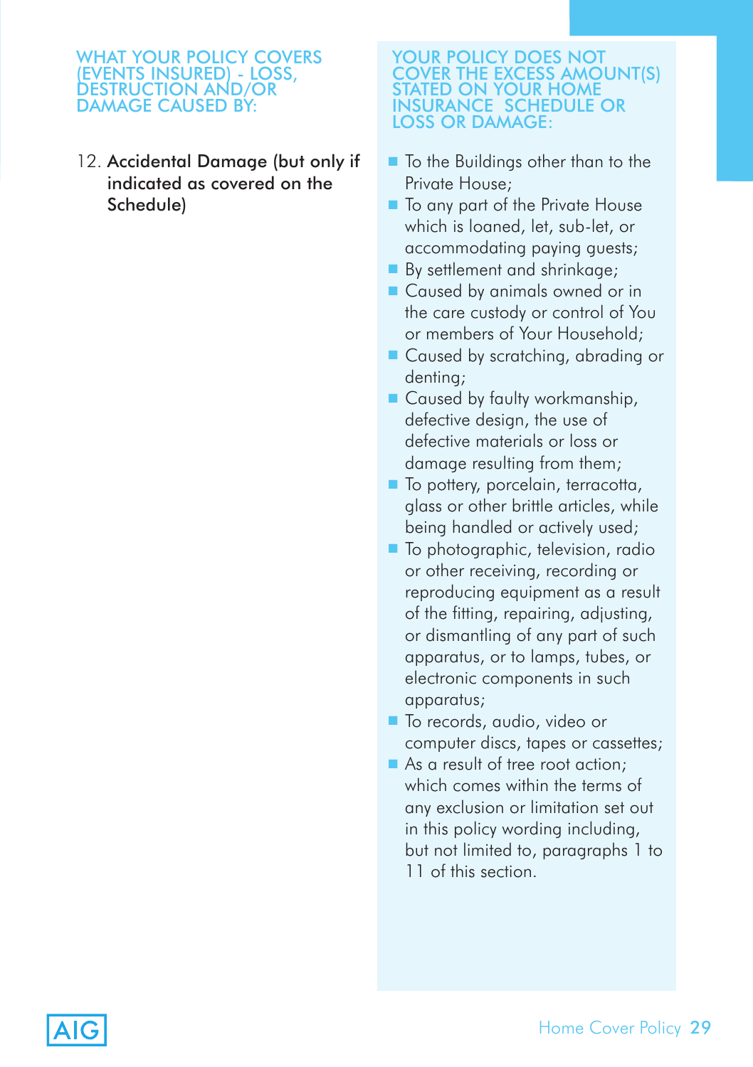## WHAT YOUR POLICY COVERS (EVENTS INSURED) - LOSS, DESTRUCTION AND/OR DAMAGE CAUSED BY:

12. **Accidental Damage (but only if indicated as covered on the Schedule)**

## YOUR POLICY DOES NOT COVER THE EXCESS AMOUNT(S) STATED ON YOUR HOME INSURANCE SCHEDULE OR LOSS OR DAMAGE:

- To the Buildings other than to the Private House;
- To any part of the Private House which is loaned, let, sub-let, or accommodating paying guests;
- By settlement and shrinkage;
- Caused by animals owned or in the care custody or control of You or members of Your Household;
- Caused by scratching, abrading or denting;
- Caused by faulty workmanship, defective design, the use of defective materials or loss or damage resulting from them;
- To pottery, porcelain, terracotta, glass or other brittle articles, while being handled or actively used;
- To photographic, television, radio or other receiving, recording or reproducing equipment as a result of the fitting, repairing, adjusting, or dismantling of any part of such apparatus, or to lamps, tubes, or electronic components in such apparatus;
- To records, audio, video or computer discs, tapes or cassettes;
- As a result of tree root action; which comes within the terms of any exclusion or limitation set out in this policy wording including, but not limited to, paragraphs 1 to 11 of this section.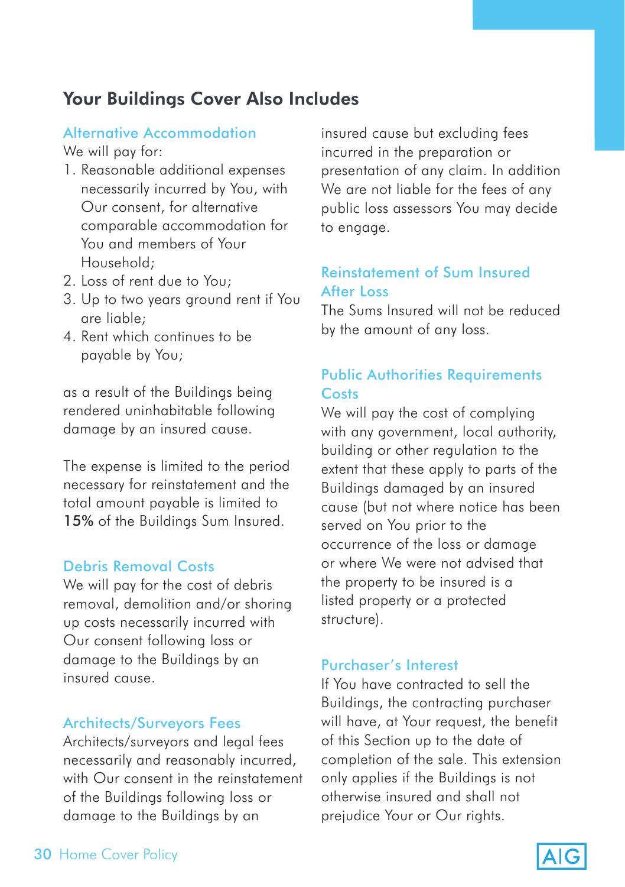## Your Buildings Cover Also Includes

### Alternative Accommodation

We will pay for:

1. Reasonable additional expenses necessarily incurred by You, with Our consent, for alternative comparable accommodation for You and members of Your Household;
2. Loss of rent due to You;
3. Up to two years ground rent if You are liable;
4. Rent which continues to be payable by You;

as a result of the Buildings being rendered uninhabitable following damage by an insured cause.

The expense is limited to the period necessary for reinstatement and the total amount payable is limited to 15% of the Buildings Sum Insured.

### Debris Removal Costs

We will pay for the cost of debris removal, demolition and/or shoring up costs necessarily incurred with Our consent following loss or damage to the Buildings by an insured cause.

### Architects/Surveyors Fees

Architects/surveyors and legal fees necessarily and reasonably incurred, with Our consent in the reinstatement of the Buildings following loss or damage to the Buildings by an insured cause but excluding fees incurred in the preparation or presentation of any claim. In addition We are not liable for the fees of any public loss assessors You may decide to engage.

### Reinstatement of Sum Insured After Loss

The Sums Insured will not be reduced by the amount of any loss.

### Public Authorities Requirements Costs

We will pay the cost of complying with any government, local authority, building or other regulation to the extent that these apply to parts of the Buildings damaged by an insured cause (but not where notice has been served on You prior to the occurrence of the loss or damage or where We were not advised that the property to be insured is a listed property or a protected structure).

### Purchaser's Interest

If You have contracted to sell the Buildings, the contracting purchaser will have, at Your request, the benefit of this Section up to the date of completion of the sale. This extension only applies if the Buildings is not otherwise insured and shall not prejudice Your or Our rights.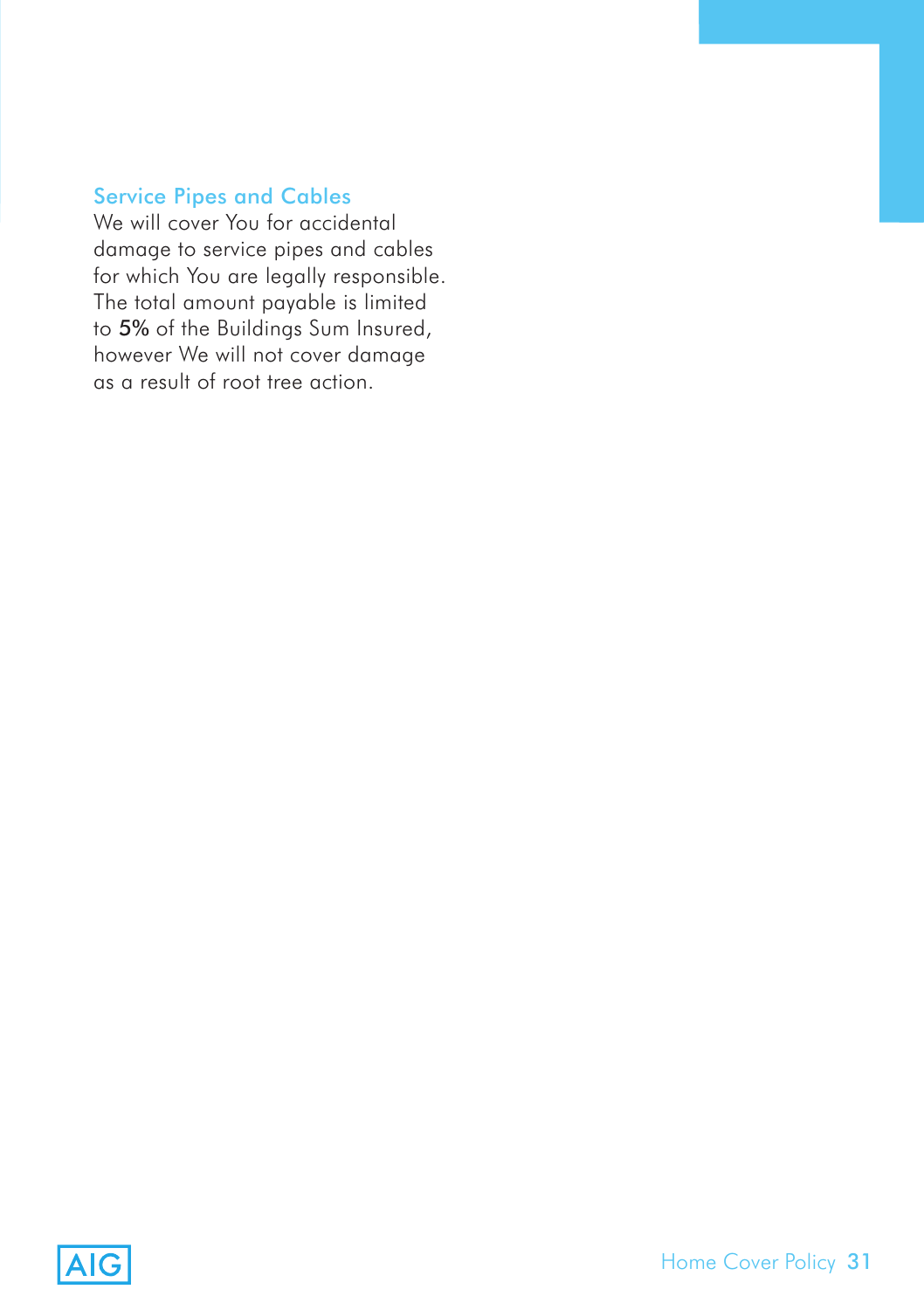### Service Pipes and Cables

We will cover You for accidental damage to service pipes and cables for which You are legally responsible. The total amount payable is limited to **5%** of the Buildings Sum Insured, however We will not cover damage as a result of root tree action.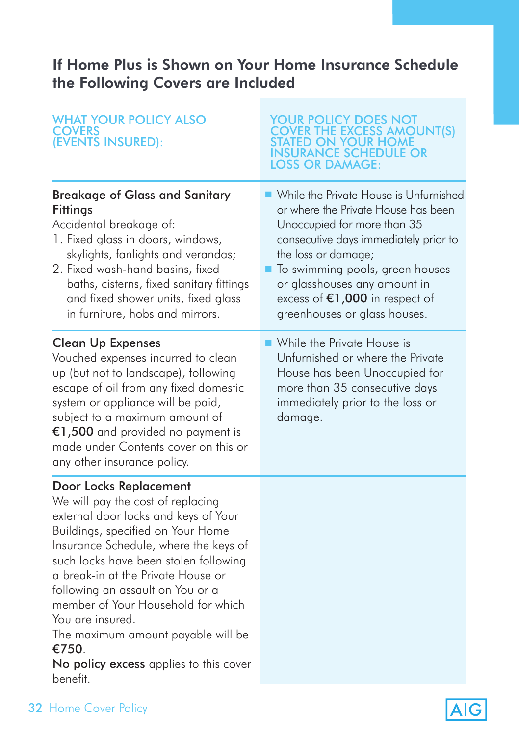## If Home Plus is Shown on Your Home Insurance Schedule the Following Covers are Included

| WHAT YOUR POLICY ALSO COVERS (EVENTS INSURED): | YOUR POLICY DOES NOT COVER THE EXCESS AMOUNT(S) STATED ON YOUR HOME INSURANCE SCHEDULE OR LOSS OR DAMAGE: |
|---|---|
| **Breakage of Glass and Sanitary Fittings**<br>Accidental breakage of:<br>1. Fixed glass in doors, windows, skylights, fanlights and verandas;<br>2. Fixed wash-hand basins, fixed baths, cisterns, fixed sanitary fittings and fixed shower units, fixed glass in furniture, hobs and mirrors. | - While the Private House is Unfurnished or where the Private House has been Unoccupied for more than 35 consecutive days immediately prior to the loss or damage;<br>- To swimming pools, green houses or glasshouses any amount in excess of **€1,000** in respect of greenhouses or glass houses. |
| **Clean Up Expenses**<br>Vouched expenses incurred to clean up (but not to landscape), following escape of oil from any fixed domestic system or appliance will be paid, subject to a maximum amount of **€1,500** and provided no payment is made under Contents cover on this or any other insurance policy. | - While the Private House is Unfurnished or where the Private House has been Unoccupied for more than 35 consecutive days immediately prior to the loss or damage. |
| **Door Locks Replacement**<br>We will pay the cost of replacing external door locks and keys of Your Buildings, specified on Your Home Insurance Schedule, where the keys of such locks have been stolen following a break-in at the Private House or following an assault on You or a member of Your Household for which You are insured.<br>The maximum amount payable will be **€750**.<br>**No policy excess** applies to this cover benefit. | |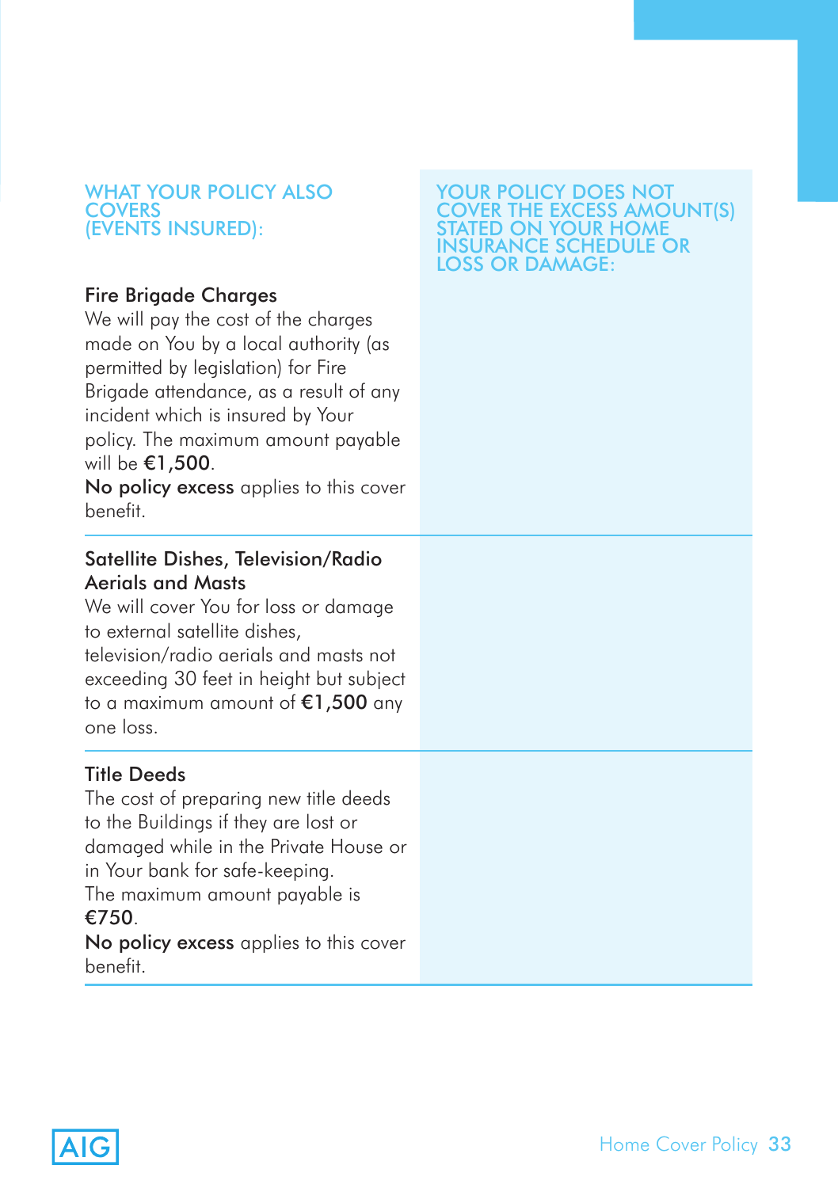| WHAT YOUR POLICY ALSO COVERS (EVENTS INSURED): | YOUR POLICY DOES NOT COVER THE EXCESS AMOUNT(S) STATED ON YOUR HOME INSURANCE SCHEDULE OR LOSS OR DAMAGE: |
| --- | --- |
| **Fire Brigade Charges**<br>We will pay the cost of the charges made on You by a local authority (as permitted by legislation) for Fire Brigade attendance, as a result of any incident which is insured by Your policy. The maximum amount payable will be **€1,500**.<br>**No policy excess** applies to this cover benefit. | |
| **Satellite Dishes, Television/Radio Aerials and Masts**<br>We will cover You for loss or damage to external satellite dishes, television/radio aerials and masts not exceeding 30 feet in height but subject to a maximum amount of **€1,500** any one loss. | |
| **Title Deeds**<br>The cost of preparing new title deeds to the Buildings if they are lost or damaged while in the Private House or in Your bank for safe-keeping.<br>The maximum amount payable is **€750**.<br>**No policy excess** applies to this cover benefit. | |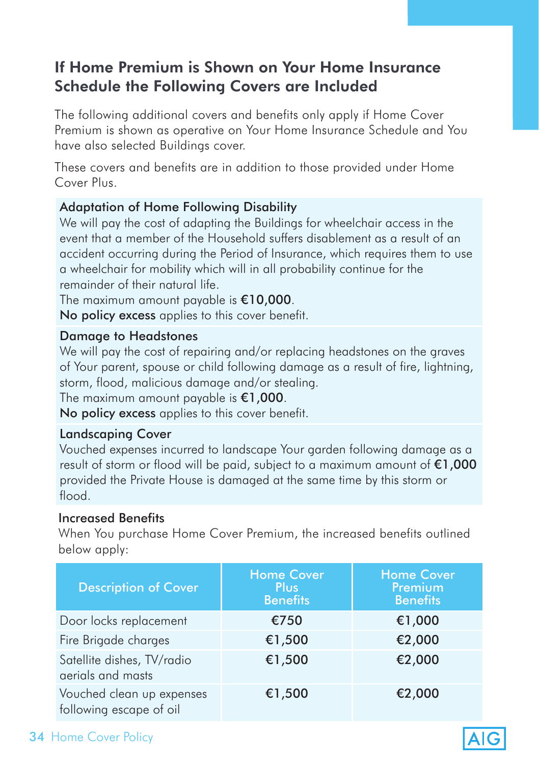## If Home Premium is Shown on Your Home Insurance Schedule the Following Covers are Included

The following additional covers and benefits only apply if Home Cover Premium is shown as operative on Your Home Insurance Schedule and You have also selected Buildings cover.

These covers and benefits are in addition to those provided under Home Cover Plus.

### Adaptation of Home Following Disability

We will pay the cost of adapting the Buildings for wheelchair access in the event that a member of the Household suffers disablement as a result of an accident occurring during the Period of Insurance, which requires them to use a wheelchair for mobility which will in all probability continue for the remainder of their natural life.

The maximum amount payable is **€10,000**.

**No policy excess** applies to this cover benefit.

### Damage to Headstones

We will pay the cost of repairing and/or replacing headstones on the graves of Your parent, spouse or child following damage as a result of fire, lightning, storm, flood, malicious damage and/or stealing.

The maximum amount payable is **€1,000**.

**No policy excess** applies to this cover benefit.

### Landscaping Cover

Vouched expenses incurred to landscape Your garden following damage as a result of storm or flood will be paid, subject to a maximum amount of **€1,000** provided the Private House is damaged at the same time by this storm or flood.

### Increased Benefits

When You purchase Home Cover Premium, the increased benefits outlined below apply:

| Description of Cover | Home Cover Plus Benefits | Home Cover Premium Benefits |
|---|---|---|
| Door locks replacement | €750 | €1,000 |
| Fire Brigade charges | €1,500 | €2,000 |
| Satellite dishes, TV/radio aerials and masts | €1,500 | €2,000 |
| Vouched clean up expenses following escape of oil | €1,500 | €2,000 |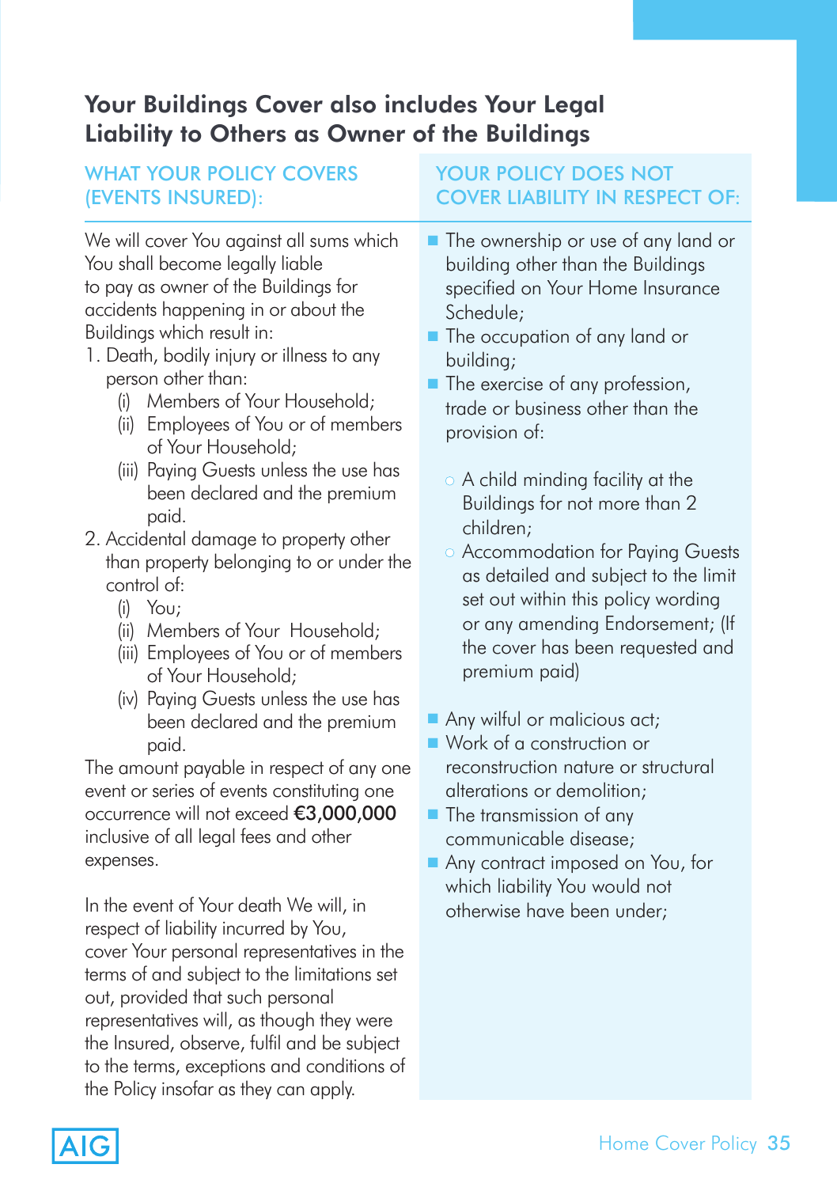## Your Buildings Cover also includes Your Legal Liability to Others as Owner of the Buildings

### WHAT YOUR POLICY COVERS (EVENTS INSURED):

We will cover You against all sums which You shall become legally liable to pay as owner of the Buildings for accidents happening in or about the Buildings which result in:

1. Death, bodily injury or illness to any person other than:
   - (i) Members of Your Household;
   - (ii) Employees of You or of members of Your Household;
   - (iii) Paying Guests unless the use has been declared and the premium paid.
2. Accidental damage to property other than property belonging to or under the control of:
   - (i) You;
   - (ii) Members of Your Household;
   - (iii) Employees of You or of members of Your Household;
   - (iv) Paying Guests unless the use has been declared and the premium paid.

The amount payable in respect of any one event or series of events constituting one occurrence will not exceed **€3,000,000** inclusive of all legal fees and other expenses.

In the event of Your death We will, in respect of liability incurred by You, cover Your personal representatives in the terms of and subject to the limitations set out, provided that such personal representatives will, as though they were the Insured, observe, fulfil and be subject to the terms, exceptions and conditions of the Policy insofar as they can apply.

### YOUR POLICY DOES NOT COVER LIABILITY IN RESPECT OF:

- The ownership or use of any land or building other than the Buildings specified on Your Home Insurance Schedule;
- The occupation of any land or building;
- The exercise of any profession, trade or business other than the provision of:
  - A child minding facility at the Buildings for not more than 2 children;
  - Accommodation for Paying Guests as detailed and subject to the limit set out within this policy wording or any amending Endorsement; (If the cover has been requested and premium paid)
- Any wilful or malicious act;
- Work of a construction or reconstruction nature or structural alterations or demolition;
- The transmission of any communicable disease;
- Any contract imposed on You, for which liability You would not otherwise have been under;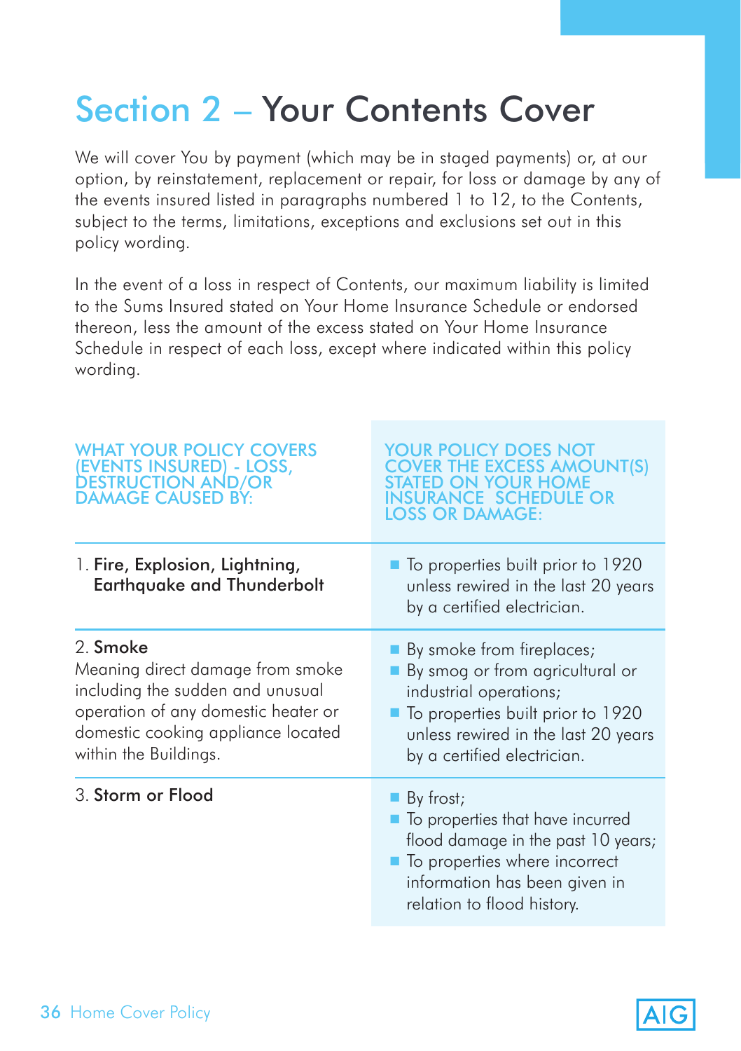# Section 2 – Your Contents Cover

We will cover You by payment (which may be in staged payments) or, at our option, by reinstatement, replacement or repair, for loss or damage by any of the events insured listed in paragraphs numbered 1 to 12, to the Contents, subject to the terms, limitations, exceptions and exclusions set out in this policy wording.

In the event of a loss in respect of Contents, our maximum liability is limited to the Sums Insured stated on Your Home Insurance Schedule or endorsed thereon, less the amount of the excess stated on Your Home Insurance Schedule in respect of each loss, except where indicated within this policy wording.

| WHAT YOUR POLICY COVERS (EVENTS INSURED) - LOSS, DESTRUCTION AND/OR DAMAGE CAUSED BY: | YOUR POLICY DOES NOT COVER THE EXCESS AMOUNT(S) STATED ON YOUR HOME INSURANCE SCHEDULE OR LOSS OR DAMAGE: |
|---|---|
| 1. **Fire, Explosion, Lightning, Earthquake and Thunderbolt** | ■ To properties built prior to 1920 unless rewired in the last 20 years by a certified electrician. |
| 2. **Smoke**<br>Meaning direct damage from smoke including the sudden and unusual operation of any domestic heater or domestic cooking appliance located within the Buildings. | ■ By smoke from fireplaces;<br>■ By smog or from agricultural or industrial operations;<br>■ To properties built prior to 1920 unless rewired in the last 20 years by a certified electrician. |
| 3. **Storm or Flood** | ■ By frost;<br>■ To properties that have incurred flood damage in the past 10 years;<br>■ To properties where incorrect information has been given in relation to flood history. |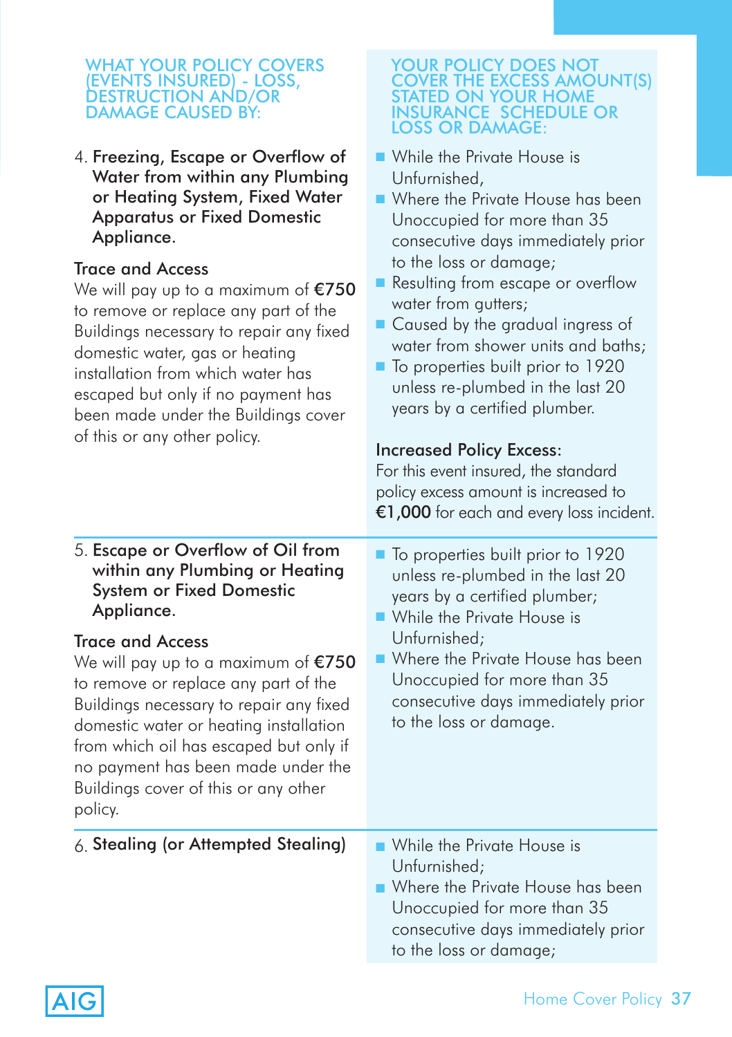| WHAT YOUR POLICY COVERS (EVENTS INSURED) - LOSS, DESTRUCTION AND/OR DAMAGE CAUSED BY: | YOUR POLICY DOES NOT COVER THE EXCESS AMOUNT(S) STATED ON YOUR HOME INSURANCE SCHEDULE OR LOSS OR DAMAGE: |
|---|---|
| 4. **Freezing, Escape or Overflow of Water from within any Plumbing or Heating System, Fixed Water Apparatus or Fixed Domestic Appliance.**<br><br>**Trace and Access**<br>We will pay up to a maximum of **€750** to remove or replace any part of the Buildings necessary to repair any fixed domestic water, gas or heating installation from which water has escaped but only if no payment has been made under the Buildings cover of this or any other policy. | - While the Private House is Unfurnished,<br>- Where the Private House has been Unoccupied for more than 35 consecutive days immediately prior to the loss or damage;<br>- Resulting from escape or overflow water from gutters;<br>- Caused by the gradual ingress of water from shower units and baths;<br>- To properties built prior to 1920 unless re-plumbed in the last 20 years by a certified plumber.<br><br>**Increased Policy Excess:**<br>For this event insured, the standard policy excess amount is increased to **€1,000** for each and every loss incident. |
| 5. **Escape or Overflow of Oil from within any Plumbing or Heating System or Fixed Domestic Appliance.**<br><br>**Trace and Access**<br>We will pay up to a maximum of **€750** to remove or replace any part of the Buildings necessary to repair any fixed domestic water or heating installation from which oil has escaped but only if no payment has been made under the Buildings cover of this or any other policy. | - To properties built prior to 1920 unless re-plumbed in the last 20 years by a certified plumber;<br>- While the Private House is Unfurnished;<br>- Where the Private House has been Unoccupied for more than 35 consecutive days immediately prior to the loss or damage. |
| 6. **Stealing (or Attempted Stealing)** | - While the Private House is Unfurnished;<br>- Where the Private House has been Unoccupied for more than 35 consecutive days immediately prior to the loss or damage; |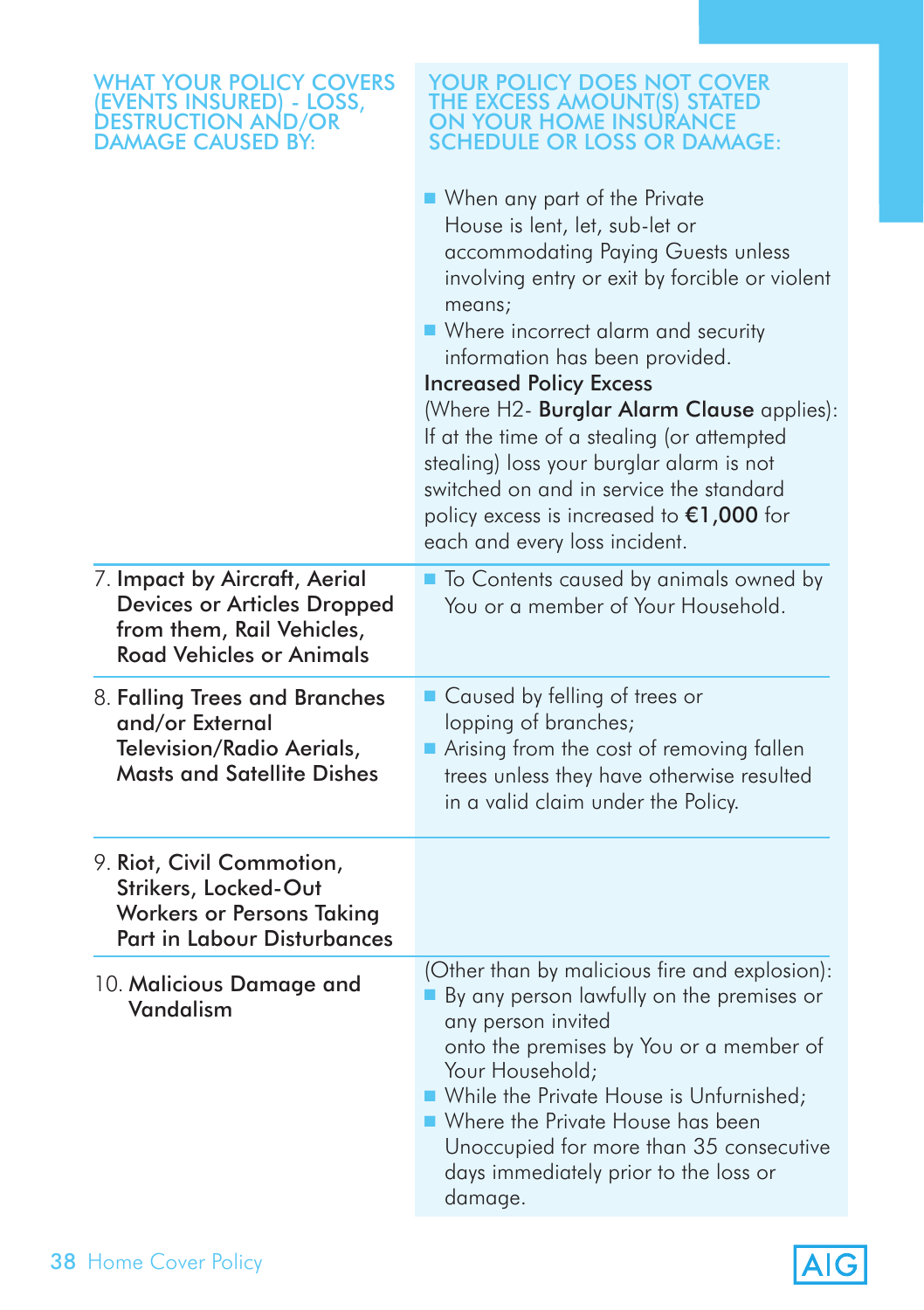| WHAT YOUR POLICY COVERS (EVENTS INSURED) - LOSS, DESTRUCTION AND/OR DAMAGE CAUSED BY: | YOUR POLICY DOES NOT COVER THE EXCESS AMOUNT(S) STATED ON YOUR HOME INSURANCE SCHEDULE OR LOSS OR DAMAGE: |
|---|---|
| | ■ When any part of the Private House is lent, let, sub-let or accommodating Paying Guests unless involving entry or exit by forcible or violent means;<br>■ Where incorrect alarm and security information has been provided.<br>**Increased Policy Excess**<br>(Where H2- **Burglar Alarm Clause** applies): If at the time of a stealing (or attempted stealing) loss your burglar alarm is not switched on and in service the standard policy excess is increased to **€1,000** for each and every loss incident. |
| 7. **Impact by Aircraft, Aerial Devices or Articles Dropped from them, Rail Vehicles, Road Vehicles or Animals** | ■ To Contents caused by animals owned by You or a member of Your Household. |
| 8. **Falling Trees and Branches and/or External Television/Radio Aerials, Masts and Satellite Dishes** | ■ Caused by felling of trees or lopping of branches;<br>■ Arising from the cost of removing fallen trees unless they have otherwise resulted in a valid claim under the Policy. |
| 9. **Riot, Civil Commotion, Strikers, Locked-Out Workers or Persons Taking Part in Labour Disturbances** | |
| 10. **Malicious Damage and Vandalism** | (Other than by malicious fire and explosion):<br>■ By any person lawfully on the premises or any person invited onto the premises by You or a member of Your Household;<br>■ While the Private House is Unfurnished;<br>■ Where the Private House has been Unoccupied for more than 35 consecutive days immediately prior to the loss or damage. |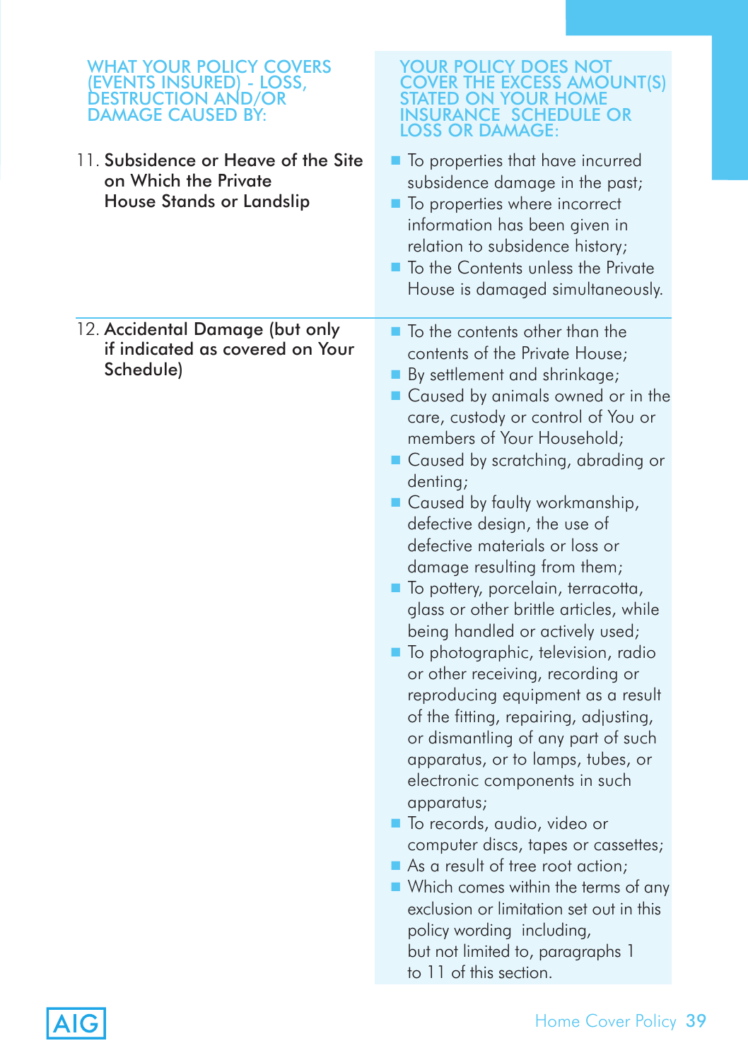| WHAT YOUR POLICY COVERS (EVENTS INSURED) - LOSS, DESTRUCTION AND/OR DAMAGE CAUSED BY: | YOUR POLICY DOES NOT COVER THE EXCESS AMOUNT(S) STATED ON YOUR HOME INSURANCE SCHEDULE OR LOSS OR DAMAGE: |
| --- | --- |
| 11. **Subsidence or Heave of the Site on Which the Private House Stands or Landslip** | ▪ To properties that have incurred subsidence damage in the past;<br>▪ To properties where incorrect information has been given in relation to subsidence history;<br>▪ To the Contents unless the Private House is damaged simultaneously. |
| 12. **Accidental Damage (but only if indicated as covered on Your Schedule)** | ▪ To the contents other than the contents of the Private House;<br>▪ By settlement and shrinkage;<br>▪ Caused by animals owned or in the care, custody or control of You or members of Your Household;<br>▪ Caused by scratching, abrading or denting;<br>▪ Caused by faulty workmanship, defective design, the use of defective materials or loss or damage resulting from them;<br>▪ To pottery, porcelain, terracotta, glass or other brittle articles, while being handled or actively used;<br>▪ To photographic, television, radio or other receiving, recording or reproducing equipment as a result of the fitting, repairing, adjusting, or dismantling of any part of such apparatus, or to lamps, tubes, or electronic components in such apparatus;<br>▪ To records, audio, video or computer discs, tapes or cassettes;<br>▪ As a result of tree root action;<br>▪ Which comes within the terms of any exclusion or limitation set out in this policy wording including, but not limited to, paragraphs 1 to 11 of this section. |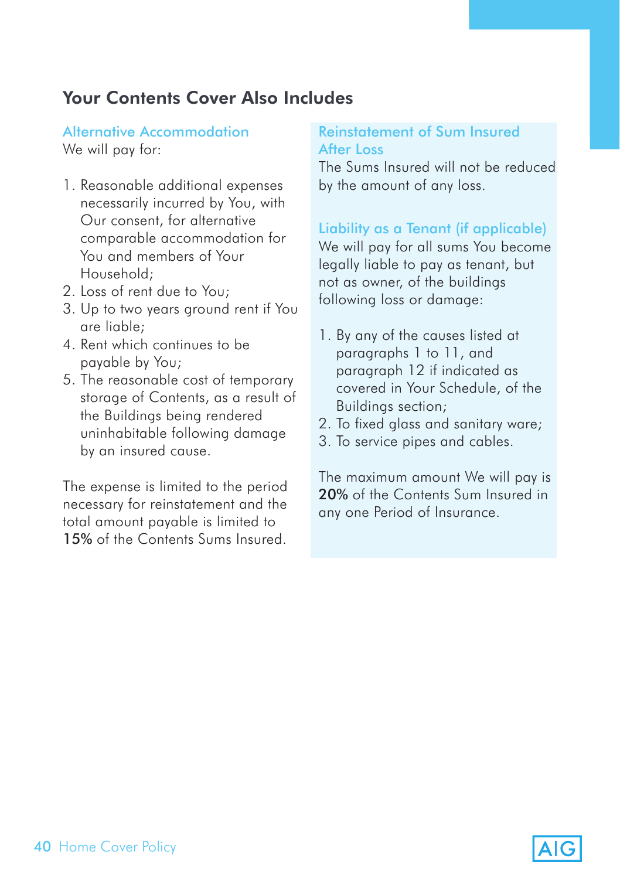## Your Contents Cover Also Includes

### Alternative Accommodation

We will pay for:

1. Reasonable additional expenses necessarily incurred by You, with Our consent, for alternative comparable accommodation for You and members of Your Household;
2. Loss of rent due to You;
3. Up to two years ground rent if You are liable;
4. Rent which continues to be payable by You;
5. The reasonable cost of temporary storage of Contents, as a result of the Buildings being rendered uninhabitable following damage by an insured cause.

The expense is limited to the period necessary for reinstatement and the total amount payable is limited to **15%** of the Contents Sums Insured.

### Reinstatement of Sum Insured After Loss

The Sums Insured will not be reduced by the amount of any loss.

### Liability as a Tenant (if applicable)

We will pay for all sums You become legally liable to pay as tenant, but not as owner, of the buildings following loss or damage:

1. By any of the causes listed at paragraphs 1 to 11, and paragraph 12 if indicated as covered in Your Schedule, of the Buildings section;
2. To fixed glass and sanitary ware;
3. To service pipes and cables.

The maximum amount We will pay is **20%** of the Contents Sum Insured in any one Period of Insurance.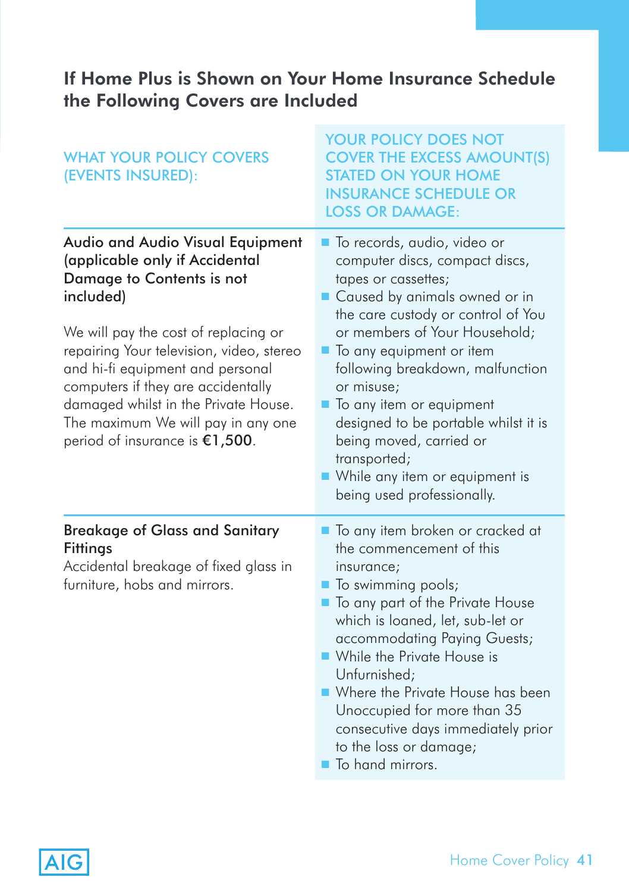## If Home Plus is Shown on Your Home Insurance Schedule the Following Covers are Included

| WHAT YOUR POLICY COVERS (EVENTS INSURED): | YOUR POLICY DOES NOT COVER THE EXCESS AMOUNT(S) STATED ON YOUR HOME INSURANCE SCHEDULE OR LOSS OR DAMAGE: |
|---|---|
| **Audio and Audio Visual Equipment (applicable only if Accidental Damage to Contents is not included)**<br><br>We will pay the cost of replacing or repairing Your television, video, stereo and hi-fi equipment and personal computers if they are accidentally damaged whilst in the Private House. The maximum We will pay in any one period of insurance is **€1,500**. | ■ To records, audio, video or computer discs, compact discs, tapes or cassettes;<br>■ Caused by animals owned or in the care custody or control of You or members of Your Household;<br>■ To any equipment or item following breakdown, malfunction or misuse;<br>■ To any item or equipment designed to be portable whilst it is being moved, carried or transported;<br>■ While any item or equipment is being used professionally. |
| **Breakage of Glass and Sanitary Fittings**<br>Accidental breakage of fixed glass in furniture, hobs and mirrors. | ■ To any item broken or cracked at the commencement of this insurance;<br>■ To swimming pools;<br>■ To any part of the Private House which is loaned, let, sub-let or accommodating Paying Guests;<br>■ While the Private House is Unfurnished;<br>■ Where the Private House has been Unoccupied for more than 35 consecutive days immediately prior to the loss or damage;<br>■ To hand mirrors. |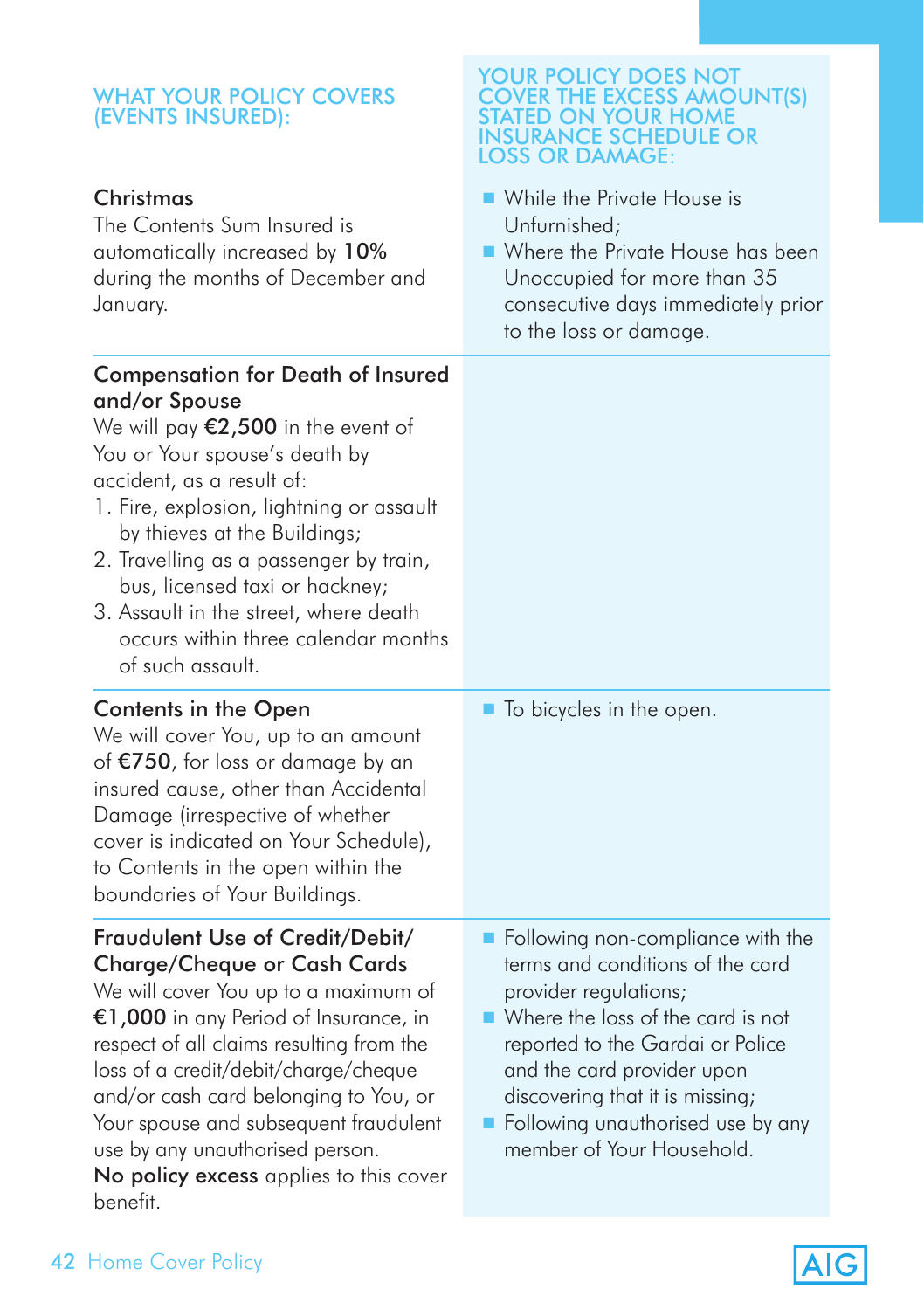| WHAT YOUR POLICY COVERS (EVENTS INSURED): | YOUR POLICY DOES NOT COVER THE EXCESS AMOUNT(S) STATED ON YOUR HOME INSURANCE SCHEDULE OR LOSS OR DAMAGE: |
|---|---|
| **Christmas**<br>The Contents Sum Insured is automatically increased by **10%** during the months of December and January. | ■ While the Private House is Unfurnished;<br>■ Where the Private House has been Unoccupied for more than 35 consecutive days immediately prior to the loss or damage. |
| **Compensation for Death of Insured and/or Spouse**<br>We will pay **€2,500** in the event of You or Your spouse's death by accident, as a result of:<br>1. Fire, explosion, lightning or assault by thieves at the Buildings;<br>2. Travelling as a passenger by train, bus, licensed taxi or hackney;<br>3. Assault in the street, where death occurs within three calendar months of such assault. | |
| **Contents in the Open**<br>We will cover You, up to an amount of **€750**, for loss or damage by an insured cause, other than Accidental Damage (irrespective of whether cover is indicated on Your Schedule), to Contents in the open within the boundaries of Your Buildings. | ■ To bicycles in the open. |
| **Fraudulent Use of Credit/Debit/Charge/Cheque or Cash Cards**<br>We will cover You up to a maximum of **€1,000** in any Period of Insurance, in respect of all claims resulting from the loss of a credit/debit/charge/cheque and/or cash card belonging to You, or Your spouse and subsequent fraudulent use by any unauthorised person.<br>**No policy excess** applies to this cover benefit. | ■ Following non-compliance with the terms and conditions of the card provider regulations;<br>■ Where the loss of the card is not reported to the Gardai or Police and the card provider upon discovering that it is missing;<br>■ Following unauthorised use by any member of Your Household. |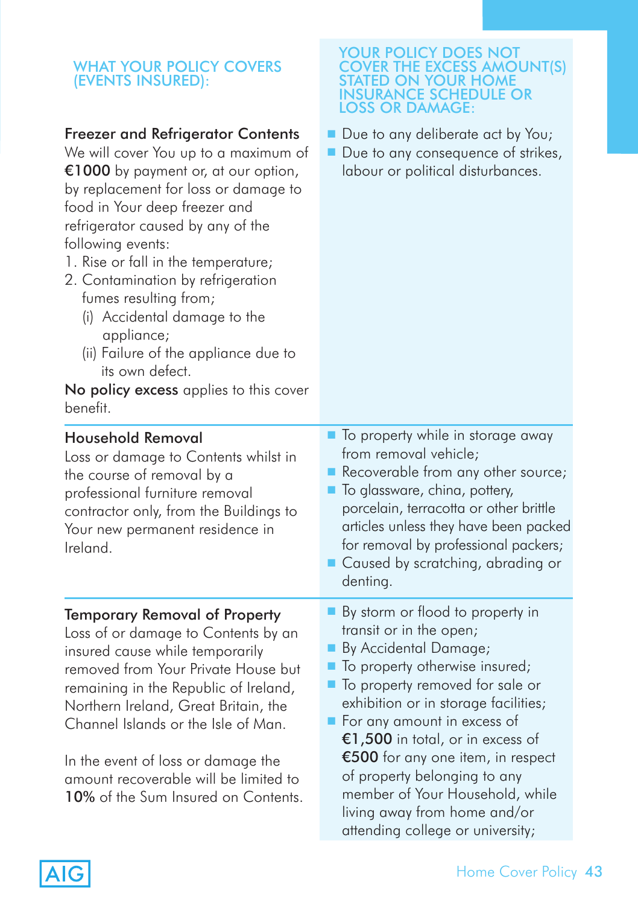| WHAT YOUR POLICY COVERS (EVENTS INSURED): | YOUR POLICY DOES NOT COVER THE EXCESS AMOUNT(S) STATED ON YOUR HOME INSURANCE SCHEDULE OR LOSS OR DAMAGE: |
|---|---|
| **Freezer and Refrigerator Contents**<br>We will cover You up to a maximum of **€1000** by payment or, at our option, by replacement for loss or damage to food in Your deep freezer and refrigerator caused by any of the following events:<br>1. Rise or fall in the temperature;<br>2. Contamination by refrigeration fumes resulting from;<br>(i) Accidental damage to the appliance;<br>(ii) Failure of the appliance due to its own defect.<br>**No policy excess** applies to this cover benefit. | ■ Due to any deliberate act by You;<br>■ Due to any consequence of strikes, labour or political disturbances. |
| **Household Removal**<br>Loss or damage to Contents whilst in the course of removal by a professional furniture removal contractor only, from the Buildings to Your new permanent residence in Ireland. | ■ To property while in storage away from removal vehicle;<br>■ Recoverable from any other source;<br>■ To glassware, china, pottery, porcelain, terracotta or other brittle articles unless they have been packed for removal by professional packers;<br>■ Caused by scratching, abrading or denting. |
| **Temporary Removal of Property**<br>Loss of or damage to Contents by an insured cause while temporarily removed from Your Private House but remaining in the Republic of Ireland, Northern Ireland, Great Britain, the Channel Islands or the Isle of Man.<br><br>In the event of loss or damage the amount recoverable will be limited to **10%** of the Sum Insured on Contents. | ■ By storm or flood to property in transit or in the open;<br>■ By Accidental Damage;<br>■ To property otherwise insured;<br>■ To property removed for sale or exhibition or in storage facilities;<br>■ For any amount in excess of **€1,500** in total, or in excess of **€500** for any one item, in respect of property belonging to any member of Your Household, while living away from home and/or attending college or university; |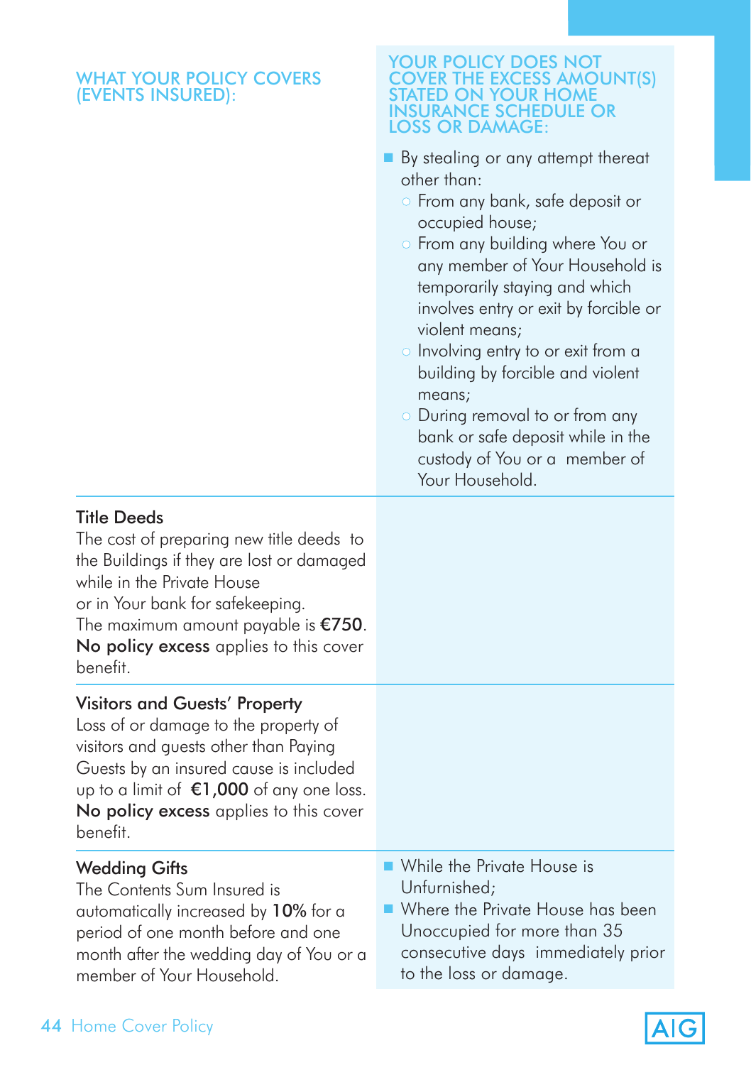| WHAT YOUR POLICY COVERS (EVENTS INSURED): | YOUR POLICY DOES NOT COVER THE EXCESS AMOUNT(S) STATED ON YOUR HOME INSURANCE SCHEDULE OR LOSS OR DAMAGE: |
|---|---|
| | ■ By stealing or any attempt thereat other than:<br>○ From any bank, safe deposit or occupied house;<br>○ From any building where You or any member of Your Household is temporarily staying and which involves entry or exit by forcible or violent means;<br>○ Involving entry to or exit from a building by forcible and violent means;<br>○ During removal to or from any bank or safe deposit while in the custody of You or a member of Your Household. |
| **Title Deeds**<br>The cost of preparing new title deeds to the Buildings if they are lost or damaged while in the Private House or in Your bank for safekeeping.<br>The maximum amount payable is **€750**.<br>**No policy excess** applies to this cover benefit. | |
| **Visitors and Guests' Property**<br>Loss of or damage to the property of visitors and guests other than Paying Guests by an insured cause is included up to a limit of **€1,000** of any one loss.<br>**No policy excess** applies to this cover benefit. | |
| **Wedding Gifts**<br>The Contents Sum Insured is automatically increased by **10%** for a period of one month before and one month after the wedding day of You or a member of Your Household. | ■ While the Private House is Unfurnished;<br>■ Where the Private House has been Unoccupied for more than 35 consecutive days immediately prior to the loss or damage. |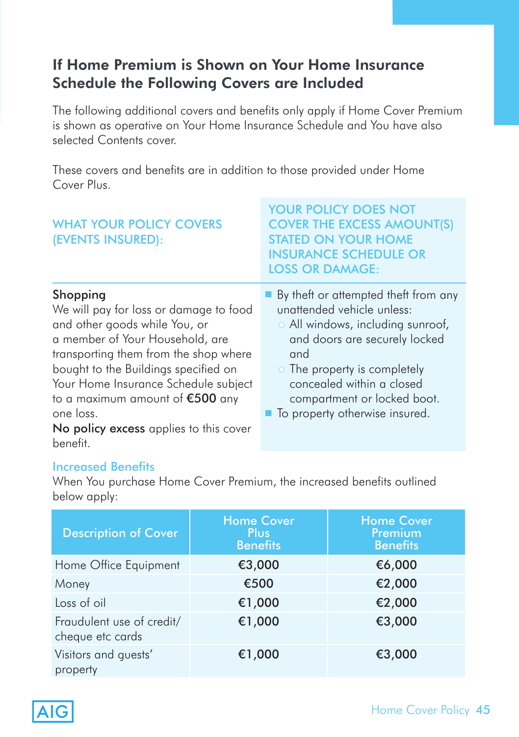## If Home Premium is Shown on Your Home Insurance Schedule the Following Covers are Included

The following additional covers and benefits only apply if Home Cover Premium is shown as operative on Your Home Insurance Schedule and You have also selected Contents cover.

These covers and benefits are in addition to those provided under Home Cover Plus.

| WHAT YOUR POLICY COVERS (EVENTS INSURED): | YOUR POLICY DOES NOT COVER THE EXCESS AMOUNT(S) STATED ON YOUR HOME INSURANCE SCHEDULE OR LOSS OR DAMAGE: |
|---|---|
| **Shopping**<br>We will pay for loss or damage to food and other goods while You, or a member of Your Household, are transporting them from the shop where bought to the Buildings specified on Your Home Insurance Schedule subject to a maximum amount of **€500** any one loss.<br>**No policy excess** applies to this cover benefit. | ■ By theft or attempted theft from any unattended vehicle unless:<br>○ All windows, including sunroof, and doors are securely locked and<br>○ The property is completely concealed within a closed compartment or locked boot.<br>■ To property otherwise insured. |

### Increased Benefits

When You purchase Home Cover Premium, the increased benefits outlined below apply:

| Description of Cover | Home Cover Plus Benefits | Home Cover Premium Benefits |
|---|---|---|
| Home Office Equipment | €3,000 | €6,000 |
| Money | €500 | €2,000 |
| Loss of oil | €1,000 | €2,000 |
| Fraudulent use of credit/ cheque etc cards | €1,000 | €3,000 |
| Visitors and guests' property | €1,000 | €3,000 |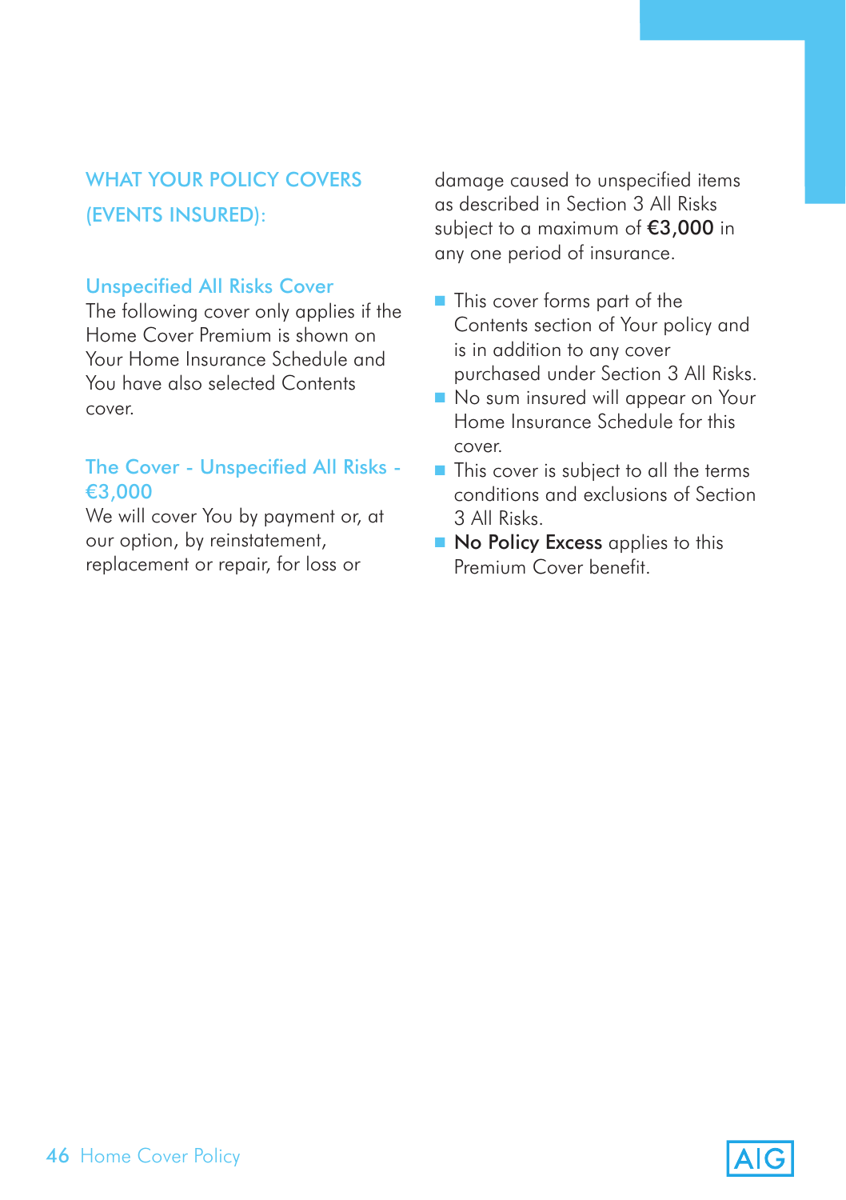## WHAT YOUR POLICY COVERS (EVENTS INSURED):

### Unspecified All Risks Cover

The following cover only applies if the Home Cover Premium is shown on Your Home Insurance Schedule and You have also selected Contents cover.

### The Cover - Unspecified All Risks - €3,000

We will cover You by payment or, at our option, by reinstatement, replacement or repair, for loss or damage caused to unspecified items as described in Section 3 All Risks subject to a maximum of **€3,000** in any one period of insurance.

- This cover forms part of the Contents section of Your policy and is in addition to any cover purchased under Section 3 All Risks.
- No sum insured will appear on Your Home Insurance Schedule for this cover.
- This cover is subject to all the terms conditions and exclusions of Section 3 All Risks.
- **No Policy Excess** applies to this Premium Cover benefit.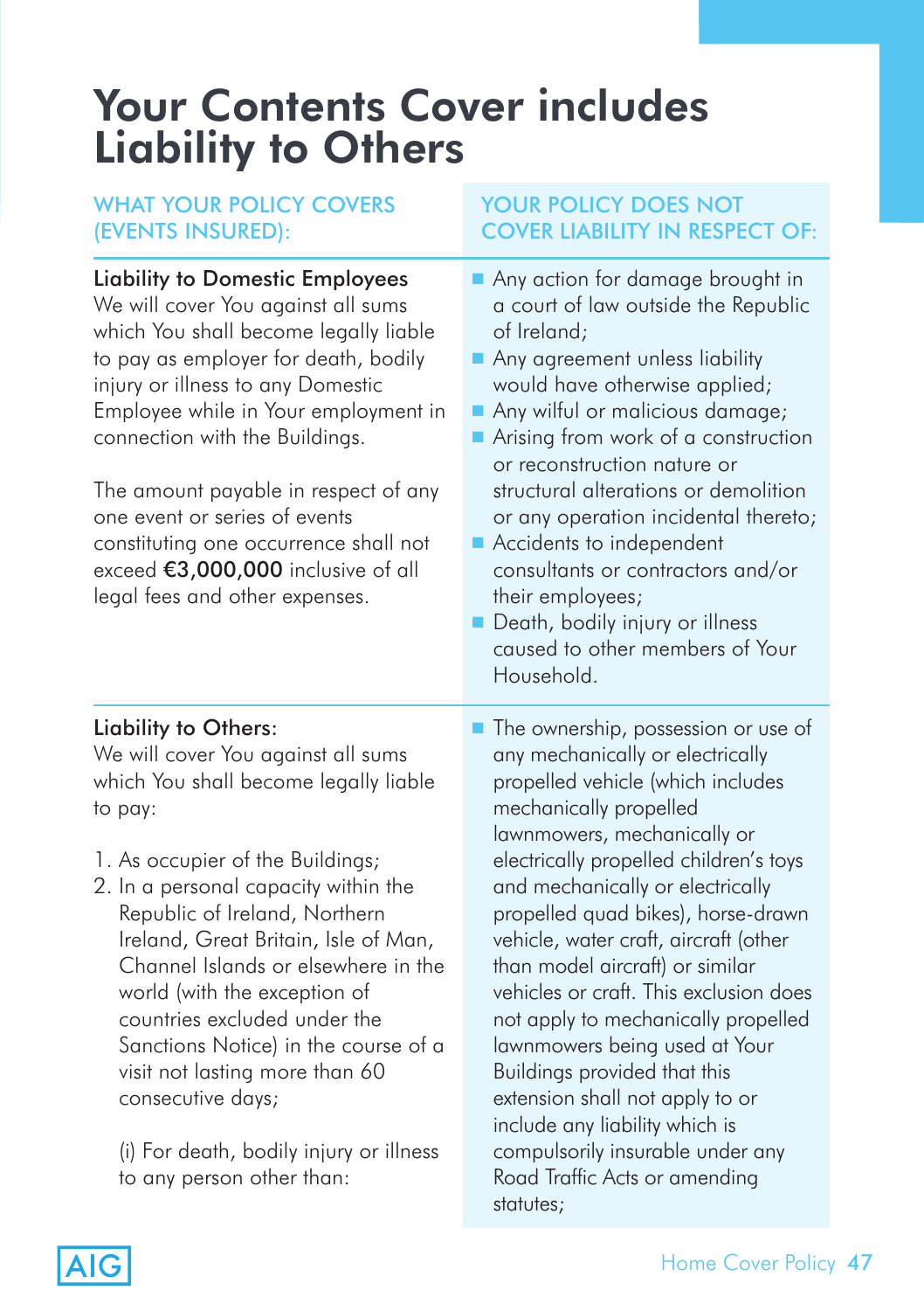# Your Contents Cover includes Liability to Others

| WHAT YOUR POLICY COVERS (EVENTS INSURED): | YOUR POLICY DOES NOT COVER LIABILITY IN RESPECT OF: |
|---|---|
| **Liability to Domestic Employees**<br>We will cover You against all sums which You shall become legally liable to pay as employer for death, bodily injury or illness to any Domestic Employee while in Your employment in connection with the Buildings.<br><br>The amount payable in respect of any one event or series of events constituting one occurrence shall not exceed **€3,000,000** inclusive of all legal fees and other expenses. | - Any action for damage brought in a court of law outside the Republic of Ireland;<br>- Any agreement unless liability would have otherwise applied;<br>- Any wilful or malicious damage;<br>- Arising from work of a construction or reconstruction nature or structural alterations or demolition or any operation incidental thereto;<br>- Accidents to independent consultants or contractors and/or their employees;<br>- Death, bodily injury or illness caused to other members of Your Household. |
| **Liability to Others:**<br>We will cover You against all sums which You shall become legally liable to pay:<br><br>1. As occupier of the Buildings;<br>2. In a personal capacity within the Republic of Ireland, Northern Ireland, Great Britain, Isle of Man, Channel Islands or elsewhere in the world (with the exception of countries excluded under the Sanctions Notice) in the course of a visit not lasting more than 60 consecutive days;<br><br>(i) For death, bodily injury or illness to any person other than: | - The ownership, possession or use of any mechanically or electrically propelled vehicle (which includes mechanically propelled lawnmowers, mechanically or electrically propelled children's toys and mechanically or electrically propelled quad bikes), horse-drawn vehicle, water craft, aircraft (other than model aircraft) or similar vehicles or craft. This exclusion does not apply to mechanically propelled lawnmowers being used at Your Buildings provided that this extension shall not apply to or include any liability which is compulsorily insurable under any Road Traffic Acts or amending statutes; |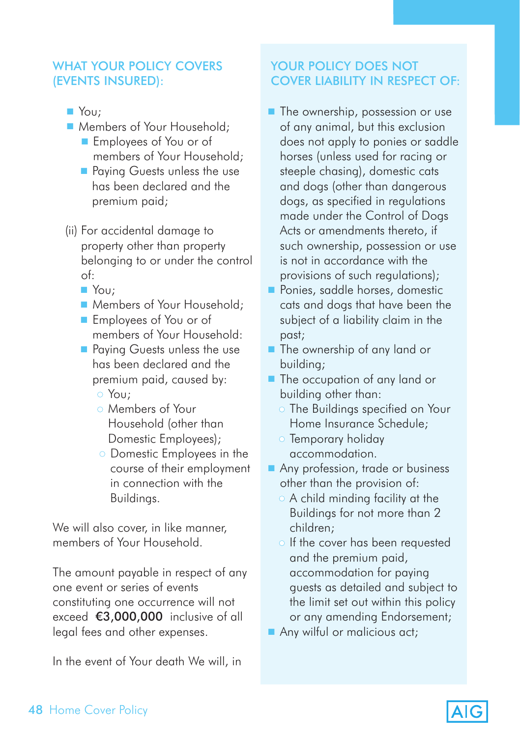## WHAT YOUR POLICY COVERS (EVENTS INSURED):

- You;
- Members of Your Household;
  - Employees of You or of members of Your Household;
  - Paying Guests unless the use has been declared and the premium paid;

(ii) For accidental damage to property other than property belonging to or under the control of:

- You;
- Members of Your Household;
- Employees of You or of members of Your Household:
- Paying Guests unless the use has been declared and the premium paid, caused by:
  - You;
  - Members of Your Household (other than Domestic Employees);
  - Domestic Employees in the course of their employment in connection with the Buildings.

We will also cover, in like manner, members of Your Household.

The amount payable in respect of any one event or series of events constituting one occurrence will not exceed **€3,000,000** inclusive of all legal fees and other expenses.

In the event of Your death We will, in

## YOUR POLICY DOES NOT COVER LIABILITY IN RESPECT OF:

- The ownership, possession or use of any animal, but this exclusion does not apply to ponies or saddle horses (unless used for racing or steeple chasing), domestic cats and dogs (other than dangerous dogs, as specified in regulations made under the Control of Dogs Acts or amendments thereto, if such ownership, possession or use is not in accordance with the provisions of such regulations);
- Ponies, saddle horses, domestic cats and dogs that have been the subject of a liability claim in the past;
- The ownership of any land or building;
- The occupation of any land or building other than:
  - The Buildings specified on Your Home Insurance Schedule;
  - Temporary holiday accommodation.
- Any profession, trade or business other than the provision of:
  - A child minding facility at the Buildings for not more than 2 children;
  - If the cover has been requested and the premium paid, accommodation for paying guests as detailed and subject to the limit set out within this policy or any amending Endorsement;
- Any wilful or malicious act;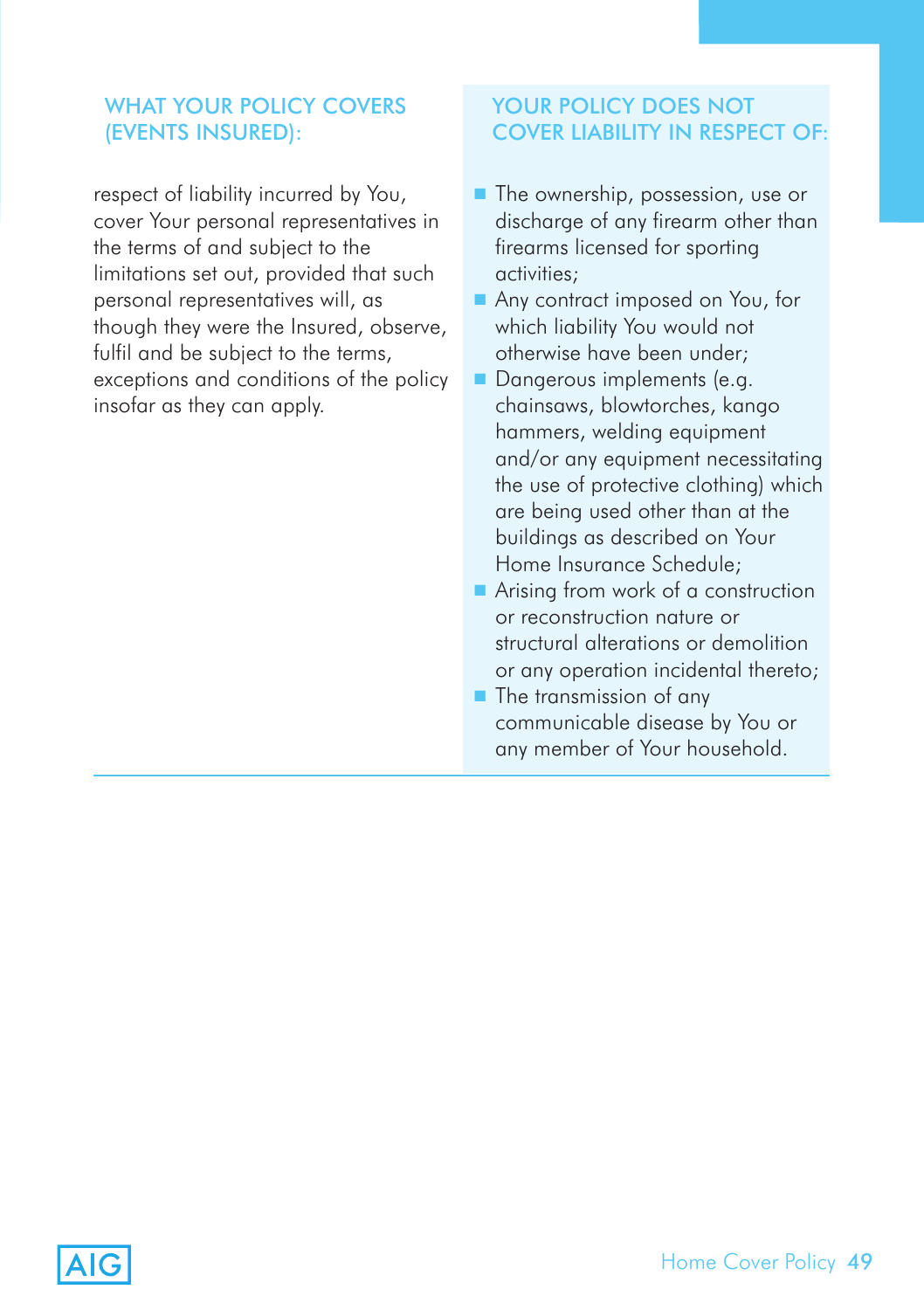## WHAT YOUR POLICY COVERS (EVENTS INSURED):

respect of liability incurred by You, cover Your personal representatives in the terms of and subject to the limitations set out, provided that such personal representatives will, as though they were the Insured, observe, fulfil and be subject to the terms, exceptions and conditions of the policy insofar as they can apply.

## YOUR POLICY DOES NOT COVER LIABILITY IN RESPECT OF:

- The ownership, possession, use or discharge of any firearm other than firearms licensed for sporting activities;
- Any contract imposed on You, for which liability You would not otherwise have been under;
- Dangerous implements (e.g. chainsaws, blowtorches, kango hammers, welding equipment and/or any equipment necessitating the use of protective clothing) which are being used other than at the buildings as described on Your Home Insurance Schedule;
- Arising from work of a construction or reconstruction nature or structural alterations or demolition or any operation incidental thereto;
- The transmission of any communicable disease by You or any member of Your household.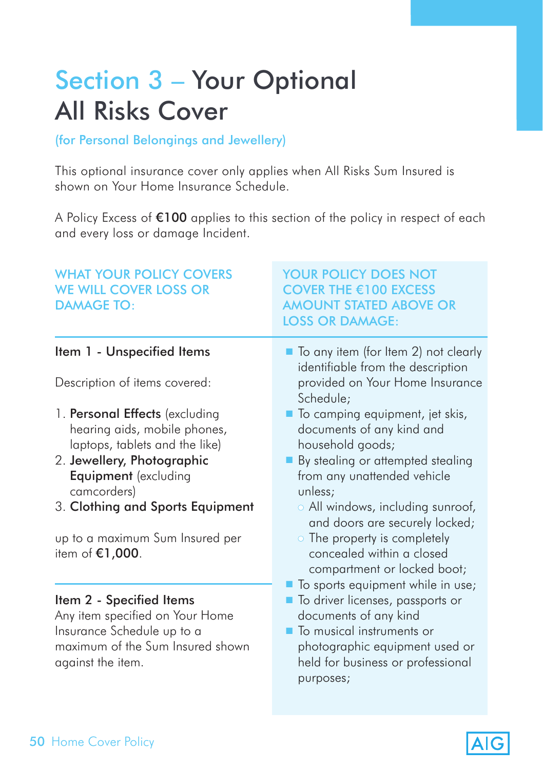# Section 3 – Your Optional All Risks Cover

(for Personal Belongings and Jewellery)

This optional insurance cover only applies when All Risks Sum Insured is shown on Your Home Insurance Schedule.

A Policy Excess of **€100** applies to this section of the policy in respect of each and every loss or damage Incident.

## WHAT YOUR POLICY COVERS WE WILL COVER LOSS OR DAMAGE TO:

### Item 1 - Unspecified Items

Description of items covered:

1. **Personal Effects** (excluding hearing aids, mobile phones, laptops, tablets and the like)
2. **Jewellery, Photographic Equipment** (excluding camcorders)
3. **Clothing and Sports Equipment**

up to a maximum Sum Insured per item of **€1,000**.

### Item 2 - Specified Items

Any item specified on Your Home Insurance Schedule up to a maximum of the Sum Insured shown against the item.

## YOUR POLICY DOES NOT COVER THE €100 EXCESS AMOUNT STATED ABOVE OR LOSS OR DAMAGE:

- To any item (for Item 2) not clearly identifiable from the description provided on Your Home Insurance Schedule;
- To camping equipment, jet skis, documents of any kind and household goods;
- By stealing or attempted stealing from any unattended vehicle unless;
  - All windows, including sunroof, and doors are securely locked;
  - The property is completely concealed within a closed compartment or locked boot;
- To sports equipment while in use;
- To driver licenses, passports or documents of any kind
- To musical instruments or photographic equipment used or held for business or professional purposes;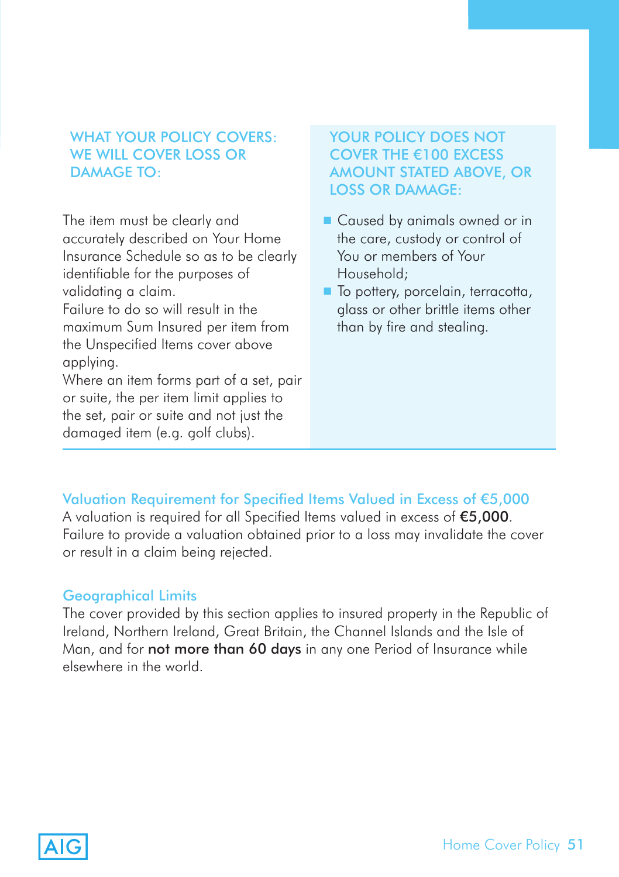### WHAT YOUR POLICY COVERS: WE WILL COVER LOSS OR DAMAGE TO:

The item must be clearly and accurately described on Your Home Insurance Schedule so as to be clearly identifiable for the purposes of validating a claim.
Failure to do so will result in the maximum Sum Insured per item from the Unspecified Items cover above applying.
Where an item forms part of a set, pair or suite, the per item limit applies to the set, pair or suite and not just the damaged item (e.g. golf clubs).

### YOUR POLICY DOES NOT COVER THE €100 EXCESS AMOUNT STATED ABOVE, OR LOSS OR DAMAGE:

- Caused by animals owned or in the care, custody or control of You or members of Your Household;
- To pottery, porcelain, terracotta, glass or other brittle items other than by fire and stealing.

### Valuation Requirement for Specified Items Valued in Excess of €5,000

A valuation is required for all Specified Items valued in excess of **€5,000**. Failure to provide a valuation obtained prior to a loss may invalidate the cover or result in a claim being rejected.

### Geographical Limits

The cover provided by this section applies to insured property in the Republic of Ireland, Northern Ireland, Great Britain, the Channel Islands and the Isle of Man, and for **not more than 60 days** in any one Period of Insurance while elsewhere in the world.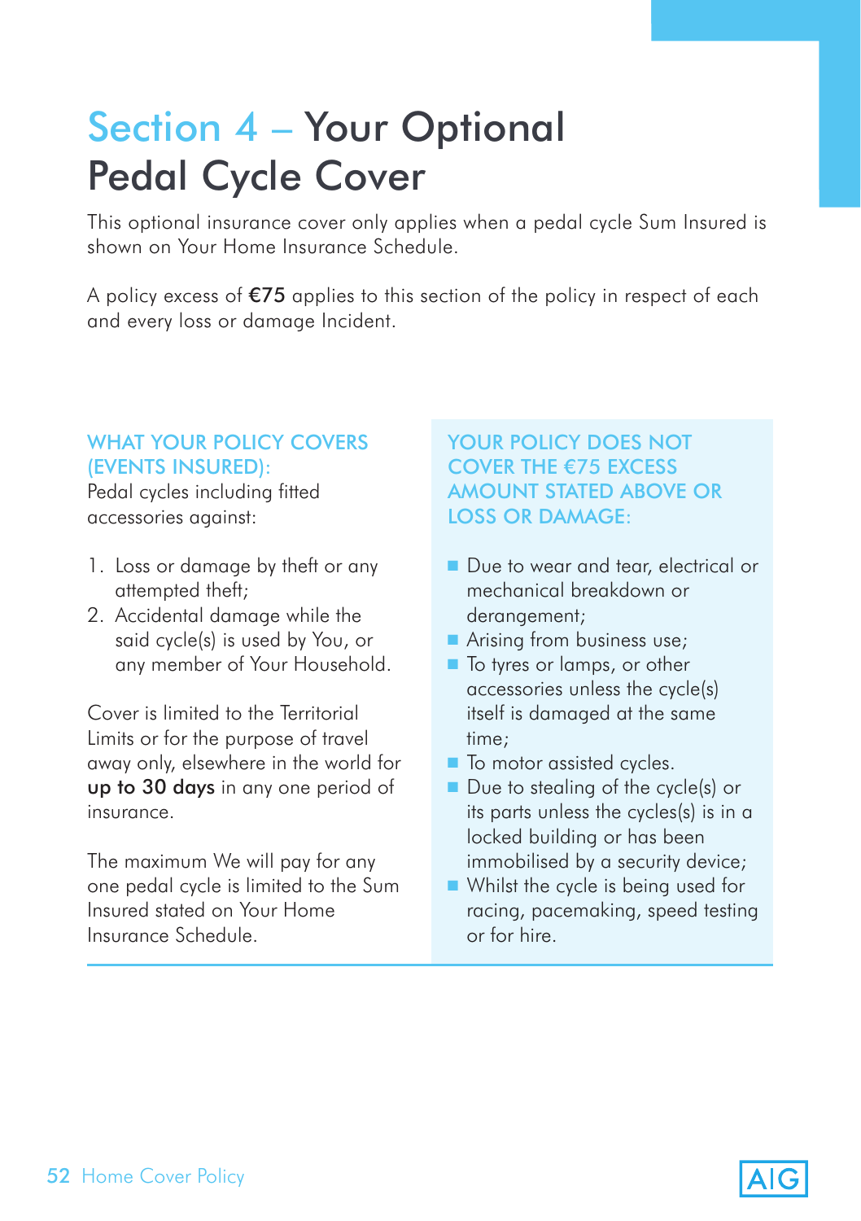# Section 4 – Your Optional Pedal Cycle Cover

This optional insurance cover only applies when a pedal cycle Sum Insured is shown on Your Home Insurance Schedule.

A policy excess of **€75** applies to this section of the policy in respect of each and every loss or damage Incident.

### WHAT YOUR POLICY COVERS (EVENTS INSURED):

Pedal cycles including fitted accessories against:

1. Loss or damage by theft or any attempted theft;
2. Accidental damage while the said cycle(s) is used by You, or any member of Your Household.

Cover is limited to the Territorial Limits or for the purpose of travel away only, elsewhere in the world for **up to 30 days** in any one period of insurance.

The maximum We will pay for any one pedal cycle is limited to the Sum Insured stated on Your Home Insurance Schedule.

### YOUR POLICY DOES NOT COVER THE €75 EXCESS AMOUNT STATED ABOVE OR LOSS OR DAMAGE:

- Due to wear and tear, electrical or mechanical breakdown or derangement;
- Arising from business use;
- To tyres or lamps, or other accessories unless the cycle(s) itself is damaged at the same time;
- To motor assisted cycles.
- Due to stealing of the cycle(s) or its parts unless the cycles(s) is in a locked building or has been immobilised by a security device;
- Whilst the cycle is being used for racing, pacemaking, speed testing or for hire.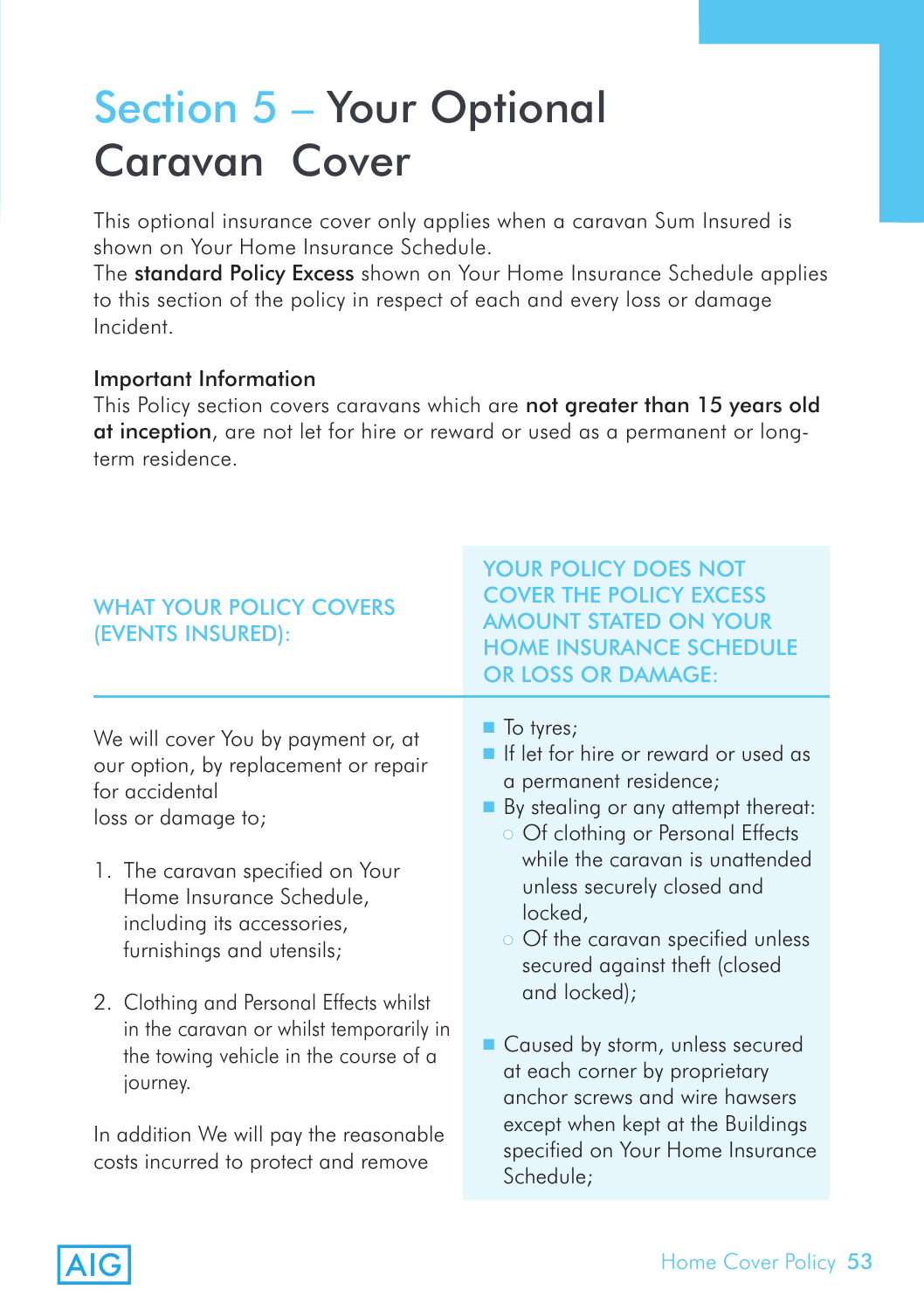# Section 5 – Your Optional Caravan Cover

This optional insurance cover only applies when a caravan Sum Insured is shown on Your Home Insurance Schedule.
The **standard Policy Excess** shown on Your Home Insurance Schedule applies to this section of the policy in respect of each and every loss or damage Incident.

**Important Information**
This Policy section covers caravans which are **not greater than 15 years old at inception**, are not let for hire or reward or used as a permanent or long-term residence.

| WHAT YOUR POLICY COVERS (EVENTS INSURED): | YOUR POLICY DOES NOT COVER THE POLICY EXCESS AMOUNT STATED ON YOUR HOME INSURANCE SCHEDULE OR LOSS OR DAMAGE: |
|---|---|
| We will cover You by payment or, at our option, by replacement or repair for accidental loss or damage to;<br><br>1. The caravan specified on Your Home Insurance Schedule, including its accessories, furnishings and utensils;<br><br>2. Clothing and Personal Effects whilst in the caravan or whilst temporarily in the towing vehicle in the course of a journey.<br><br>In addition We will pay the reasonable costs incurred to protect and remove | - To tyres;<br>- If let for hire or reward or used as a permanent residence;<br>- By stealing or any attempt thereat:<br>  - Of clothing or Personal Effects while the caravan is unattended unless securely closed and locked,<br>  - Of the caravan specified unless secured against theft (closed and locked);<br><br>- Caused by storm, unless secured at each corner by proprietary anchor screws and wire hawsers except when kept at the Buildings specified on Your Home Insurance Schedule; |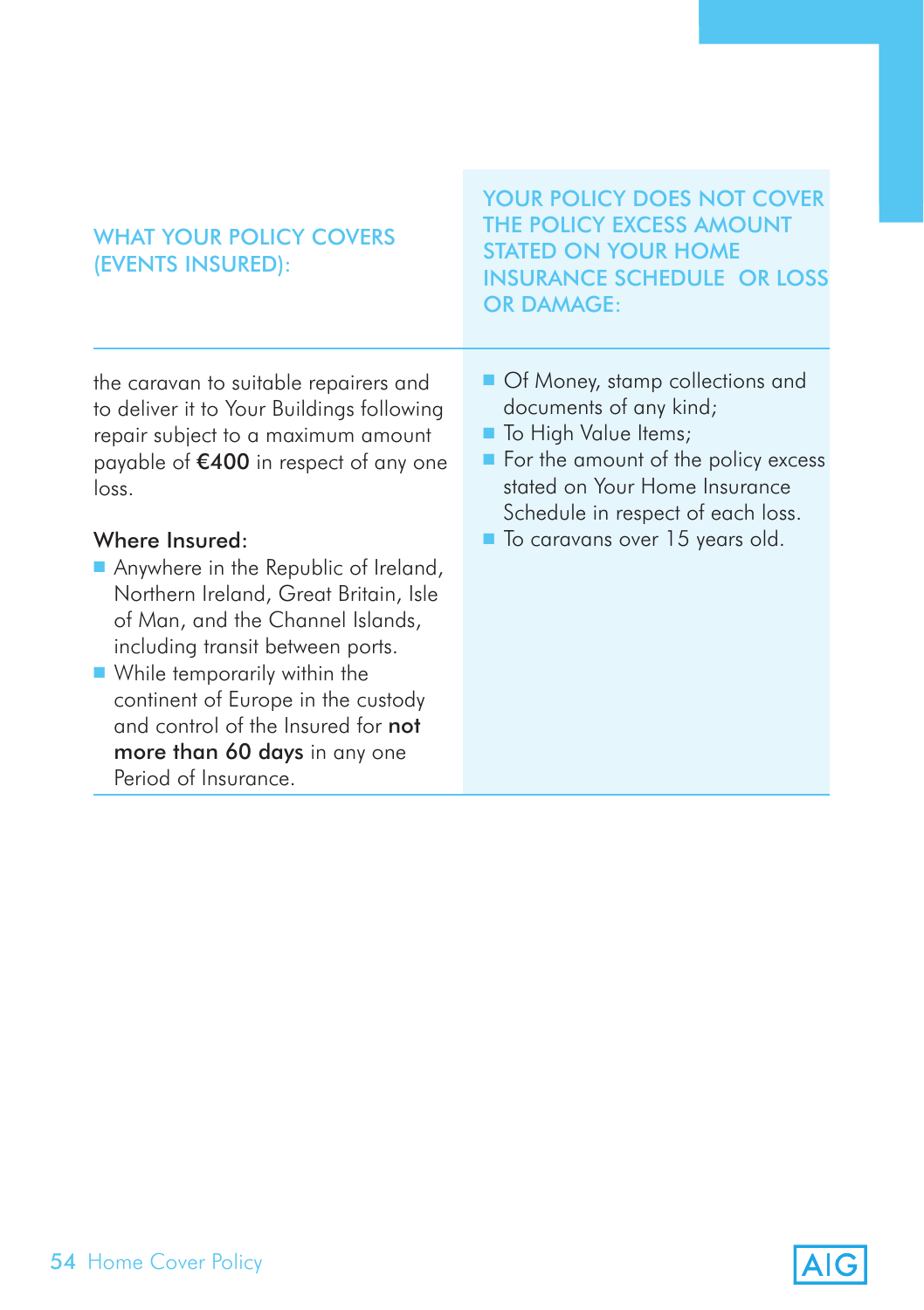| WHAT YOUR POLICY COVERS (EVENTS INSURED): | YOUR POLICY DOES NOT COVER THE POLICY EXCESS AMOUNT STATED ON YOUR HOME INSURANCE SCHEDULE OR LOSS OR DAMAGE: |
|---|---|
| the caravan to suitable repairers and to deliver it to Your Buildings following repair subject to a maximum amount payable of **€400** in respect of any one loss.<br><br>Where Insured:<br>■ Anywhere in the Republic of Ireland, Northern Ireland, Great Britain, Isle of Man, and the Channel Islands, including transit between ports.<br>■ While temporarily within the continent of Europe in the custody and control of the Insured for **not more than 60 days** in any one Period of Insurance. | ■ Of Money, stamp collections and documents of any kind;<br>■ To High Value Items;<br>■ For the amount of the policy excess stated on Your Home Insurance Schedule in respect of each loss.<br>■ To caravans over 15 years old. |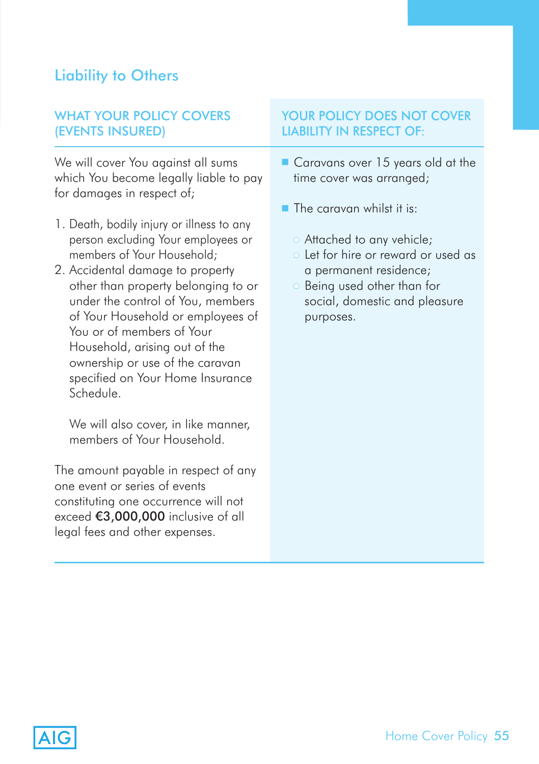## Liability to Others

### WHAT YOUR POLICY COVERS (EVENTS INSURED)

We will cover You against all sums which You become legally liable to pay for damages in respect of;

1. Death, bodily injury or illness to any person excluding Your employees or members of Your Household;
2. Accidental damage to property other than property belonging to or under the control of You, members of Your Household or employees of You or of members of Your Household, arising out of the ownership or use of the caravan specified on Your Home Insurance Schedule.

   We will also cover, in like manner, members of Your Household.

The amount payable in respect of any one event or series of events constituting one occurrence will not exceed **€3,000,000** inclusive of all legal fees and other expenses.

### YOUR POLICY DOES NOT COVER LIABILITY IN RESPECT OF:

- Caravans over 15 years old at the time cover was arranged;
- The caravan whilst it is:
  - Attached to any vehicle;
  - Let for hire or reward or used as a permanent residence;
  - Being used other than for social, domestic and pleasure purposes.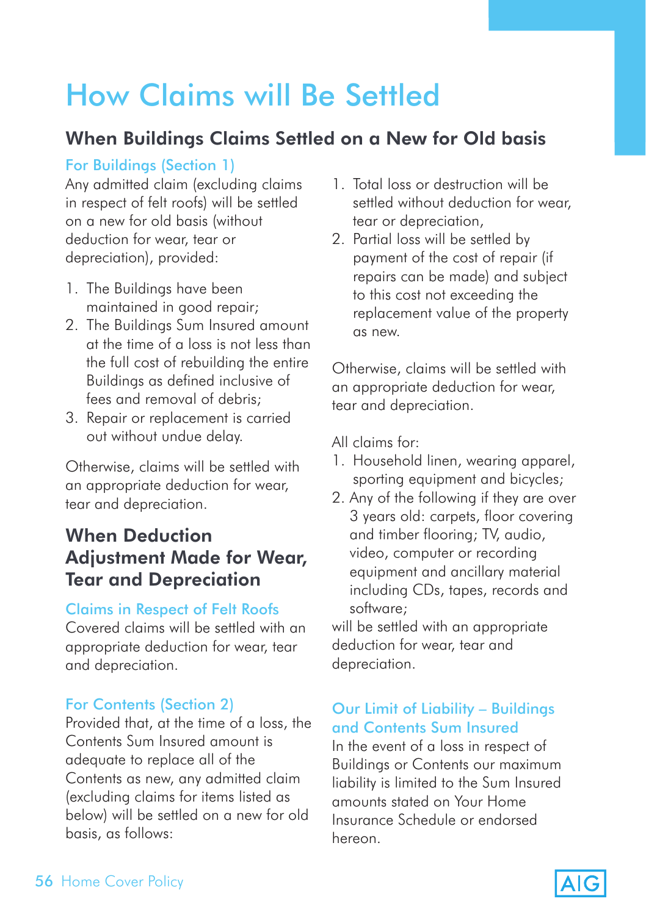# How Claims will Be Settled

## When Buildings Claims Settled on a New for Old basis

### For Buildings (Section 1)

Any admitted claim (excluding claims in respect of felt roofs) will be settled on a new for old basis (without deduction for wear, tear or depreciation), provided:

1. The Buildings have been maintained in good repair;
2. The Buildings Sum Insured amount at the time of a loss is not less than the full cost of rebuilding the entire Buildings as defined inclusive of fees and removal of debris;
3. Repair or replacement is carried out without undue delay.

Otherwise, claims will be settled with an appropriate deduction for wear, tear and depreciation.

## When Deduction Adjustment Made for Wear, Tear and Depreciation

### Claims in Respect of Felt Roofs

Covered claims will be settled with an appropriate deduction for wear, tear and depreciation.

### For Contents (Section 2)

Provided that, at the time of a loss, the Contents Sum Insured amount is adequate to replace all of the Contents as new, any admitted claim (excluding claims for items listed as below) will be settled on a new for old basis, as follows:

1. Total loss or destruction will be settled without deduction for wear, tear or depreciation,
2. Partial loss will be settled by payment of the cost of repair (if repairs can be made) and subject to this cost not exceeding the replacement value of the property as new.

Otherwise, claims will be settled with an appropriate deduction for wear, tear and depreciation.

All claims for:

1. Household linen, wearing apparel, sporting equipment and bicycles;
2. Any of the following if they are over 3 years old: carpets, floor covering and timber flooring; TV, audio, video, computer or recording equipment and ancillary material including CDs, tapes, records and software;

will be settled with an appropriate deduction for wear, tear and depreciation.

### Our Limit of Liability – Buildings and Contents Sum Insured

In the event of a loss in respect of Buildings or Contents our maximum liability is limited to the Sum Insured amounts stated on Your Home Insurance Schedule or endorsed hereon.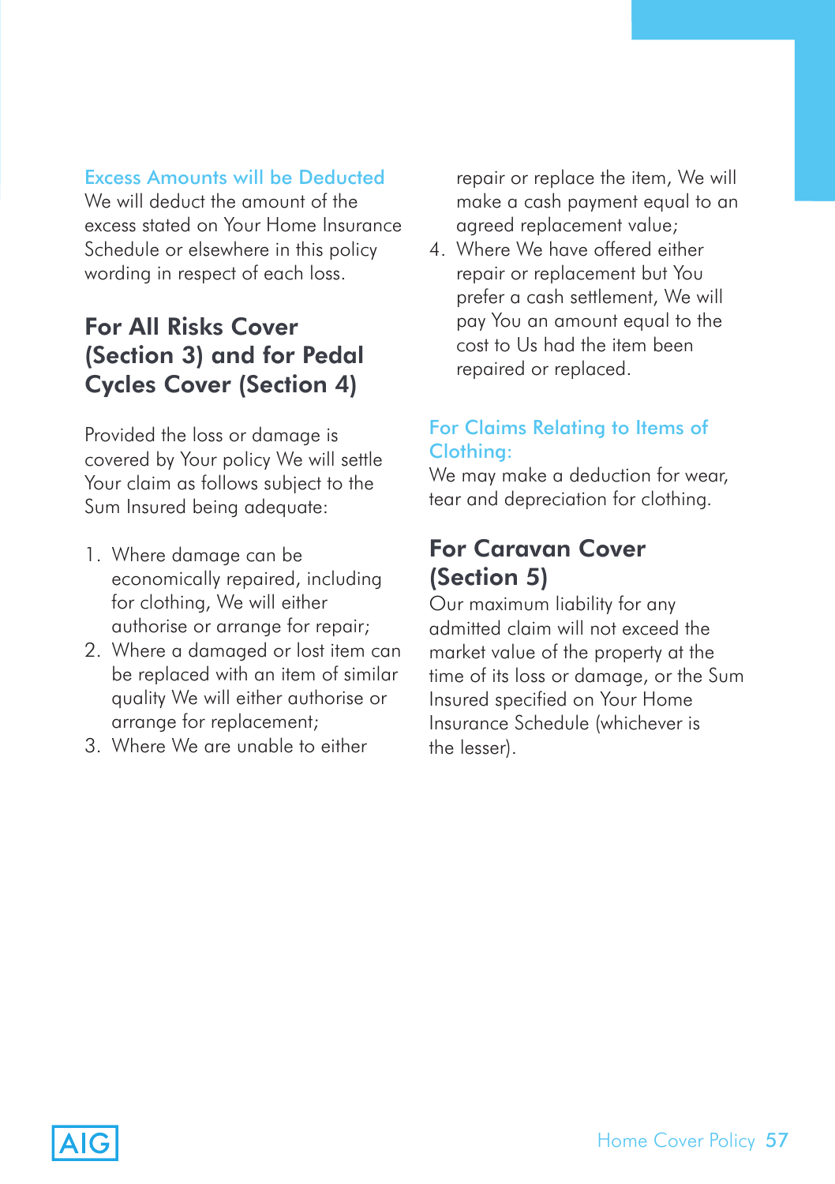### Excess Amounts will be Deducted

We will deduct the amount of the excess stated on Your Home Insurance Schedule or elsewhere in this policy wording in respect of each loss.

## For All Risks Cover (Section 3) and for Pedal Cycles Cover (Section 4)

Provided the loss or damage is covered by Your policy We will settle Your claim as follows subject to the Sum Insured being adequate:

1. Where damage can be economically repaired, including for clothing, We will either authorise or arrange for repair;
2. Where a damaged or lost item can be replaced with an item of similar quality We will either authorise or arrange for replacement;
3. Where We are unable to either repair or replace the item, We will make a cash payment equal to an agreed replacement value;
4. Where We have offered either repair or replacement but You prefer a cash settlement, We will pay You an amount equal to the cost to Us had the item been repaired or replaced.

### For Claims Relating to Items of Clothing:

We may make a deduction for wear, tear and depreciation for clothing.

## For Caravan Cover (Section 5)

Our maximum liability for any admitted claim will not exceed the market value of the property at the time of its loss or damage, or the Sum Insured specified on Your Home Insurance Schedule (whichever is the lesser).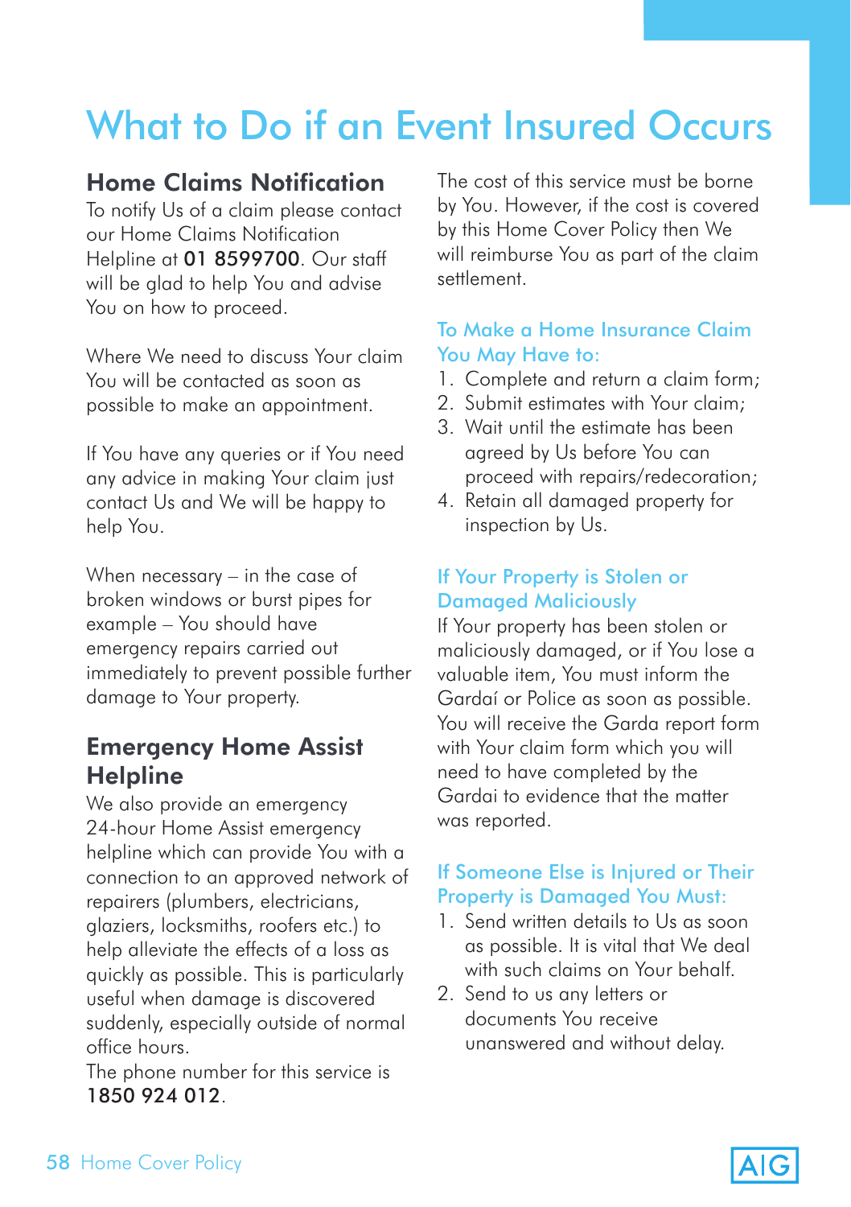# What to Do if an Event Insured Occurs

## Home Claims Notification

To notify Us of a claim please contact our Home Claims Notification Helpline at **01 8599700**. Our staff will be glad to help You and advise You on how to proceed.

Where We need to discuss Your claim You will be contacted as soon as possible to make an appointment.

If You have any queries or if You need any advice in making Your claim just contact Us and We will be happy to help You.

When necessary – in the case of broken windows or burst pipes for example – You should have emergency repairs carried out immediately to prevent possible further damage to Your property.

## Emergency Home Assist Helpline

We also provide an emergency 24-hour Home Assist emergency helpline which can provide You with a connection to an approved network of repairers (plumbers, electricians, glaziers, locksmiths, roofers etc.) to help alleviate the effects of a loss as quickly as possible. This is particularly useful when damage is discovered suddenly, especially outside of normal office hours.

The phone number for this service is **1850 924 012**.

The cost of this service must be borne by You. However, if the cost is covered by this Home Cover Policy then We will reimburse You as part of the claim settlement.

### To Make a Home Insurance Claim You May Have to:

1. Complete and return a claim form;
2. Submit estimates with Your claim;
3. Wait until the estimate has been agreed by Us before You can proceed with repairs/redecoration;
4. Retain all damaged property for inspection by Us.

### If Your Property is Stolen or Damaged Maliciously

If Your property has been stolen or maliciously damaged, or if You lose a valuable item, You must inform the Gardaí or Police as soon as possible. You will receive the Garda report form with Your claim form which you will need to have completed by the Gardai to evidence that the matter was reported.

### If Someone Else is Injured or Their Property is Damaged You Must:

1. Send written details to Us as soon as possible. It is vital that We deal with such claims on Your behalf.
2. Send to us any letters or documents You receive unanswered and without delay.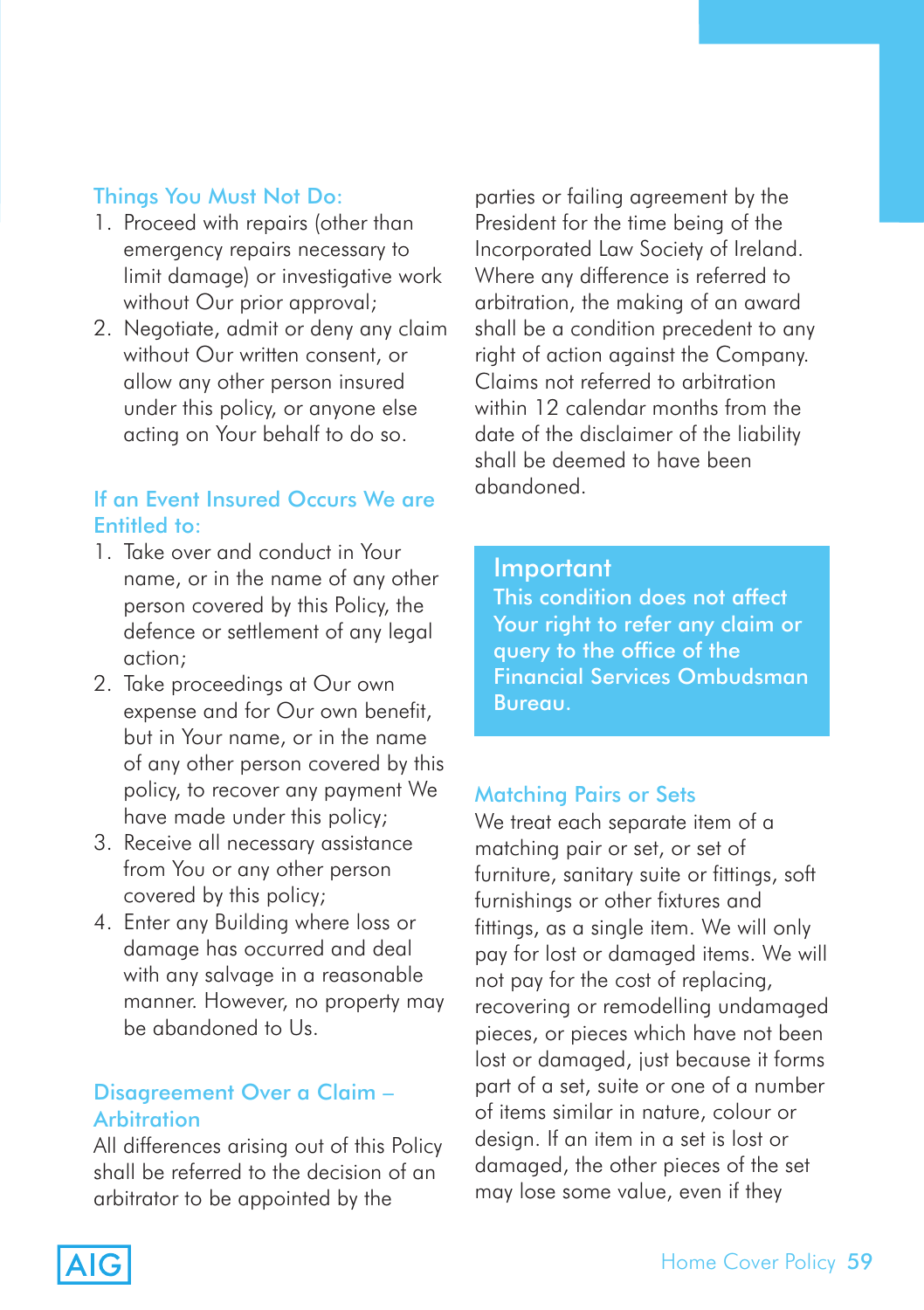### Things You Must Not Do:

1. Proceed with repairs (other than emergency repairs necessary to limit damage) or investigative work without Our prior approval;
2. Negotiate, admit or deny any claim without Our written consent, or allow any other person insured under this policy, or anyone else acting on Your behalf to do so.

### If an Event Insured Occurs We are Entitled to:

1. Take over and conduct in Your name, or in the name of any other person covered by this Policy, the defence or settlement of any legal action;
2. Take proceedings at Our own expense and for Our own benefit, but in Your name, or in the name of any other person covered by this policy, to recover any payment We have made under this policy;
3. Receive all necessary assistance from You or any other person covered by this policy;
4. Enter any Building where loss or damage has occurred and deal with any salvage in a reasonable manner. However, no property may be abandoned to Us.

### Disagreement Over a Claim – Arbitration

All differences arising out of this Policy shall be referred to the decision of an arbitrator to be appointed by the parties or failing agreement by the President for the time being of the Incorporated Law Society of Ireland. Where any difference is referred to arbitration, the making of an award shall be a condition precedent to any right of action against the Company. Claims not referred to arbitration within 12 calendar months from the date of the disclaimer of the liability shall be deemed to have been abandoned.

> **Important**
> This condition does not affect Your right to refer any claim or query to the office of the Financial Services Ombudsman Bureau.

### Matching Pairs or Sets

We treat each separate item of a matching pair or set, or set of furniture, sanitary suite or fittings, soft furnishings or other fixtures and fittings, as a single item. We will only pay for lost or damaged items. We will not pay for the cost of replacing, recovering or remodelling undamaged pieces, or pieces which have not been lost or damaged, just because it forms part of a set, suite or one of a number of items similar in nature, colour or design. If an item in a set is lost or damaged, the other pieces of the set may lose some value, even if they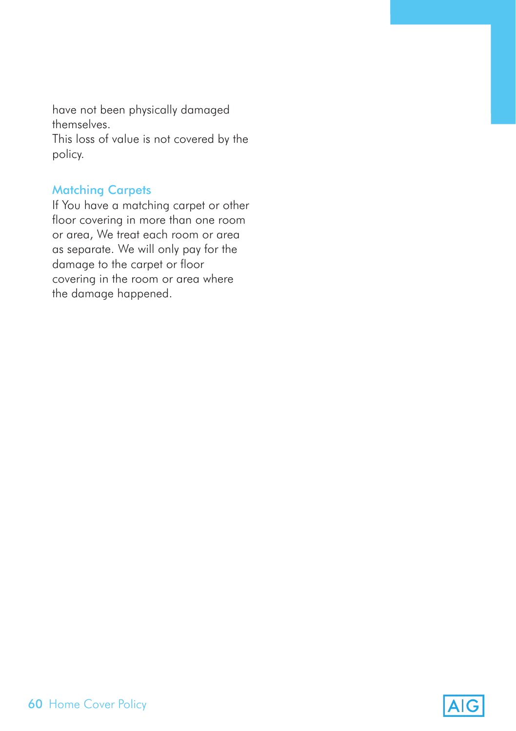have not been physically damaged themselves.
This loss of value is not covered by the policy.

### Matching Carpets

If You have a matching carpet or other floor covering in more than one room or area, We treat each room or area as separate. We will only pay for the damage to the carpet or floor covering in the room or area where the damage happened.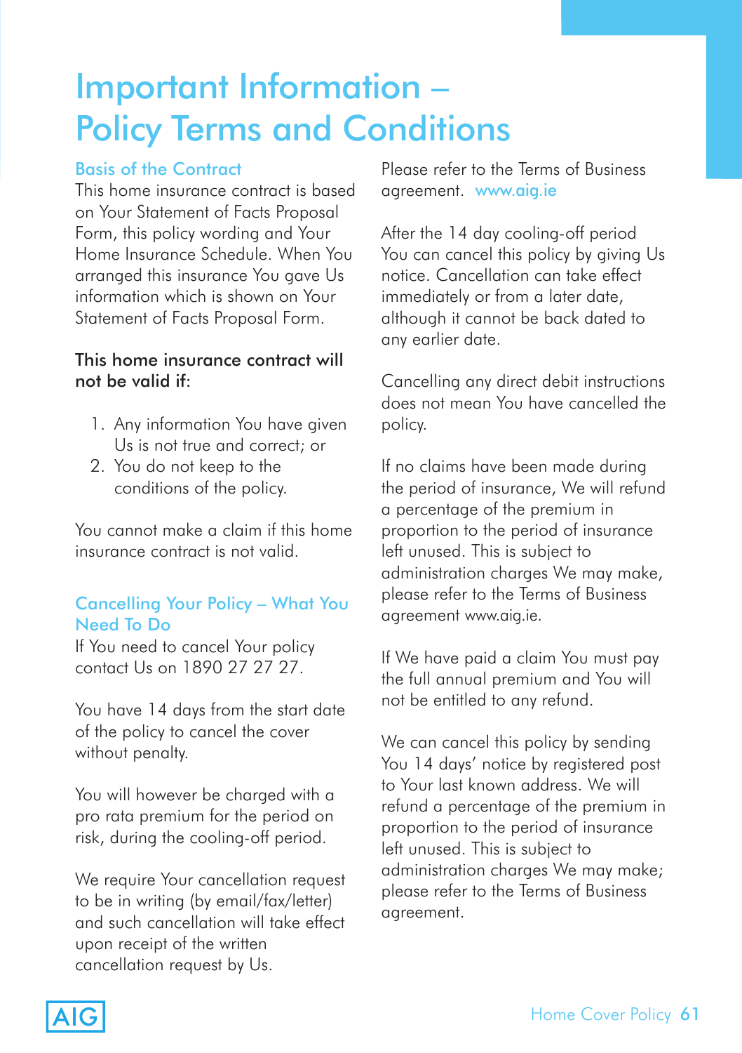# Important Information – Policy Terms and Conditions

### Basis of the Contract

This home insurance contract is based on Your Statement of Facts Proposal Form, this policy wording and Your Home Insurance Schedule. When You arranged this insurance You gave Us information which is shown on Your Statement of Facts Proposal Form.

**This home insurance contract will not be valid if:**

1. Any information You have given Us is not true and correct; or
2. You do not keep to the conditions of the policy.

You cannot make a claim if this home insurance contract is not valid.

### Cancelling Your Policy – What You Need To Do

If You need to cancel Your policy contact Us on 1890 27 27 27.

You have 14 days from the start date of the policy to cancel the cover without penalty.

You will however be charged with a pro rata premium for the period on risk, during the cooling-off period.

We require Your cancellation request to be in writing (by email/fax/letter) and such cancellation will take effect upon receipt of the written cancellation request by Us.

Please refer to the Terms of Business agreement. www.aig.ie

After the 14 day cooling-off period You can cancel this policy by giving Us notice. Cancellation can take effect immediately or from a later date, although it cannot be back dated to any earlier date.

Cancelling any direct debit instructions does not mean You have cancelled the policy.

If no claims have been made during the period of insurance, We will refund a percentage of the premium in proportion to the period of insurance left unused. This is subject to administration charges We may make, please refer to the Terms of Business agreement www.aig.ie.

If We have paid a claim You must pay the full annual premium and You will not be entitled to any refund.

We can cancel this policy by sending You 14 days' notice by registered post to Your last known address. We will refund a percentage of the premium in proportion to the period of insurance left unused. This is subject to administration charges We may make; please refer to the Terms of Business agreement.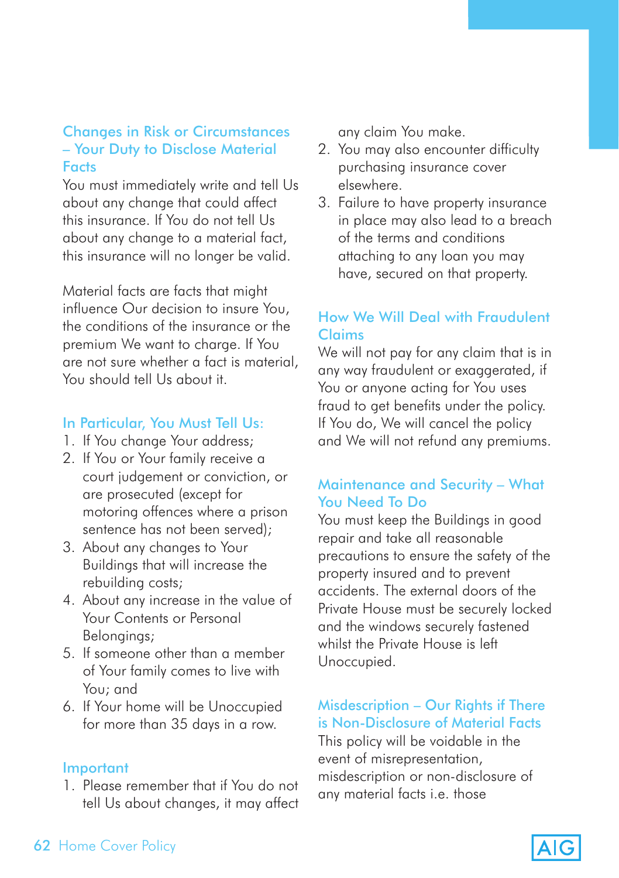## Changes in Risk or Circumstances – Your Duty to Disclose Material Facts

You must immediately write and tell Us about any change that could affect this insurance. If You do not tell Us about any change to a material fact, this insurance will no longer be valid.

Material facts are facts that might influence Our decision to insure You, the conditions of the insurance or the premium We want to charge. If You are not sure whether a fact is material, You should tell Us about it.

## In Particular, You Must Tell Us:

1. If You change Your address;
2. If You or Your family receive a court judgement or conviction, or are prosecuted (except for motoring offences where a prison sentence has not been served);
3. About any changes to Your Buildings that will increase the rebuilding costs;
4. About any increase in the value of Your Contents or Personal Belongings;
5. If someone other than a member of Your family comes to live with You; and
6. If Your home will be Unoccupied for more than 35 days in a row.

## Important

1. Please remember that if You do not tell Us about changes, it may affect any claim You make.
2. You may also encounter difficulty purchasing insurance cover elsewhere.
3. Failure to have property insurance in place may also lead to a breach of the terms and conditions attaching to any loan you may have, secured on that property.

## How We Will Deal with Fraudulent Claims

We will not pay for any claim that is in any way fraudulent or exaggerated, if You or anyone acting for You uses fraud to get benefits under the policy. If You do, We will cancel the policy and We will not refund any premiums.

## Maintenance and Security – What You Need To Do

You must keep the Buildings in good repair and take all reasonable precautions to ensure the safety of the property insured and to prevent accidents. The external doors of the Private House must be securely locked and the windows securely fastened whilst the Private House is left Unoccupied.

## Misdescription – Our Rights if There is Non-Disclosure of Material Facts

This policy will be voidable in the event of misrepresentation, misdescription or non-disclosure of any material facts i.e. those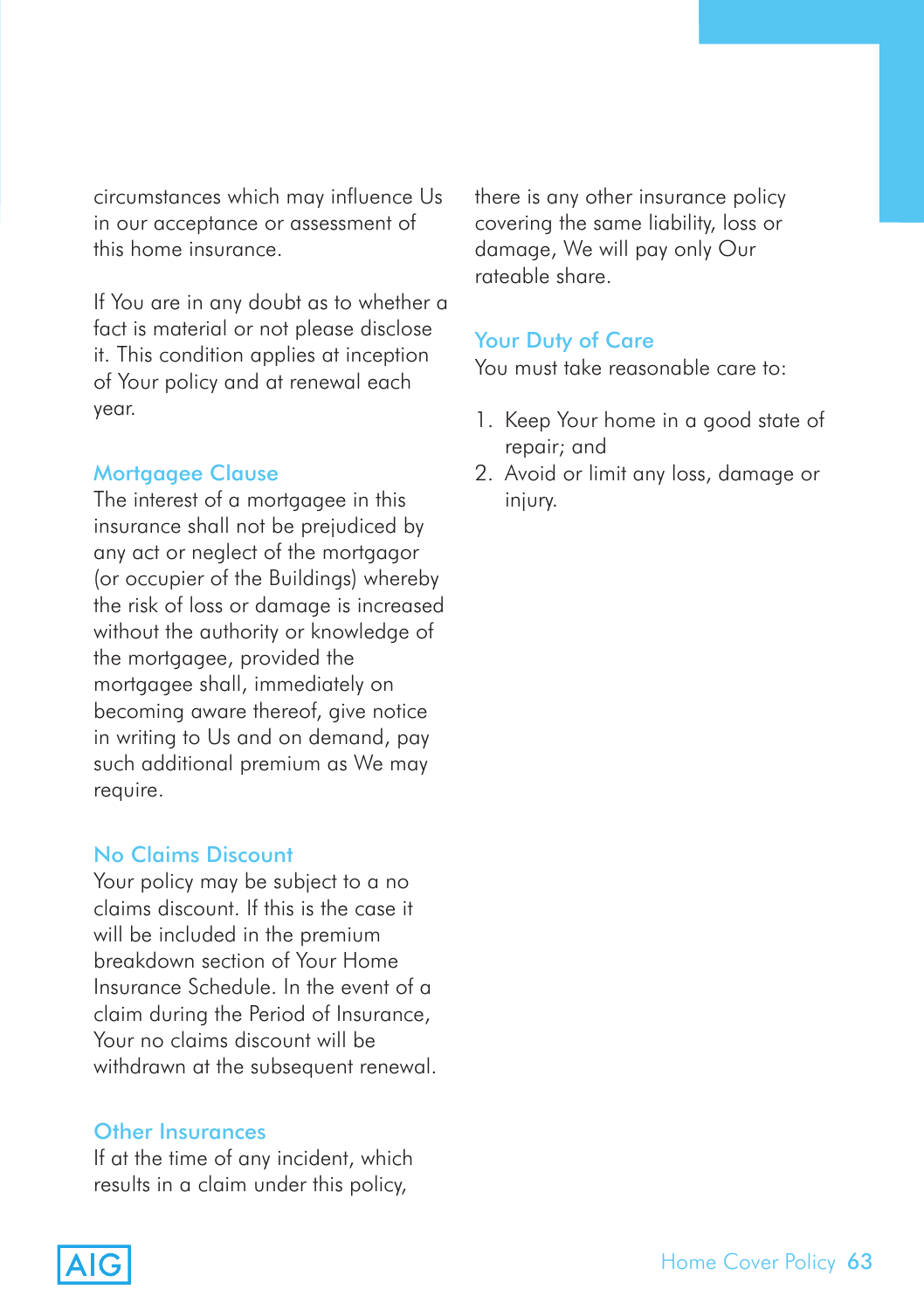circumstances which may influence Us in our acceptance or assessment of this home insurance.

If You are in any doubt as to whether a fact is material or not please disclose it. This condition applies at inception of Your policy and at renewal each year.

## Mortgagee Clause

The interest of a mortgagee in this insurance shall not be prejudiced by any act or neglect of the mortgagor (or occupier of the Buildings) whereby the risk of loss or damage is increased without the authority or knowledge of the mortgagee, provided the mortgagee shall, immediately on becoming aware thereof, give notice in writing to Us and on demand, pay such additional premium as We may require.

## No Claims Discount

Your policy may be subject to a no claims discount. If this is the case it will be included in the premium breakdown section of Your Home Insurance Schedule. In the event of a claim during the Period of Insurance, Your no claims discount will be withdrawn at the subsequent renewal.

## Other Insurances

If at the time of any incident, which results in a claim under this policy, there is any other insurance policy covering the same liability, loss or damage, We will pay only Our rateable share.

## Your Duty of Care

You must take reasonable care to:

1. Keep Your home in a good state of repair; and
2. Avoid or limit any loss, damage or injury.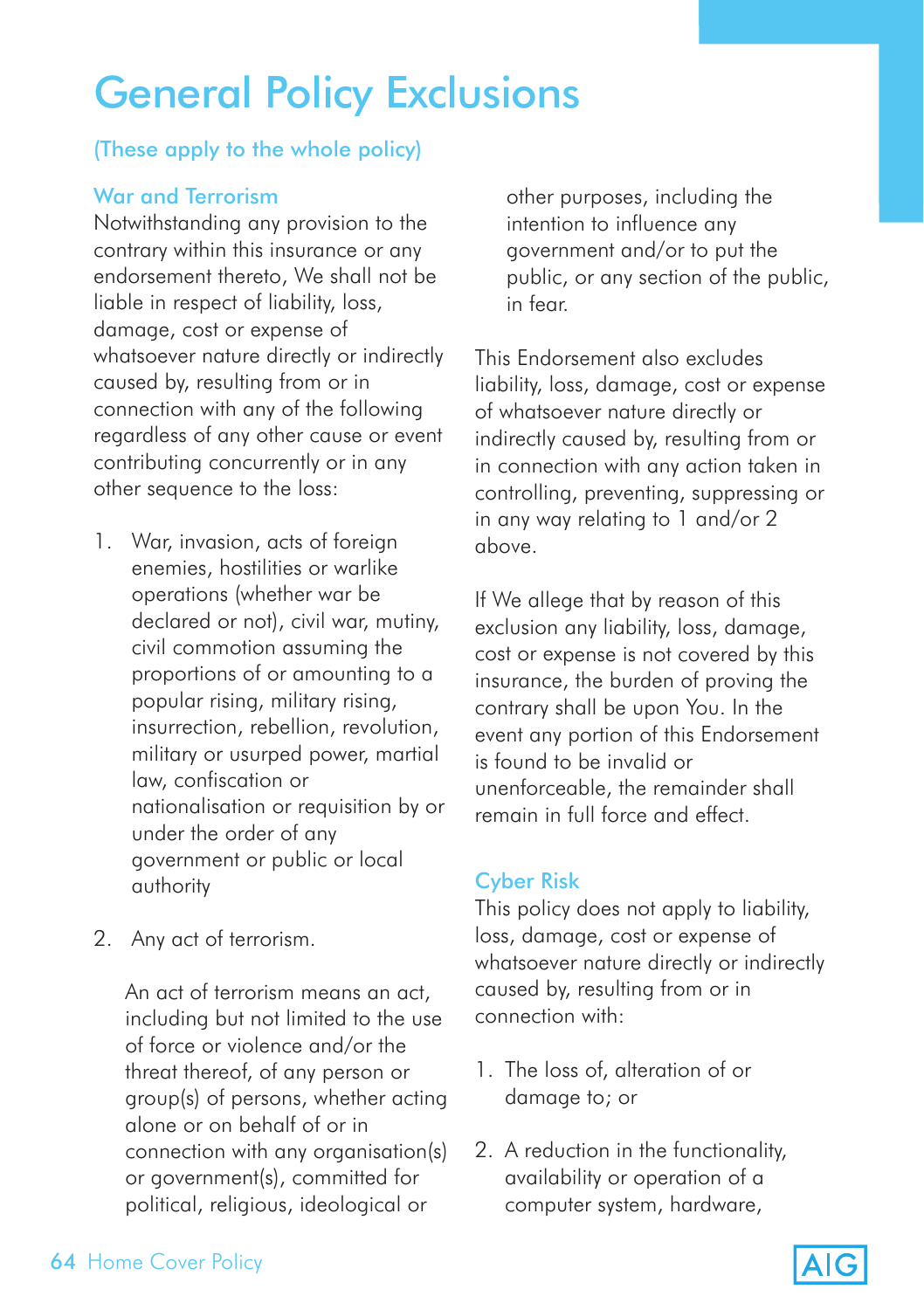# General Policy Exclusions

(These apply to the whole policy)

## War and Terrorism

Notwithstanding any provision to the contrary within this insurance or any endorsement thereto, We shall not be liable in respect of liability, loss, damage, cost or expense of whatsoever nature directly or indirectly caused by, resulting from or in connection with any of the following regardless of any other cause or event contributing concurrently or in any other sequence to the loss:

1. War, invasion, acts of foreign enemies, hostilities or warlike operations (whether war be declared or not), civil war, mutiny, civil commotion assuming the proportions of or amounting to a popular rising, military rising, insurrection, rebellion, revolution, military or usurped power, martial law, confiscation or nationalisation or requisition by or under the order of any government or public or local authority

2. Any act of terrorism.

   An act of terrorism means an act, including but not limited to the use of force or violence and/or the threat thereof, of any person or group(s) of persons, whether acting alone or on behalf of or in connection with any organisation(s) or government(s), committed for political, religious, ideological or other purposes, including the intention to influence any government and/or to put the public, or any section of the public, in fear.

This Endorsement also excludes liability, loss, damage, cost or expense of whatsoever nature directly or indirectly caused by, resulting from or in connection with any action taken in controlling, preventing, suppressing or in any way relating to 1 and/or 2 above.

If We allege that by reason of this exclusion any liability, loss, damage, cost or expense is not covered by this insurance, the burden of proving the contrary shall be upon You. In the event any portion of this Endorsement is found to be invalid or unenforceable, the remainder shall remain in full force and effect.

## Cyber Risk

This policy does not apply to liability, loss, damage, cost or expense of whatsoever nature directly or indirectly caused by, resulting from or in connection with:

1. The loss of, alteration of or damage to; or

2. A reduction in the functionality, availability or operation of a computer system, hardware,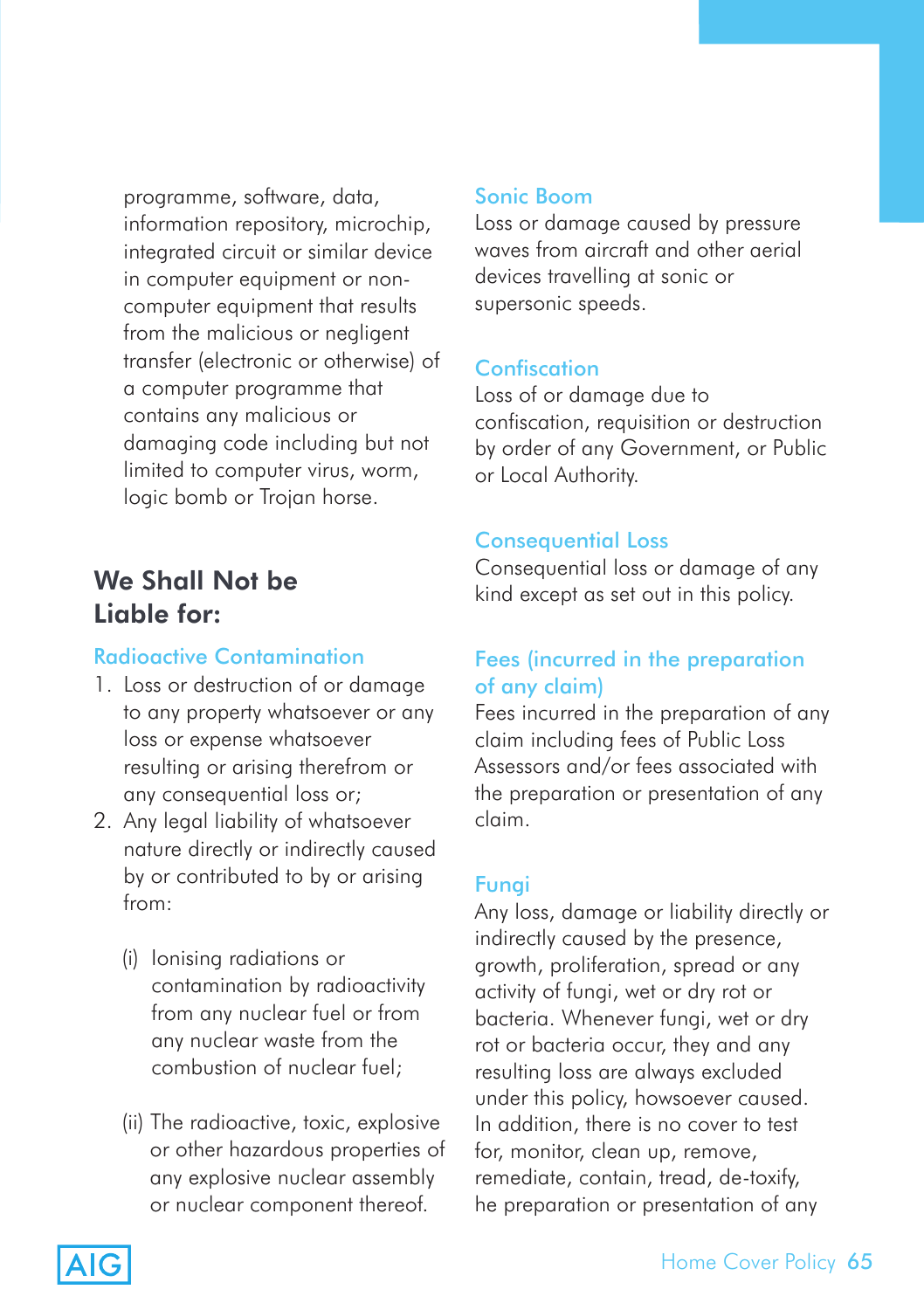programme, software, data, information repository, microchip, integrated circuit or similar device in computer equipment or non-computer equipment that results from the malicious or negligent transfer (electronic or otherwise) of a computer programme that contains any malicious or damaging code including but not limited to computer virus, worm, logic bomb or Trojan horse.

## We Shall Not be Liable for:

### Radioactive Contamination

1. Loss or destruction of or damage to any property whatsoever or any loss or expense whatsoever resulting or arising therefrom or any consequential loss or;
2. Any legal liability of whatsoever nature directly or indirectly caused by or contributed to by or arising from:

   (i) Ionising radiations or contamination by radioactivity from any nuclear fuel or from any nuclear waste from the combustion of nuclear fuel;

   (ii) The radioactive, toxic, explosive or other hazardous properties of any explosive nuclear assembly or nuclear component thereof.

### Sonic Boom

Loss or damage caused by pressure waves from aircraft and other aerial devices travelling at sonic or supersonic speeds.

### Confiscation

Loss of or damage due to confiscation, requisition or destruction by order of any Government, or Public or Local Authority.

### Consequential Loss

Consequential loss or damage of any kind except as set out in this policy.

### Fees (incurred in the preparation of any claim)

Fees incurred in the preparation of any claim including fees of Public Loss Assessors and/or fees associated with the preparation or presentation of any claim.

### Fungi

Any loss, damage or liability directly or indirectly caused by the presence, growth, proliferation, spread or any activity of fungi, wet or dry rot or bacteria. Whenever fungi, wet or dry rot or bacteria occur, they and any resulting loss are always excluded under this policy, howsoever caused. In addition, there is no cover to test for, monitor, clean up, remove, remediate, contain, tread, de-toxify, he preparation or presentation of any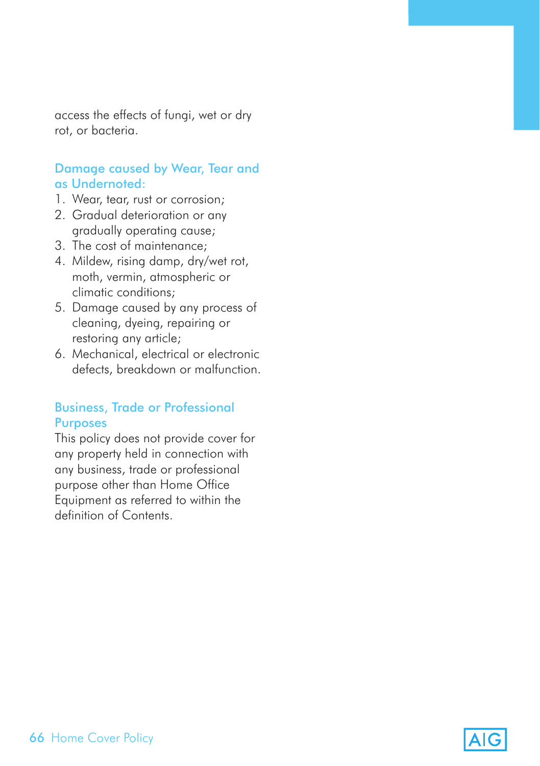access the effects of fungi, wet or dry rot, or bacteria.

### Damage caused by Wear, Tear and as Undernoted:

1. Wear, tear, rust or corrosion;
2. Gradual deterioration or any gradually operating cause;
3. The cost of maintenance;
4. Mildew, rising damp, dry/wet rot, moth, vermin, atmospheric or climatic conditions;
5. Damage caused by any process of cleaning, dyeing, repairing or restoring any article;
6. Mechanical, electrical or electronic defects, breakdown or malfunction.

### Business, Trade or Professional Purposes

This policy does not provide cover for any property held in connection with any business, trade or professional purpose other than Home Office Equipment as referred to within the definition of Contents.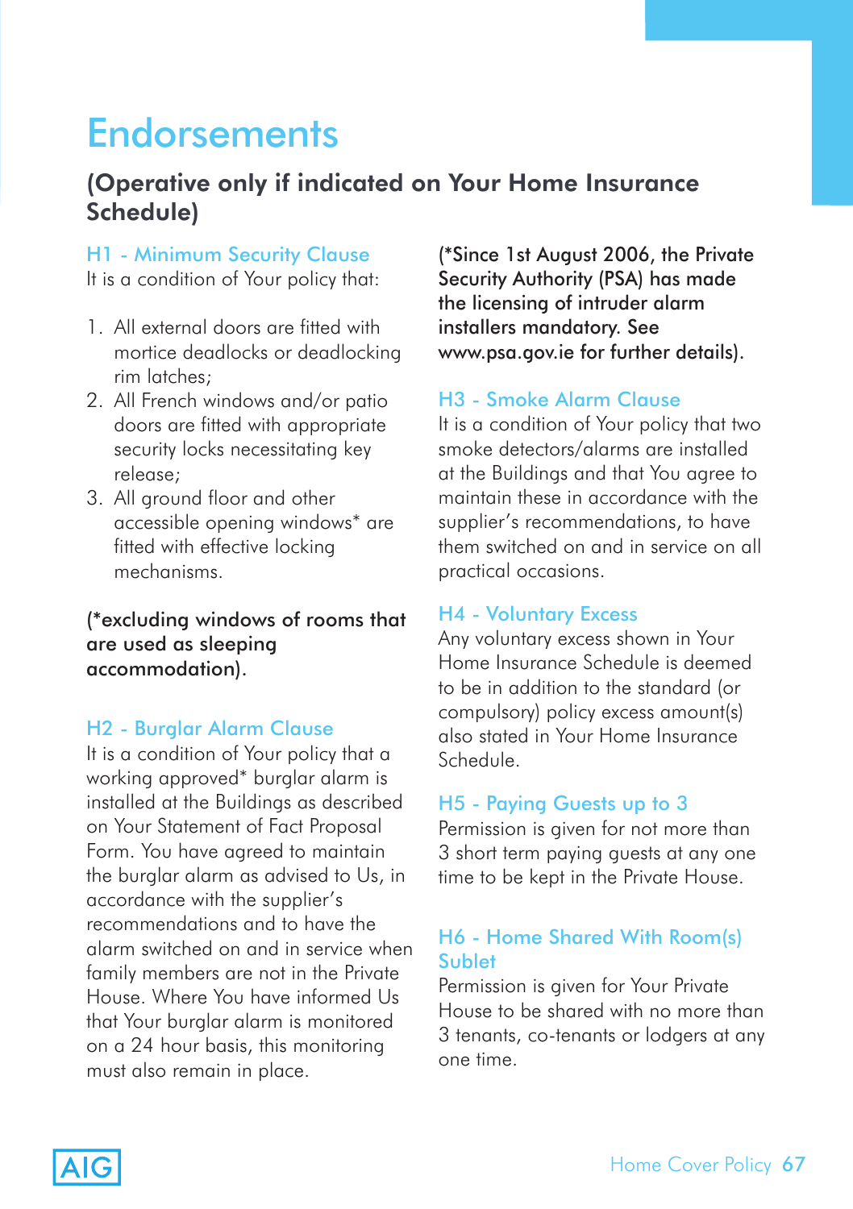# Endorsements

## (Operative only if indicated on Your Home Insurance Schedule)

### H1 - Minimum Security Clause

It is a condition of Your policy that:

1. All external doors are fitted with mortice deadlocks or deadlocking rim latches;
2. All French windows and/or patio doors are fitted with appropriate security locks necessitating key release;
3. All ground floor and other accessible opening windows* are fitted with effective locking mechanisms.

**(*excluding windows of rooms that are used as sleeping accommodation).**

### H2 - Burglar Alarm Clause

It is a condition of Your policy that a working approved* burglar alarm is installed at the Buildings as described on Your Statement of Fact Proposal Form. You have agreed to maintain the burglar alarm as advised to Us, in accordance with the supplier's recommendations and to have the alarm switched on and in service when family members are not in the Private House. Where You have informed Us that Your burglar alarm is monitored on a 24 hour basis, this monitoring must also remain in place.

**(*Since 1st August 2006, the Private Security Authority (PSA) has made the licensing of intruder alarm installers mandatory. See www.psa.gov.ie for further details).**

### H3 - Smoke Alarm Clause

It is a condition of Your policy that two smoke detectors/alarms are installed at the Buildings and that You agree to maintain these in accordance with the supplier's recommendations, to have them switched on and in service on all practical occasions.

### H4 - Voluntary Excess

Any voluntary excess shown in Your Home Insurance Schedule is deemed to be in addition to the standard (or compulsory) policy excess amount(s) also stated in Your Home Insurance Schedule.

### H5 - Paying Guests up to 3

Permission is given for not more than 3 short term paying guests at any one time to be kept in the Private House.

### H6 - Home Shared With Room(s) Sublet

Permission is given for Your Private House to be shared with no more than 3 tenants, co-tenants or lodgers at any one time.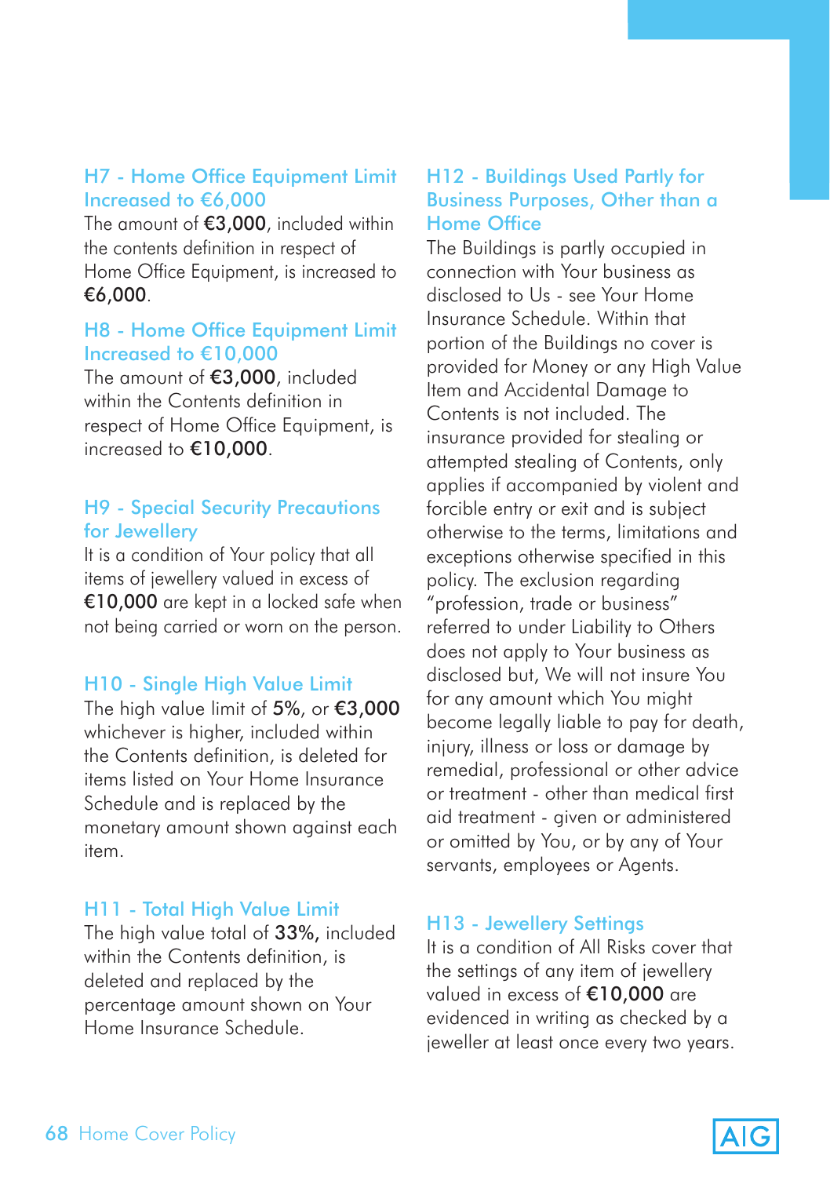## H7 - Home Office Equipment Limit Increased to €6,000

The amount of **€3,000**, included within the contents definition in respect of Home Office Equipment, is increased to **€6,000**.

## H8 - Home Office Equipment Limit Increased to €10,000

The amount of **€3,000**, included within the Contents definition in respect of Home Office Equipment, is increased to **€10,000**.

## H9 - Special Security Precautions for Jewellery

It is a condition of Your policy that all items of jewellery valued in excess of **€10,000** are kept in a locked safe when not being carried or worn on the person.

## H10 - Single High Value Limit

The high value limit of **5%**, or **€3,000** whichever is higher, included within the Contents definition, is deleted for items listed on Your Home Insurance Schedule and is replaced by the monetary amount shown against each item.

## H11 - Total High Value Limit

The high value total of **33%,** included within the Contents definition, is deleted and replaced by the percentage amount shown on Your Home Insurance Schedule.

## H12 - Buildings Used Partly for Business Purposes, Other than a Home Office

The Buildings is partly occupied in connection with Your business as disclosed to Us - see Your Home Insurance Schedule. Within that portion of the Buildings no cover is provided for Money or any High Value Item and Accidental Damage to Contents is not included. The insurance provided for stealing or attempted stealing of Contents, only applies if accompanied by violent and forcible entry or exit and is subject otherwise to the terms, limitations and exceptions otherwise specified in this policy. The exclusion regarding "profession, trade or business" referred to under Liability to Others does not apply to Your business as disclosed but, We will not insure You for any amount which You might become legally liable to pay for death, injury, illness or loss or damage by remedial, professional or other advice or treatment - other than medical first aid treatment - given or administered or omitted by You, or by any of Your servants, employees or Agents.

## H13 - Jewellery Settings

It is a condition of All Risks cover that the settings of any item of jewellery valued in excess of **€10,000** are evidenced in writing as checked by a jeweller at least once every two years.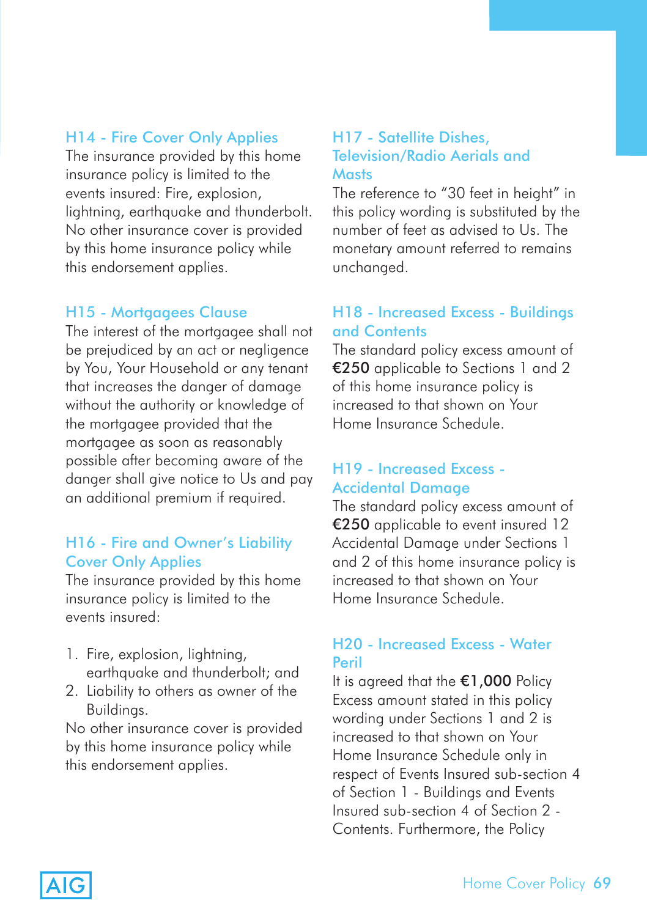### H14 - Fire Cover Only Applies

The insurance provided by this home insurance policy is limited to the events insured: Fire, explosion, lightning, earthquake and thunderbolt. No other insurance cover is provided by this home insurance policy while this endorsement applies.

### H15 - Mortgagees Clause

The interest of the mortgagee shall not be prejudiced by an act or negligence by You, Your Household or any tenant that increases the danger of damage without the authority or knowledge of the mortgagee provided that the mortgagee as soon as reasonably possible after becoming aware of the danger shall give notice to Us and pay an additional premium if required.

### H16 - Fire and Owner's Liability Cover Only Applies

The insurance provided by this home insurance policy is limited to the events insured:

1. Fire, explosion, lightning, earthquake and thunderbolt; and
2. Liability to others as owner of the Buildings.

No other insurance cover is provided by this home insurance policy while this endorsement applies.

### H17 - Satellite Dishes, Television/Radio Aerials and Masts

The reference to "30 feet in height" in this policy wording is substituted by the number of feet as advised to Us. The monetary amount referred to remains unchanged.

### H18 - Increased Excess - Buildings and Contents

The standard policy excess amount of **€250** applicable to Sections 1 and 2 of this home insurance policy is increased to that shown on Your Home Insurance Schedule.

### H19 - Increased Excess - Accidental Damage

The standard policy excess amount of **€250** applicable to event insured 12 Accidental Damage under Sections 1 and 2 of this home insurance policy is increased to that shown on Your Home Insurance Schedule.

### H20 - Increased Excess - Water Peril

It is agreed that the **€1,000** Policy Excess amount stated in this policy wording under Sections 1 and 2 is increased to that shown on Your Home Insurance Schedule only in respect of Events Insured sub-section 4 of Section 1 - Buildings and Events Insured sub-section 4 of Section 2 - Contents. Furthermore, the Policy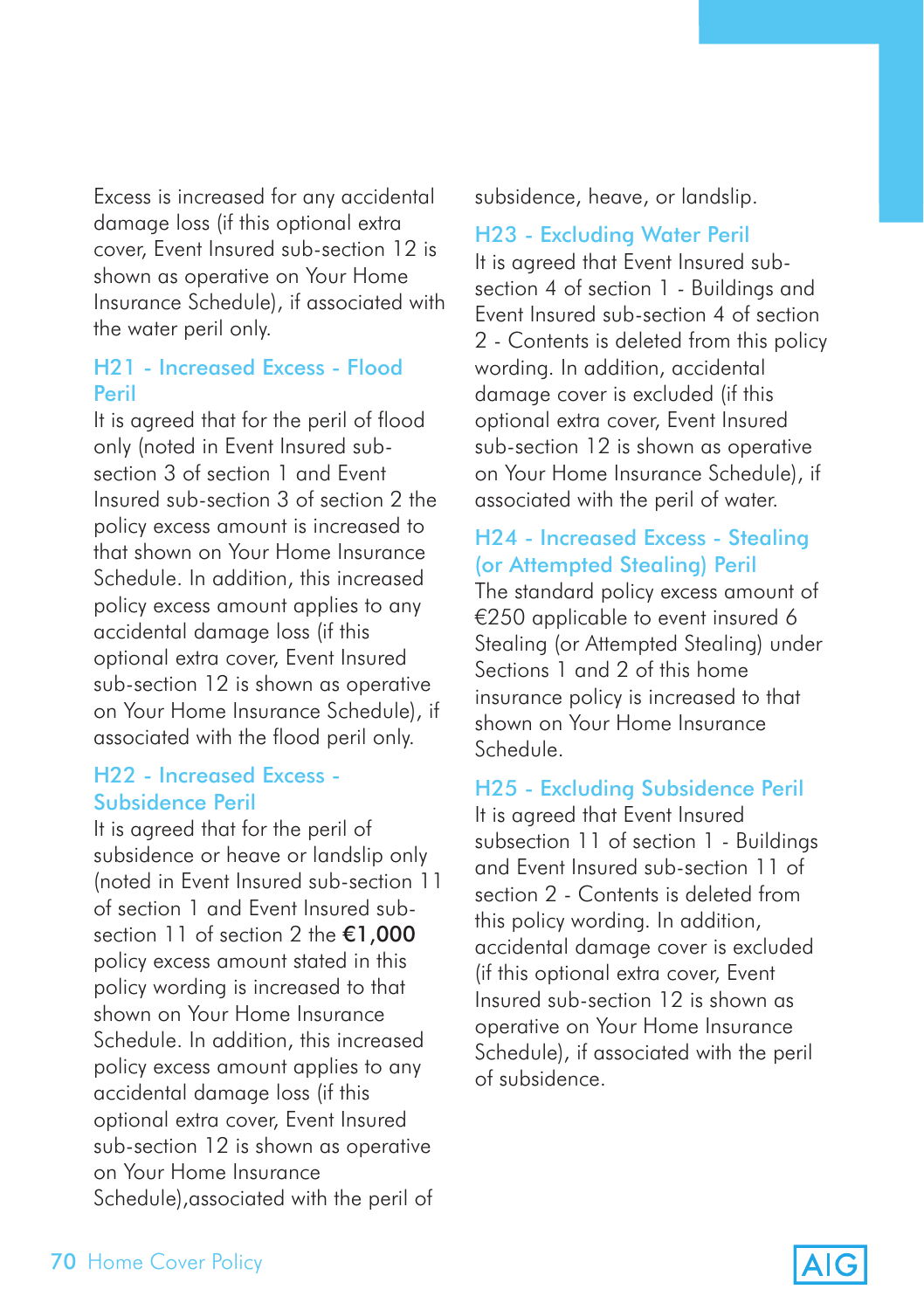Excess is increased for any accidental damage loss (if this optional extra cover, Event Insured sub-section 12 is shown as operative on Your Home Insurance Schedule), if associated with the water peril only.

### H21 - Increased Excess - Flood Peril

It is agreed that for the peril of flood only (noted in Event Insured sub-section 3 of section 1 and Event Insured sub-section 3 of section 2 the policy excess amount is increased to that shown on Your Home Insurance Schedule. In addition, this increased policy excess amount applies to any accidental damage loss (if this optional extra cover, Event Insured sub-section 12 is shown as operative on Your Home Insurance Schedule), if associated with the flood peril only.

### H22 - Increased Excess - Subsidence Peril

It is agreed that for the peril of subsidence or heave or landslip only (noted in Event Insured sub-section 11 of section 1 and Event Insured sub-section 11 of section 2 the **€1,000** policy excess amount stated in this policy wording is increased to that shown on Your Home Insurance Schedule. In addition, this increased policy excess amount applies to any accidental damage loss (if this optional extra cover, Event Insured sub-section 12 is shown as operative on Your Home Insurance Schedule),associated with the peril of subsidence, heave, or landslip.

### H23 - Excluding Water Peril

It is agreed that Event Insured sub-section 4 of section 1 - Buildings and Event Insured sub-section 4 of section 2 - Contents is deleted from this policy wording. In addition, accidental damage cover is excluded (if this optional extra cover, Event Insured sub-section 12 is shown as operative on Your Home Insurance Schedule), if associated with the peril of water.

### H24 - Increased Excess - Stealing (or Attempted Stealing) Peril

The standard policy excess amount of €250 applicable to event insured 6 Stealing (or Attempted Stealing) under Sections 1 and 2 of this home insurance policy is increased to that shown on Your Home Insurance Schedule.

### H25 - Excluding Subsidence Peril

It is agreed that Event Insured subsection 11 of section 1 - Buildings and Event Insured sub-section 11 of section 2 - Contents is deleted from this policy wording. In addition, accidental damage cover is excluded (if this optional extra cover, Event Insured sub-section 12 is shown as operative on Your Home Insurance Schedule), if associated with the peril of subsidence.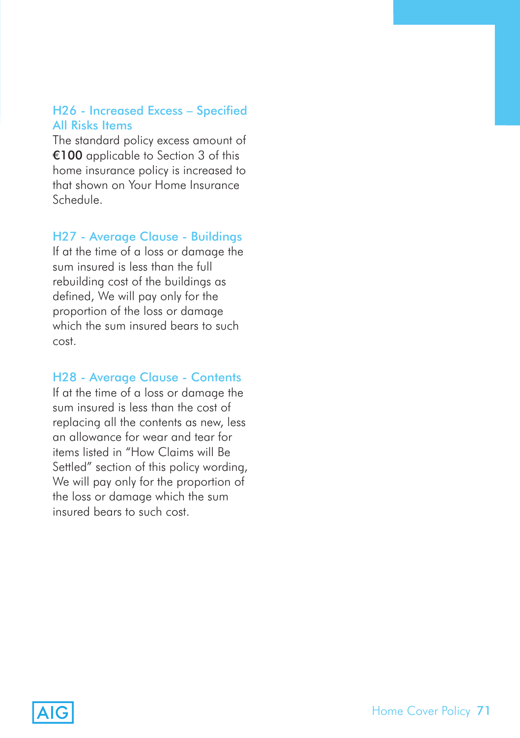### H26 - Increased Excess – Specified All Risks Items

The standard policy excess amount of **€100** applicable to Section 3 of this home insurance policy is increased to that shown on Your Home Insurance Schedule.

### H27 - Average Clause - Buildings

If at the time of a loss or damage the sum insured is less than the full rebuilding cost of the buildings as defined, We will pay only for the proportion of the loss or damage which the sum insured bears to such cost.

### H28 - Average Clause - Contents

If at the time of a loss or damage the sum insured is less than the cost of replacing all the contents as new, less an allowance for wear and tear for items listed in "How Claims will Be Settled" section of this policy wording, We will pay only for the proportion of the loss or damage which the sum insured bears to such cost.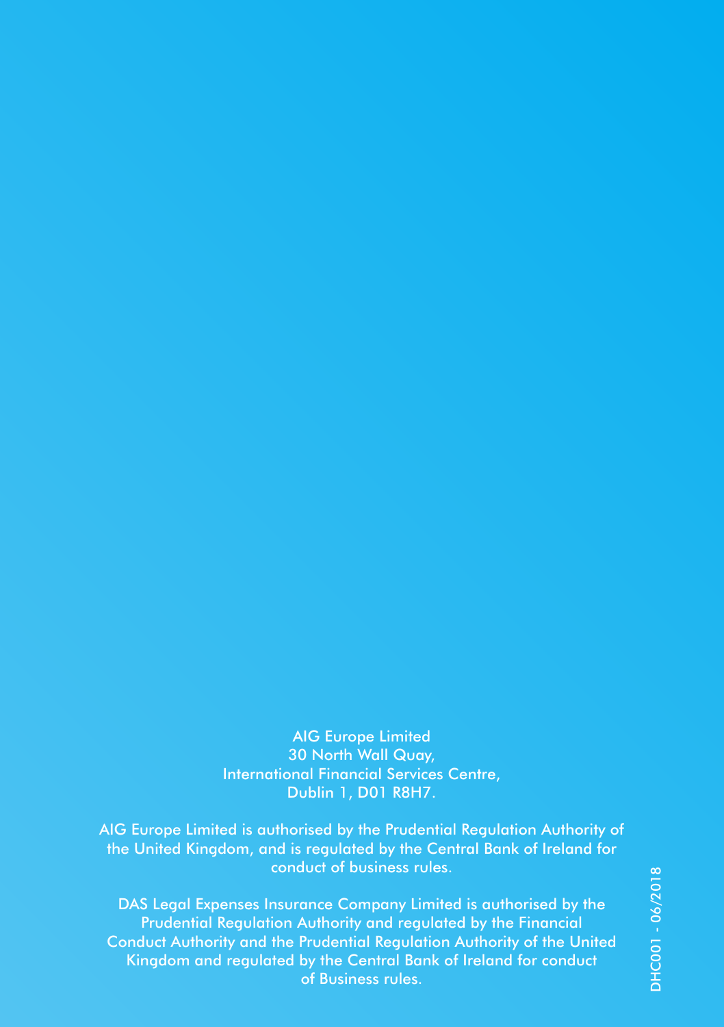AIG Europe Limited
30 North Wall Quay,
International Financial Services Centre,
Dublin 1, D01 R8H7.

AIG Europe Limited is authorised by the Prudential Regulation Authority of the United Kingdom, and is regulated by the Central Bank of Ireland for conduct of business rules.

DAS Legal Expenses Insurance Company Limited is authorised by the Prudential Regulation Authority and regulated by the Financial Conduct Authority and the Prudential Regulation Authority of the United Kingdom and regulated by the Central Bank of Ireland for conduct of Business rules.

DHC001 - 06/2018